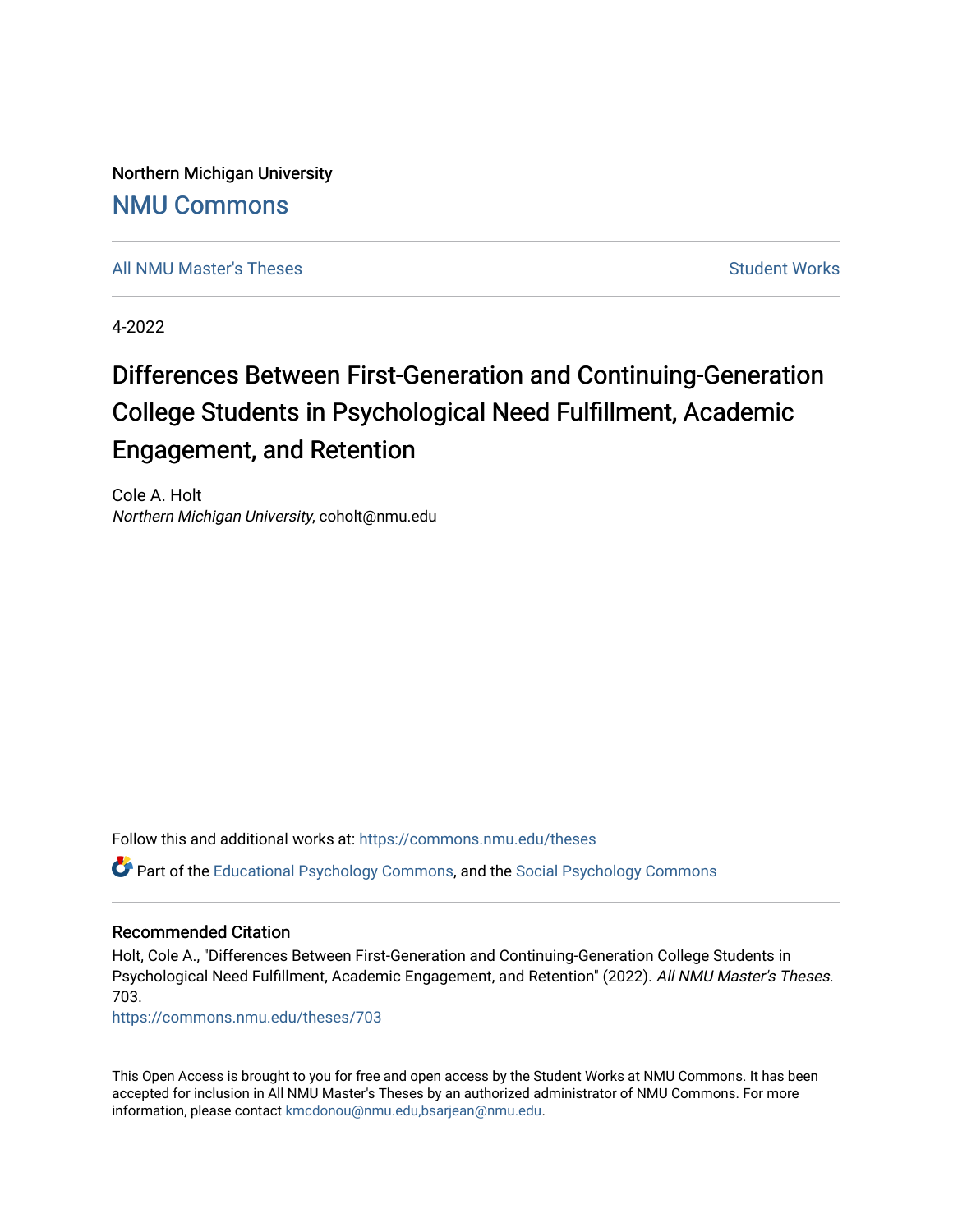Northern Michigan University

# NMU Commons

All NMU Master's Theses | Student Works

4-2022

# Differences Between First-Generation and Continuing-Generation College Students in Psychological Need Fulfillment, Academic Engagement, and Retention

Cole A. Holt
*Northern Michigan University*, coholt@nmu.edu

Follow this and additional works at: https://commons.nmu.edu/theses

Part of the Educational Psychology Commons, and the Social Psychology Commons

## Recommended Citation

Holt, Cole A., "Differences Between First-Generation and Continuing-Generation College Students in Psychological Need Fulfillment, Academic Engagement, and Retention" (2022). *All NMU Master's Theses*. 703.
https://commons.nmu.edu/theses/703

This Open Access is brought to you for free and open access by the Student Works at NMU Commons. It has been accepted for inclusion in All NMU Master's Theses by an authorized administrator of NMU Commons. For more information, please contact kmcdonou@nmu.edu,bsarjean@nmu.edu.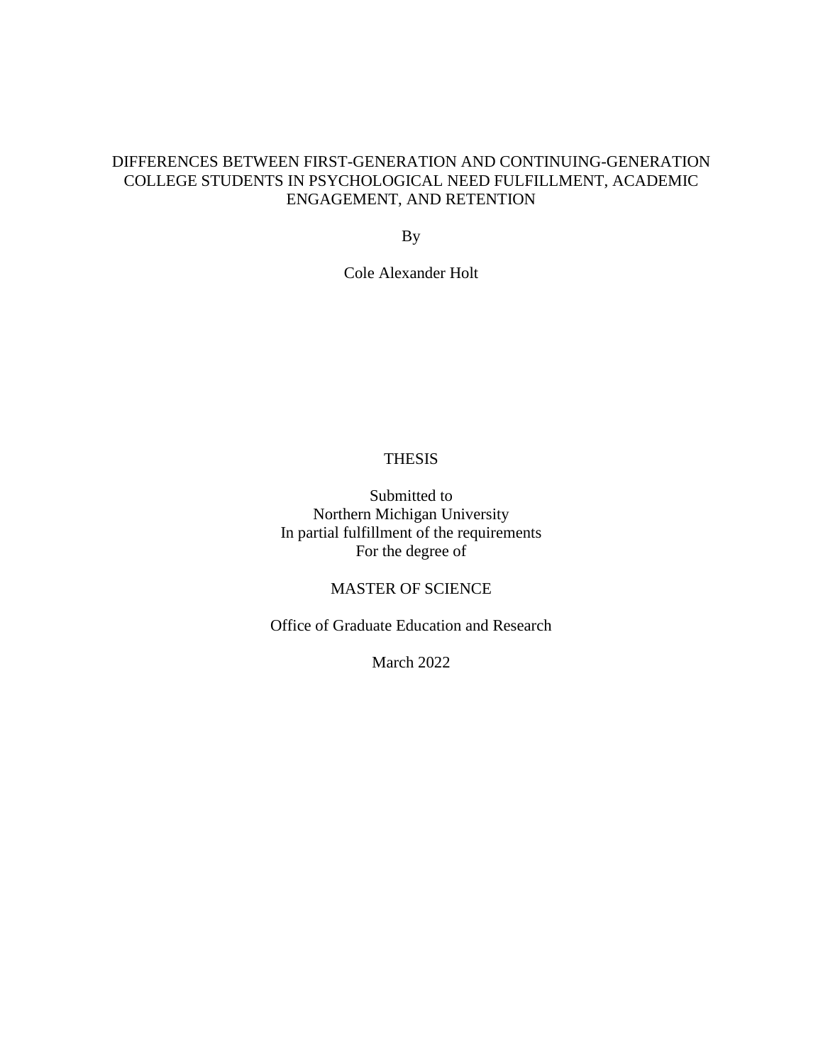# DIFFERENCES BETWEEN FIRST-GENERATION AND CONTINUING-GENERATION COLLEGE STUDENTS IN PSYCHOLOGICAL NEED FULFILLMENT, ACADEMIC ENGAGEMENT, AND RETENTION

By

Cole Alexander Holt

THESIS

Submitted to
Northern Michigan University
In partial fulfillment of the requirements
For the degree of

MASTER OF SCIENCE

Office of Graduate Education and Research

March 2022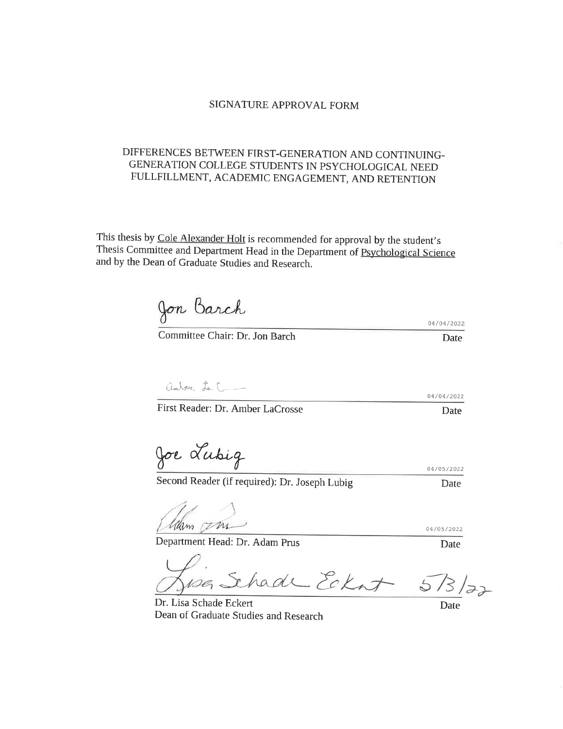SIGNATURE APPROVAL FORM

DIFFERENCES BETWEEN FIRST-GENERATION AND CONTINUING-GENERATION COLLEGE STUDENTS IN PSYCHOLOGICAL NEED FULLFILLMENT, ACADEMIC ENGAGEMENT, AND RETENTION

This thesis by Cole Alexander Holt is recommended for approval by the student's Thesis Committee and Department Head in the Department of Psychological Science and by the Dean of Graduate Studies and Research.

Jon Barch
04/04/2022

Committee Chair: Dr. Jon Barch — Date

Amber LaC
04/04/2022

First Reader: Dr. Amber LaCrosse — Date

Joe Lubig
04/05/2022

Second Reader (if required): Dr. Joseph Lubig — Date

Adam Prus
04/05/2022

Department Head: Dr. Adam Prus — Date

Lisa Schade Eckert
5/3/22

Dr. Lisa Schade Eckert
Dean of Graduate Studies and Research — Date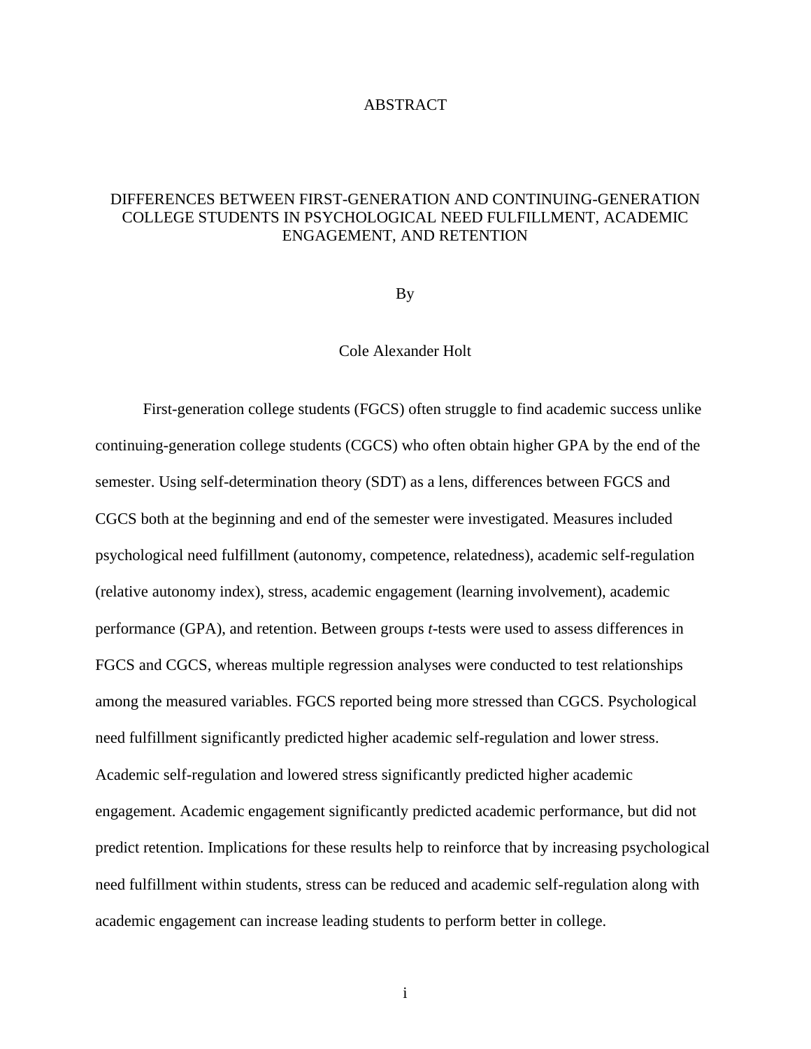# ABSTRACT

## DIFFERENCES BETWEEN FIRST-GENERATION AND CONTINUING-GENERATION COLLEGE STUDENTS IN PSYCHOLOGICAL NEED FULFILLMENT, ACADEMIC ENGAGEMENT, AND RETENTION

By

Cole Alexander Holt

First-generation college students (FGCS) often struggle to find academic success unlike continuing-generation college students (CGCS) who often obtain higher GPA by the end of the semester. Using self-determination theory (SDT) as a lens, differences between FGCS and CGCS both at the beginning and end of the semester were investigated. Measures included psychological need fulfillment (autonomy, competence, relatedness), academic self-regulation (relative autonomy index), stress, academic engagement (learning involvement), academic performance (GPA), and retention. Between groups *t*-tests were used to assess differences in FGCS and CGCS, whereas multiple regression analyses were conducted to test relationships among the measured variables. FGCS reported being more stressed than CGCS. Psychological need fulfillment significantly predicted higher academic self-regulation and lower stress. Academic self-regulation and lowered stress significantly predicted higher academic engagement. Academic engagement significantly predicted academic performance, but did not predict retention. Implications for these results help to reinforce that by increasing psychological need fulfillment within students, stress can be reduced and academic self-regulation along with academic engagement can increase leading students to perform better in college.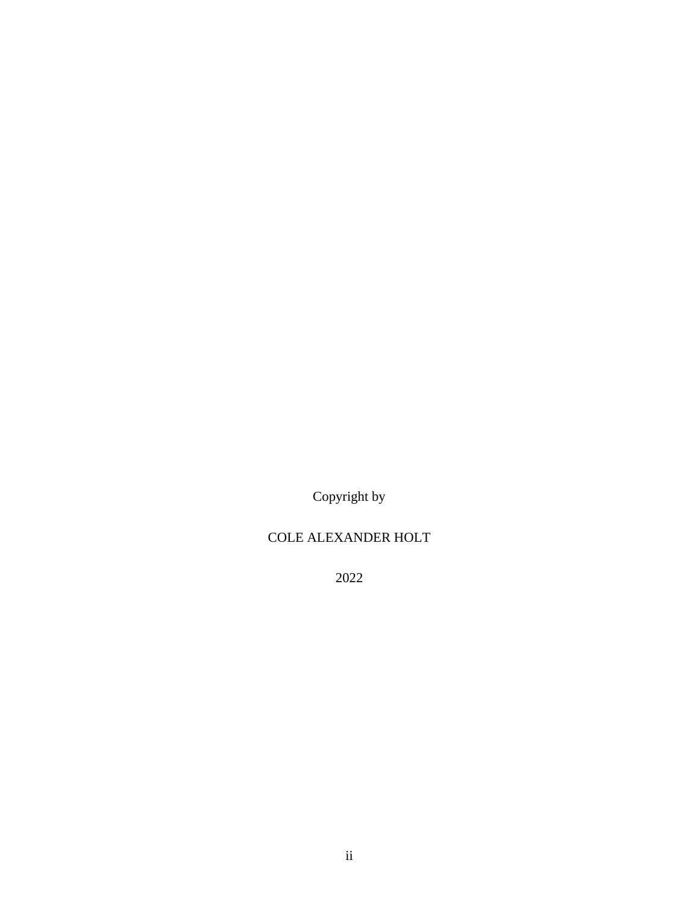Copyright by

COLE ALEXANDER HOLT

2022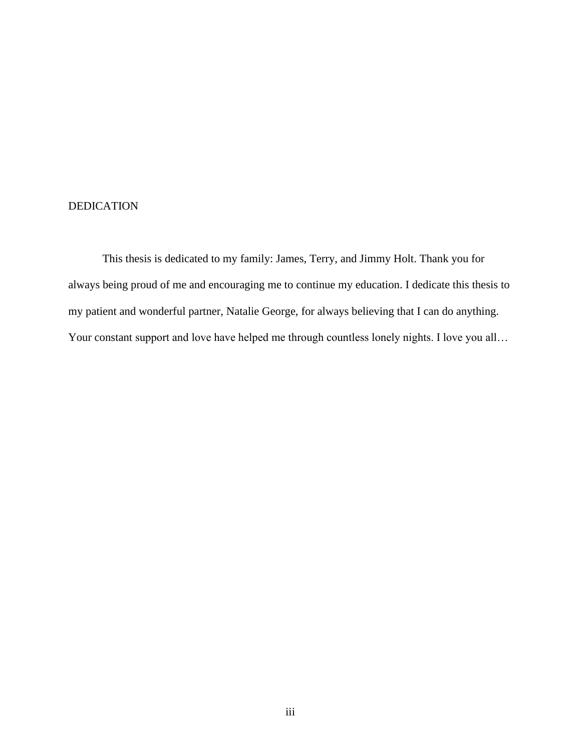# DEDICATION

This thesis is dedicated to my family: James, Terry, and Jimmy Holt. Thank you for always being proud of me and encouraging me to continue my education. I dedicate this thesis to my patient and wonderful partner, Natalie George, for always believing that I can do anything. Your constant support and love have helped me through countless lonely nights. I love you all…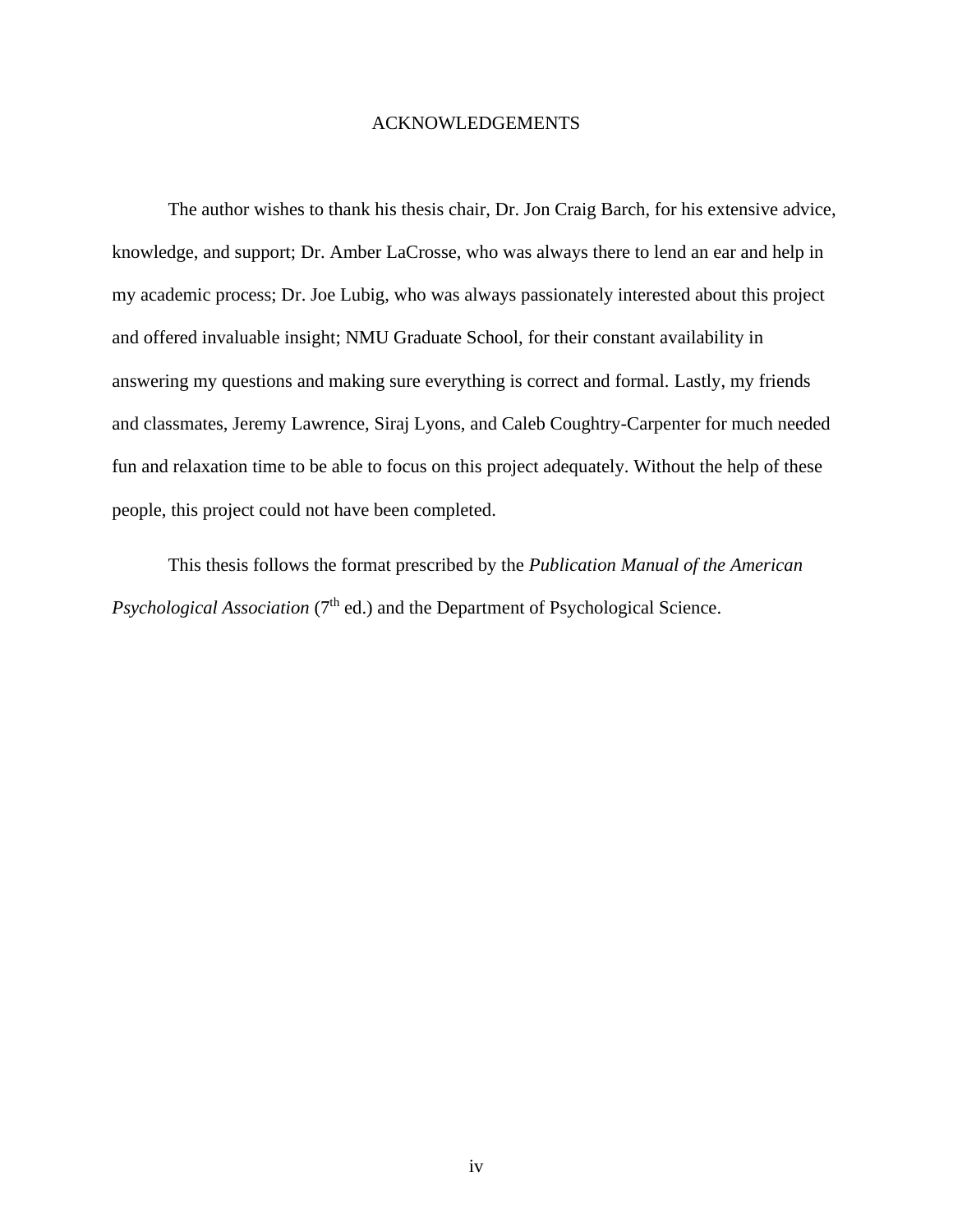# ACKNOWLEDGEMENTS

The author wishes to thank his thesis chair, Dr. Jon Craig Barch, for his extensive advice, knowledge, and support; Dr. Amber LaCrosse, who was always there to lend an ear and help in my academic process; Dr. Joe Lubig, who was always passionately interested about this project and offered invaluable insight; NMU Graduate School, for their constant availability in answering my questions and making sure everything is correct and formal. Lastly, my friends and classmates, Jeremy Lawrence, Siraj Lyons, and Caleb Coughtry-Carpenter for much needed fun and relaxation time to be able to focus on this project adequately. Without the help of these people, this project could not have been completed.

This thesis follows the format prescribed by the *Publication Manual of the American Psychological Association* ($7^{th}$ ed.) and the Department of Psychological Science.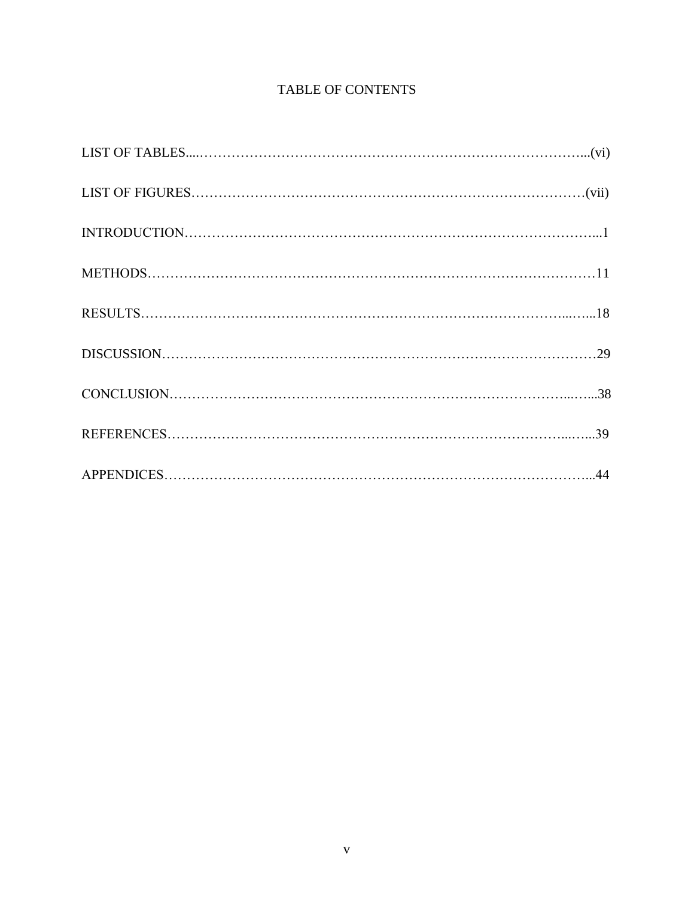# TABLE OF CONTENTS

LIST OF TABLES....................................................................................................(vi)

LIST OF FIGURES..................................................................................................(vii)

INTRODUCTION..........................................................................................................1

METHODS..................................................................................................................11

RESULTS...................................................................................................................18

DISCUSSION..............................................................................................................29

CONCLUSION............................................................................................................38

REFERENCES............................................................................................................39

APPENDICES..............................................................................................................44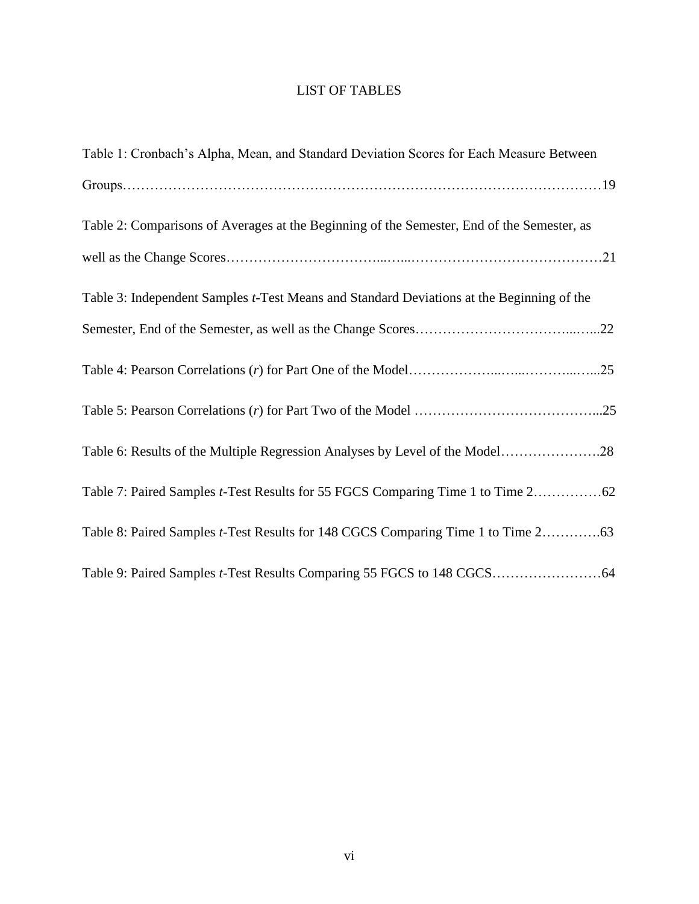# LIST OF TABLES

Table 1: Cronbach's Alpha, Mean, and Standard Deviation Scores for Each Measure Between Groups……………………………………………………………………………………………19

Table 2: Comparisons of Averages at the Beginning of the Semester, End of the Semester, as well as the Change Scores…………………………………………………………………………21

Table 3: Independent Samples *t*-Test Means and Standard Deviations at the Beginning of the Semester, End of the Semester, as well as the Change Scores………………………………………22

Table 4: Pearson Correlations (*r*) for Part One of the Model……………………………………25

Table 5: Pearson Correlations (*r*) for Part Two of the Model ……………………………………25

Table 6: Results of the Multiple Regression Analyses by Level of the Model…………………28

Table 7: Paired Samples *t*-Test Results for 55 FGCS Comparing Time 1 to Time 2……………62

Table 8: Paired Samples *t*-Test Results for 148 CGCS Comparing Time 1 to Time 2…………63

Table 9: Paired Samples *t*-Test Results Comparing 55 FGCS to 148 CGCS……………………64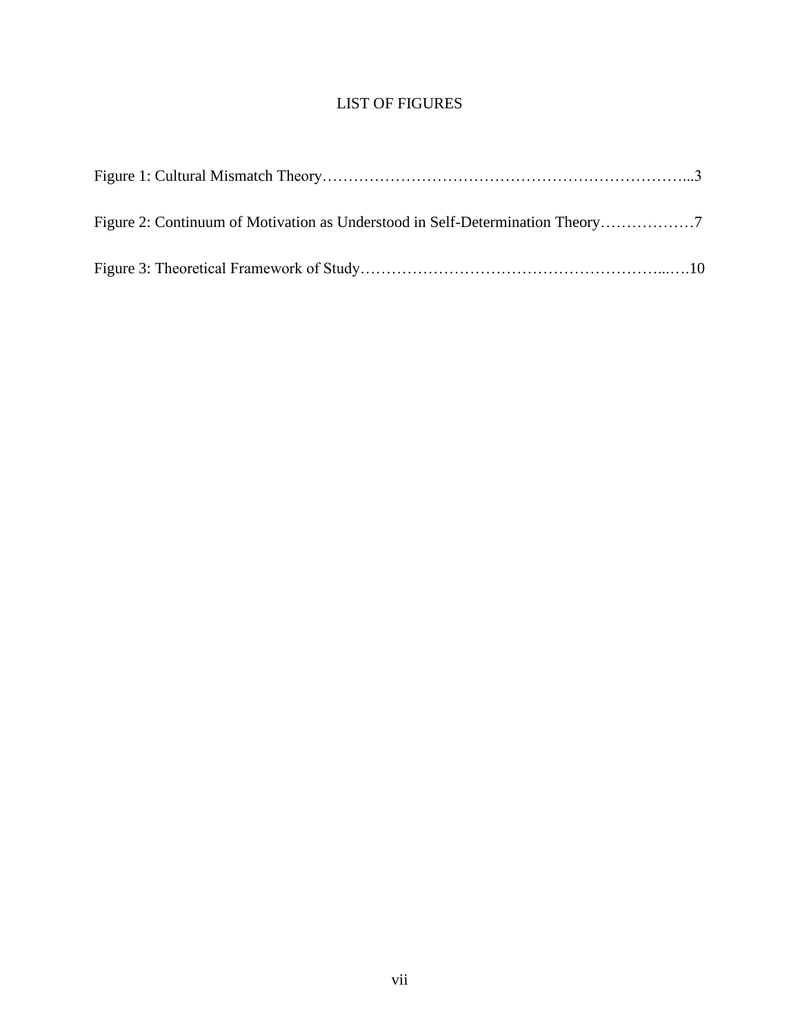# LIST OF FIGURES

Figure 1: Cultural Mismatch Theory……………………………………………………………...3

Figure 2: Continuum of Motivation as Understood in Self-Determination Theory………………7

Figure 3: Theoretical Framework of Study…………………………………………………...….10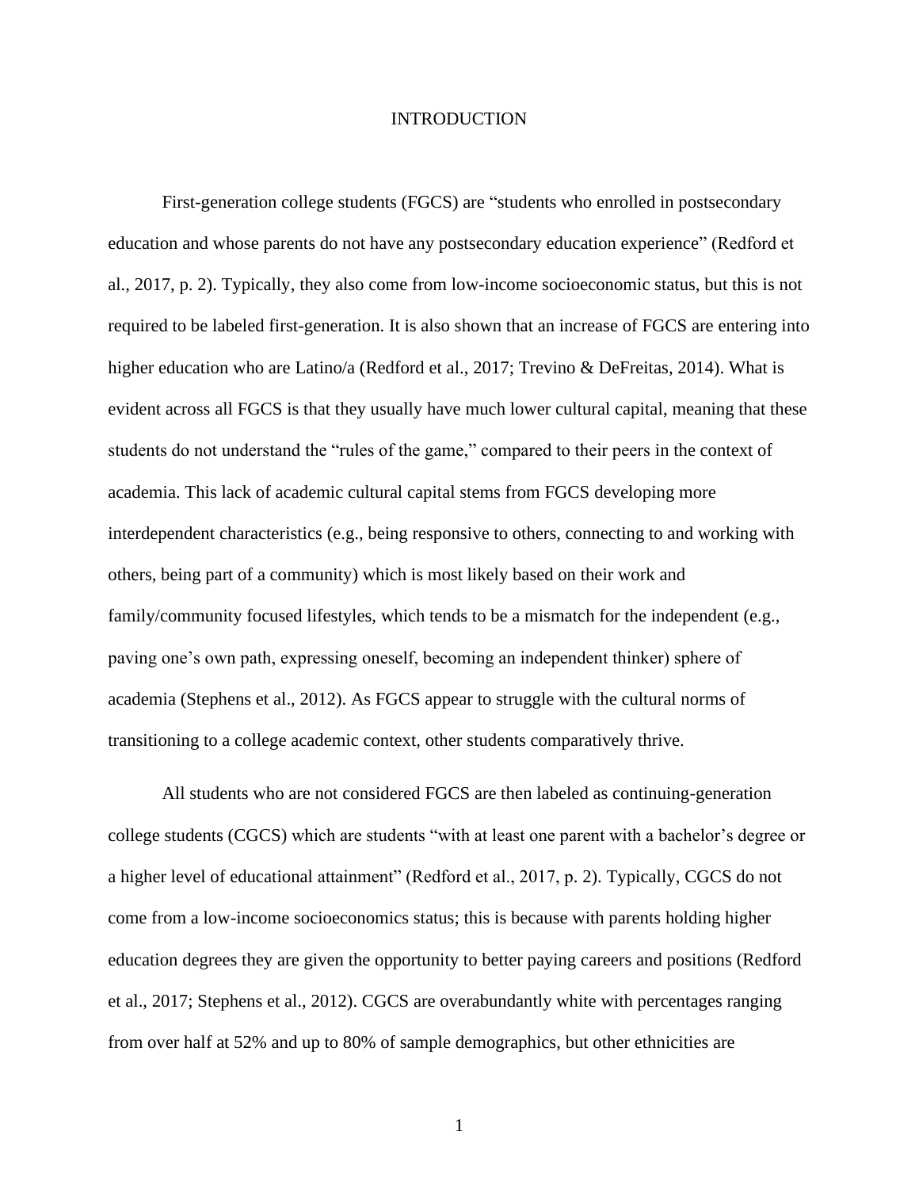# INTRODUCTION

First-generation college students (FGCS) are "students who enrolled in postsecondary education and whose parents do not have any postsecondary education experience" (Redford et al., 2017, p. 2). Typically, they also come from low-income socioeconomic status, but this is not required to be labeled first-generation. It is also shown that an increase of FGCS are entering into higher education who are Latino/a (Redford et al., 2017; Trevino & DeFreitas, 2014). What is evident across all FGCS is that they usually have much lower cultural capital, meaning that these students do not understand the "rules of the game," compared to their peers in the context of academia. This lack of academic cultural capital stems from FGCS developing more interdependent characteristics (e.g., being responsive to others, connecting to and working with others, being part of a community) which is most likely based on their work and family/community focused lifestyles, which tends to be a mismatch for the independent (e.g., paving one's own path, expressing oneself, becoming an independent thinker) sphere of academia (Stephens et al., 2012). As FGCS appear to struggle with the cultural norms of transitioning to a college academic context, other students comparatively thrive.

All students who are not considered FGCS are then labeled as continuing-generation college students (CGCS) which are students "with at least one parent with a bachelor's degree or a higher level of educational attainment" (Redford et al., 2017, p. 2). Typically, CGCS do not come from a low-income socioeconomics status; this is because with parents holding higher education degrees they are given the opportunity to better paying careers and positions (Redford et al., 2017; Stephens et al., 2012). CGCS are overabundantly white with percentages ranging from over half at 52% and up to 80% of sample demographics, but other ethnicities are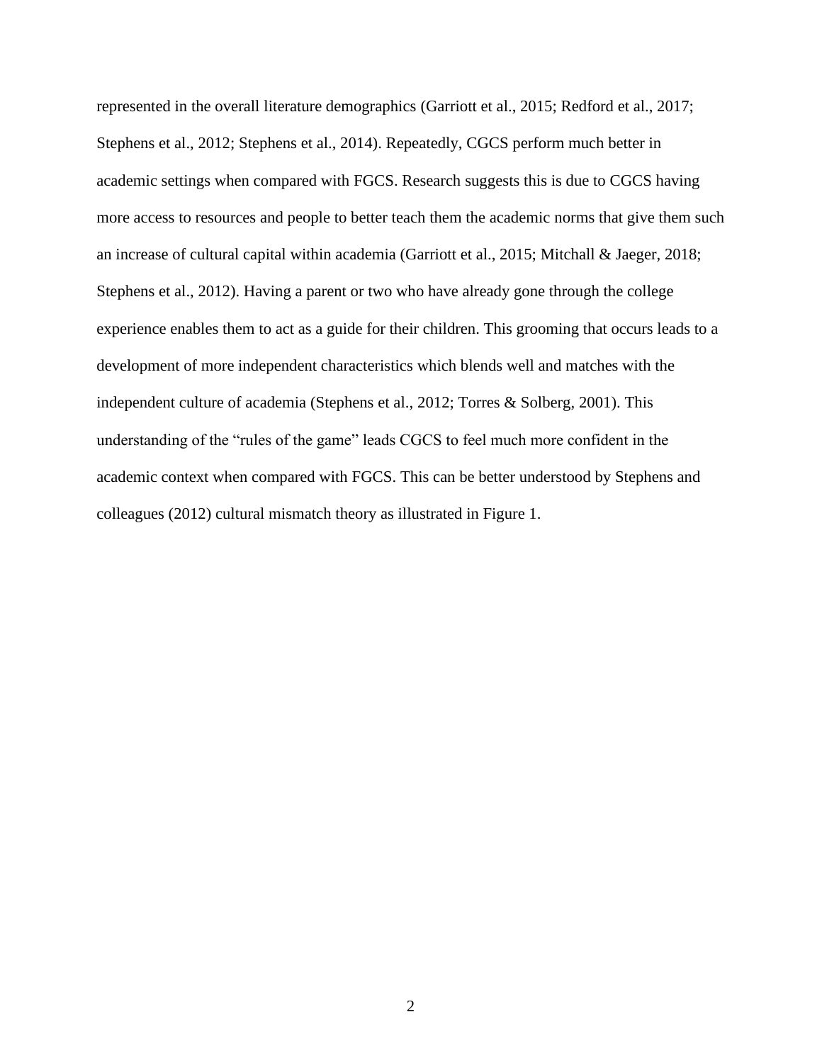represented in the overall literature demographics (Garriott et al., 2015; Redford et al., 2017; Stephens et al., 2012; Stephens et al., 2014). Repeatedly, CGCS perform much better in academic settings when compared with FGCS. Research suggests this is due to CGCS having more access to resources and people to better teach them the academic norms that give them such an increase of cultural capital within academia (Garriott et al., 2015; Mitchall & Jaeger, 2018; Stephens et al., 2012). Having a parent or two who have already gone through the college experience enables them to act as a guide for their children. This grooming that occurs leads to a development of more independent characteristics which blends well and matches with the independent culture of academia (Stephens et al., 2012; Torres & Solberg, 2001). This understanding of the "rules of the game" leads CGCS to feel much more confident in the academic context when compared with FGCS. This can be better understood by Stephens and colleagues (2012) cultural mismatch theory as illustrated in Figure 1.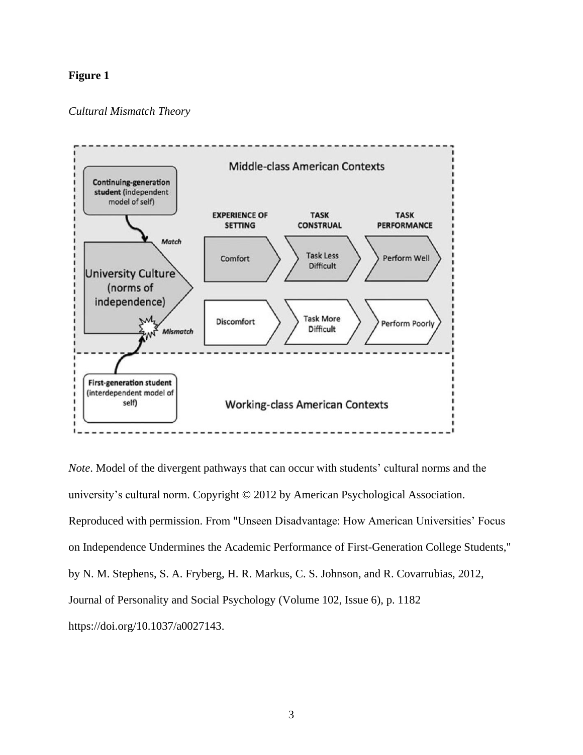**Figure 1**

*Cultural Mismatch Theory*

*Note*. Model of the divergent pathways that can occur with students' cultural norms and the university's cultural norm. Copyright © 2012 by American Psychological Association. Reproduced with permission. From "Unseen Disadvantage: How American Universities' Focus on Independence Undermines the Academic Performance of First-Generation College Students," by N. M. Stephens, S. A. Fryberg, H. R. Markus, C. S. Johnson, and R. Covarrubias, 2012, Journal of Personality and Social Psychology (Volume 102, Issue 6), p. 1182 https://doi.org/10.1037/a0027143.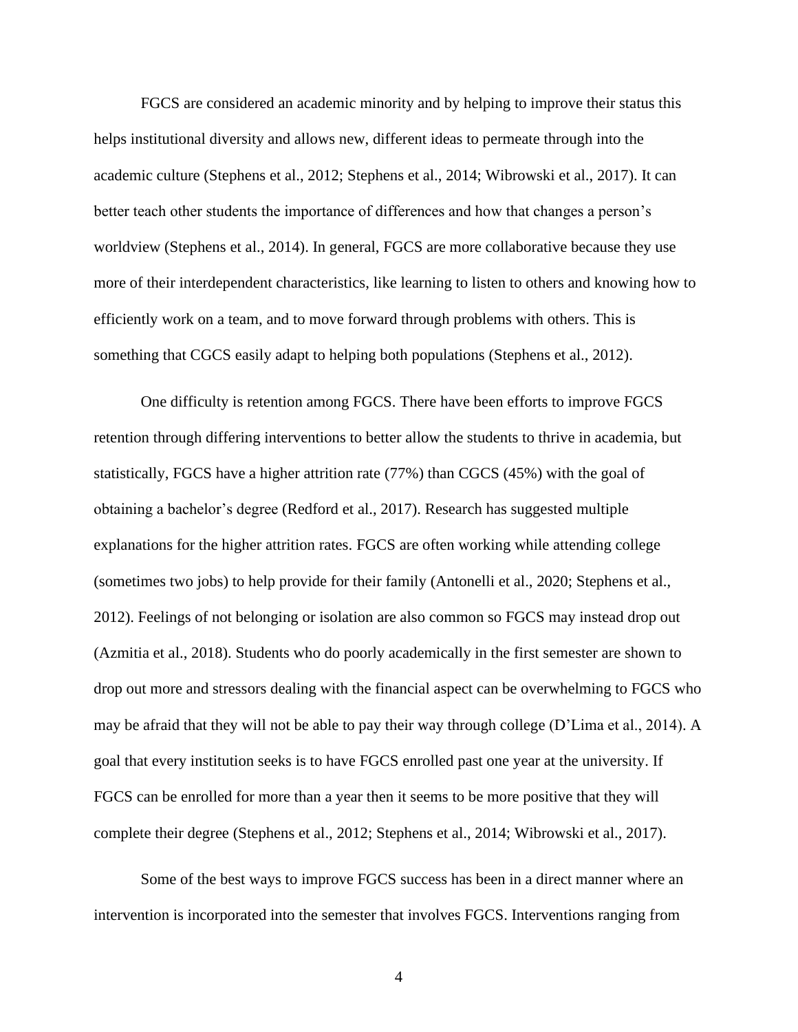FGCS are considered an academic minority and by helping to improve their status this helps institutional diversity and allows new, different ideas to permeate through into the academic culture (Stephens et al., 2012; Stephens et al., 2014; Wibrowski et al., 2017). It can better teach other students the importance of differences and how that changes a person's worldview (Stephens et al., 2014). In general, FGCS are more collaborative because they use more of their interdependent characteristics, like learning to listen to others and knowing how to efficiently work on a team, and to move forward through problems with others. This is something that CGCS easily adapt to helping both populations (Stephens et al., 2012).

One difficulty is retention among FGCS. There have been efforts to improve FGCS retention through differing interventions to better allow the students to thrive in academia, but statistically, FGCS have a higher attrition rate (77%) than CGCS (45%) with the goal of obtaining a bachelor's degree (Redford et al., 2017). Research has suggested multiple explanations for the higher attrition rates. FGCS are often working while attending college (sometimes two jobs) to help provide for their family (Antonelli et al., 2020; Stephens et al., 2012). Feelings of not belonging or isolation are also common so FGCS may instead drop out (Azmitia et al., 2018). Students who do poorly academically in the first semester are shown to drop out more and stressors dealing with the financial aspect can be overwhelming to FGCS who may be afraid that they will not be able to pay their way through college (D'Lima et al., 2014). A goal that every institution seeks is to have FGCS enrolled past one year at the university. If FGCS can be enrolled for more than a year then it seems to be more positive that they will complete their degree (Stephens et al., 2012; Stephens et al., 2014; Wibrowski et al., 2017).

Some of the best ways to improve FGCS success has been in a direct manner where an intervention is incorporated into the semester that involves FGCS. Interventions ranging from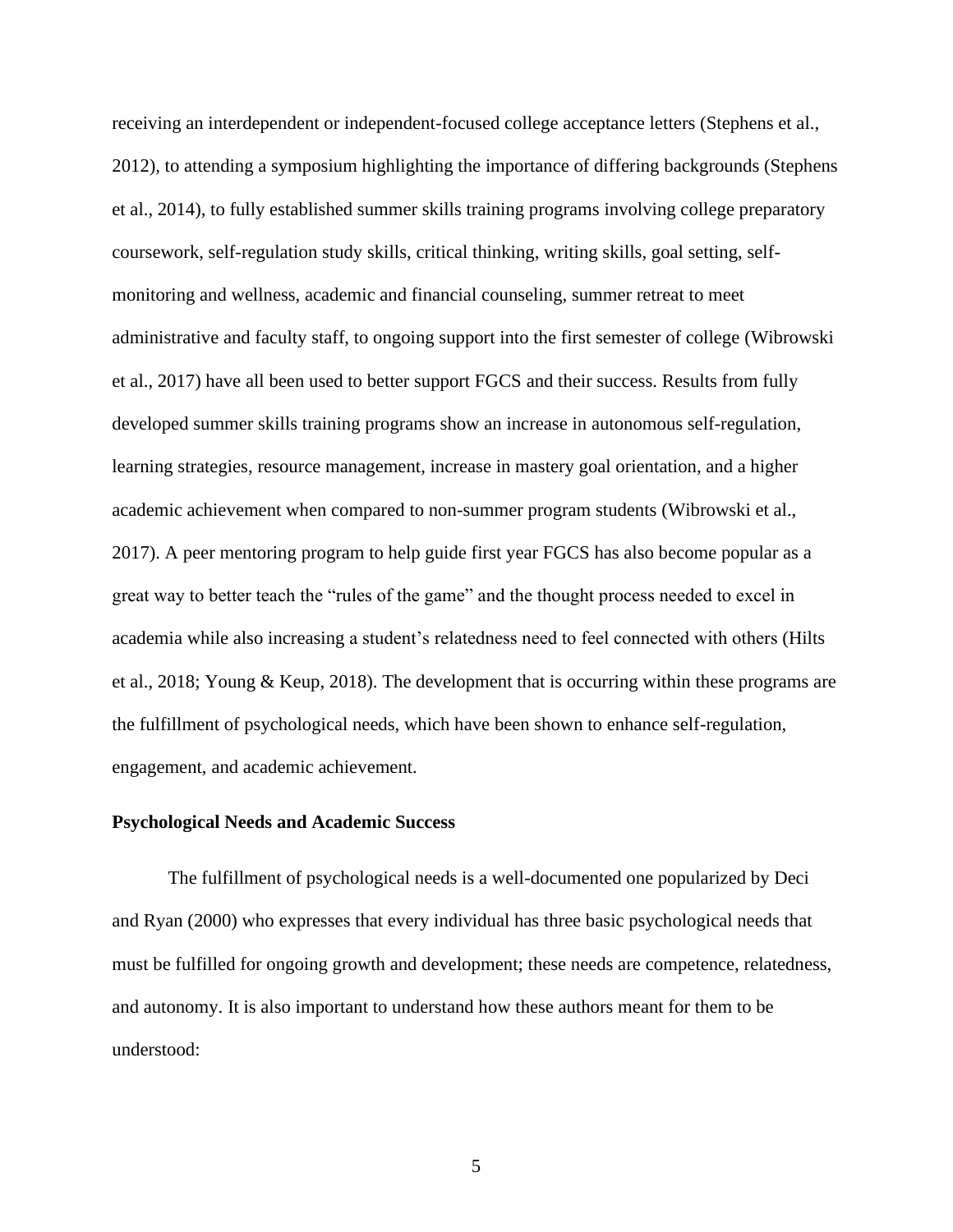receiving an interdependent or independent-focused college acceptance letters (Stephens et al., 2012), to attending a symposium highlighting the importance of differing backgrounds (Stephens et al., 2014), to fully established summer skills training programs involving college preparatory coursework, self-regulation study skills, critical thinking, writing skills, goal setting, self-monitoring and wellness, academic and financial counseling, summer retreat to meet administrative and faculty staff, to ongoing support into the first semester of college (Wibrowski et al., 2017) have all been used to better support FGCS and their success. Results from fully developed summer skills training programs show an increase in autonomous self-regulation, learning strategies, resource management, increase in mastery goal orientation, and a higher academic achievement when compared to non-summer program students (Wibrowski et al., 2017). A peer mentoring program to help guide first year FGCS has also become popular as a great way to better teach the "rules of the game" and the thought process needed to excel in academia while also increasing a student's relatedness need to feel connected with others (Hilts et al., 2018; Young & Keup, 2018). The development that is occurring within these programs are the fulfillment of psychological needs, which have been shown to enhance self-regulation, engagement, and academic achievement.

**Psychological Needs and Academic Success**

The fulfillment of psychological needs is a well-documented one popularized by Deci and Ryan (2000) who expresses that every individual has three basic psychological needs that must be fulfilled for ongoing growth and development; these needs are competence, relatedness, and autonomy. It is also important to understand how these authors meant for them to be understood: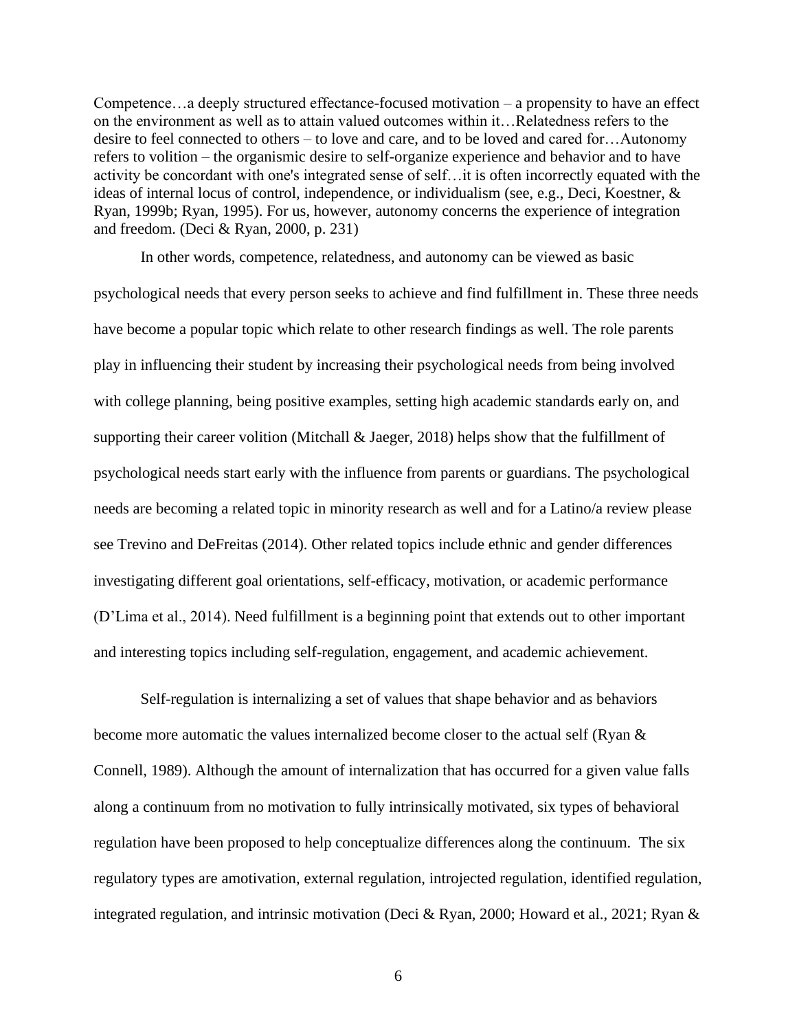> Competence…a deeply structured effectance-focused motivation – a propensity to have an effect on the environment as well as to attain valued outcomes within it…Relatedness refers to the desire to feel connected to others – to love and care, and to be loved and cared for…Autonomy refers to volition – the organismic desire to self-organize experience and behavior and to have activity be concordant with one's integrated sense of self…it is often incorrectly equated with the ideas of internal locus of control, independence, or individualism (see, e.g., Deci, Koestner, & Ryan, 1999b; Ryan, 1995). For us, however, autonomy concerns the experience of integration and freedom. (Deci & Ryan, 2000, p. 231)

In other words, competence, relatedness, and autonomy can be viewed as basic psychological needs that every person seeks to achieve and find fulfillment in. These three needs have become a popular topic which relate to other research findings as well. The role parents play in influencing their student by increasing their psychological needs from being involved with college planning, being positive examples, setting high academic standards early on, and supporting their career volition (Mitchall & Jaeger, 2018) helps show that the fulfillment of psychological needs start early with the influence from parents or guardians. The psychological needs are becoming a related topic in minority research as well and for a Latino/a review please see Trevino and DeFreitas (2014). Other related topics include ethnic and gender differences investigating different goal orientations, self-efficacy, motivation, or academic performance (D'Lima et al., 2014). Need fulfillment is a beginning point that extends out to other important and interesting topics including self-regulation, engagement, and academic achievement.

Self-regulation is internalizing a set of values that shape behavior and as behaviors become more automatic the values internalized become closer to the actual self (Ryan & Connell, 1989). Although the amount of internalization that has occurred for a given value falls along a continuum from no motivation to fully intrinsically motivated, six types of behavioral regulation have been proposed to help conceptualize differences along the continuum. The six regulatory types are amotivation, external regulation, introjected regulation, identified regulation, integrated regulation, and intrinsic motivation (Deci & Ryan, 2000; Howard et al., 2021; Ryan &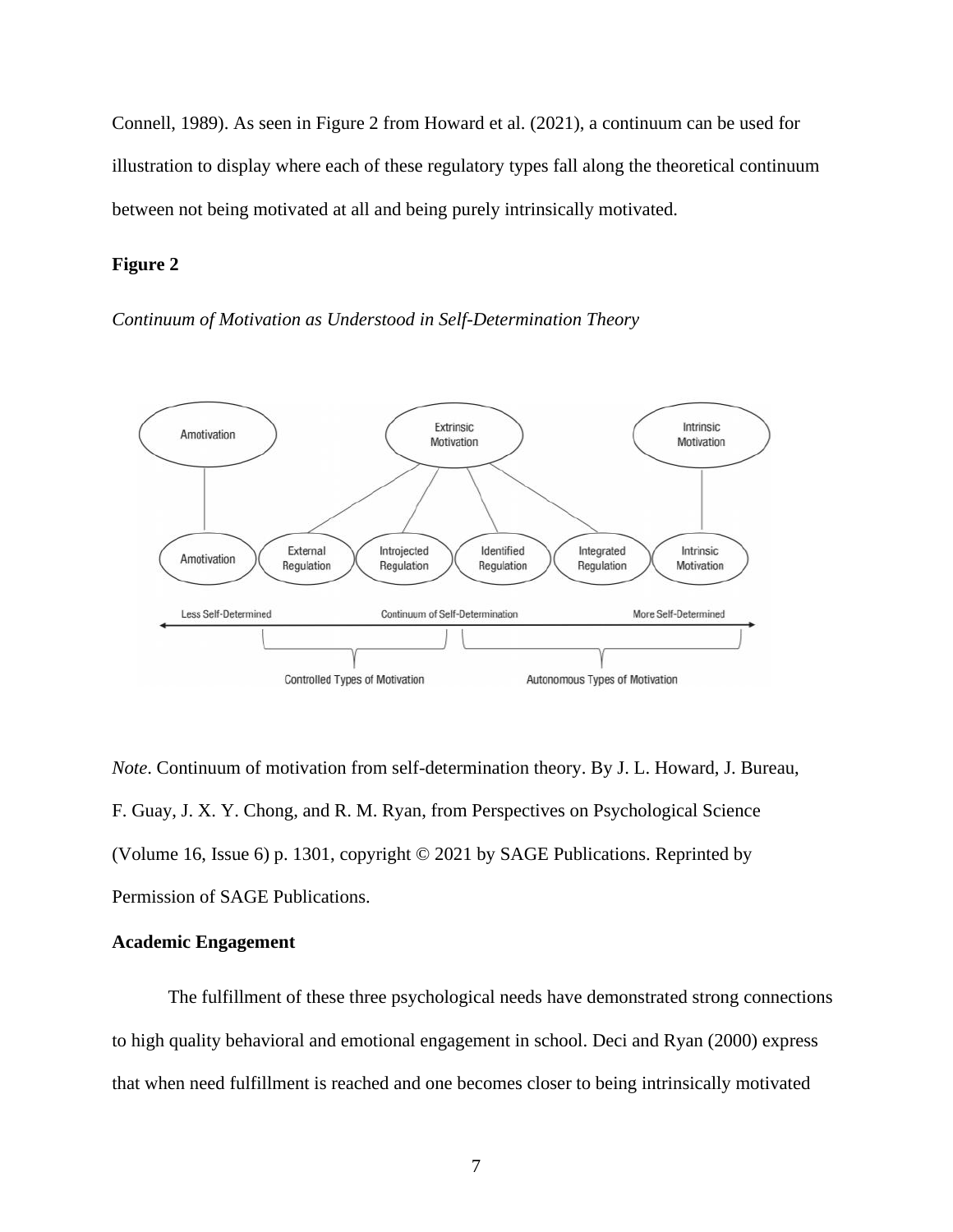Connell, 1989). As seen in Figure 2 from Howard et al. (2021), a continuum can be used for illustration to display where each of these regulatory types fall along the theoretical continuum between not being motivated at all and being purely intrinsically motivated.

**Figure 2**

*Continuum of Motivation as Understood in Self-Determination Theory*

*Note*. Continuum of motivation from self-determination theory. By J. L. Howard, J. Bureau, F. Guay, J. X. Y. Chong, and R. M. Ryan, from Perspectives on Psychological Science (Volume 16, Issue 6) p. 1301, copyright © 2021 by SAGE Publications. Reprinted by Permission of SAGE Publications.

**Academic Engagement**

The fulfillment of these three psychological needs have demonstrated strong connections to high quality behavioral and emotional engagement in school. Deci and Ryan (2000) express that when need fulfillment is reached and one becomes closer to being intrinsically motivated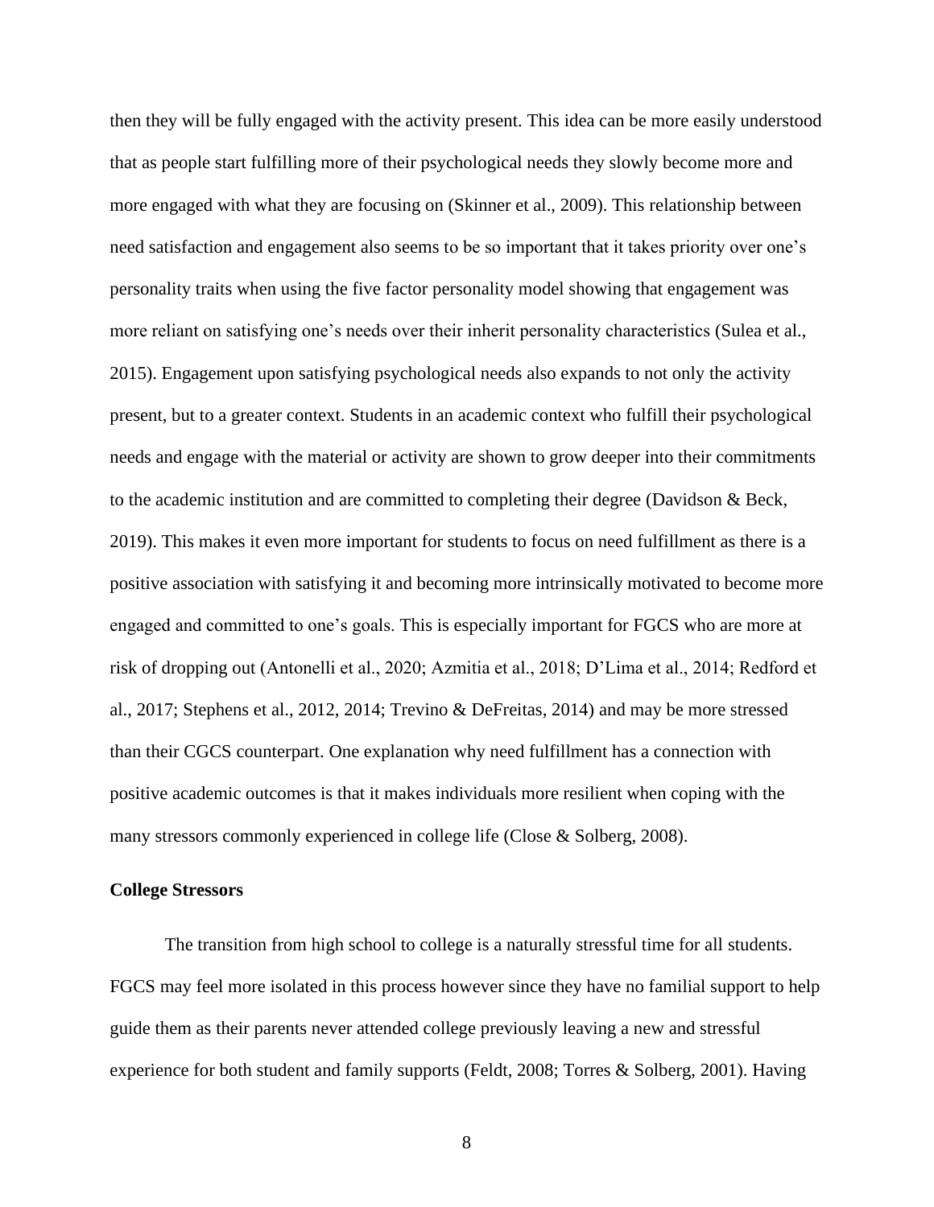then they will be fully engaged with the activity present. This idea can be more easily understood that as people start fulfilling more of their psychological needs they slowly become more and more engaged with what they are focusing on (Skinner et al., 2009). This relationship between need satisfaction and engagement also seems to be so important that it takes priority over one's personality traits when using the five factor personality model showing that engagement was more reliant on satisfying one's needs over their inherit personality characteristics (Sulea et al., 2015). Engagement upon satisfying psychological needs also expands to not only the activity present, but to a greater context. Students in an academic context who fulfill their psychological needs and engage with the material or activity are shown to grow deeper into their commitments to the academic institution and are committed to completing their degree (Davidson & Beck, 2019). This makes it even more important for students to focus on need fulfillment as there is a positive association with satisfying it and becoming more intrinsically motivated to become more engaged and committed to one's goals. This is especially important for FGCS who are more at risk of dropping out (Antonelli et al., 2020; Azmitia et al., 2018; D'Lima et al., 2014; Redford et al., 2017; Stephens et al., 2012, 2014; Trevino & DeFreitas, 2014) and may be more stressed than their CGCS counterpart. One explanation why need fulfillment has a connection with positive academic outcomes is that it makes individuals more resilient when coping with the many stressors commonly experienced in college life (Close & Solberg, 2008).

**College Stressors**

The transition from high school to college is a naturally stressful time for all students. FGCS may feel more isolated in this process however since they have no familial support to help guide them as their parents never attended college previously leaving a new and stressful experience for both student and family supports (Feldt, 2008; Torres & Solberg, 2001). Having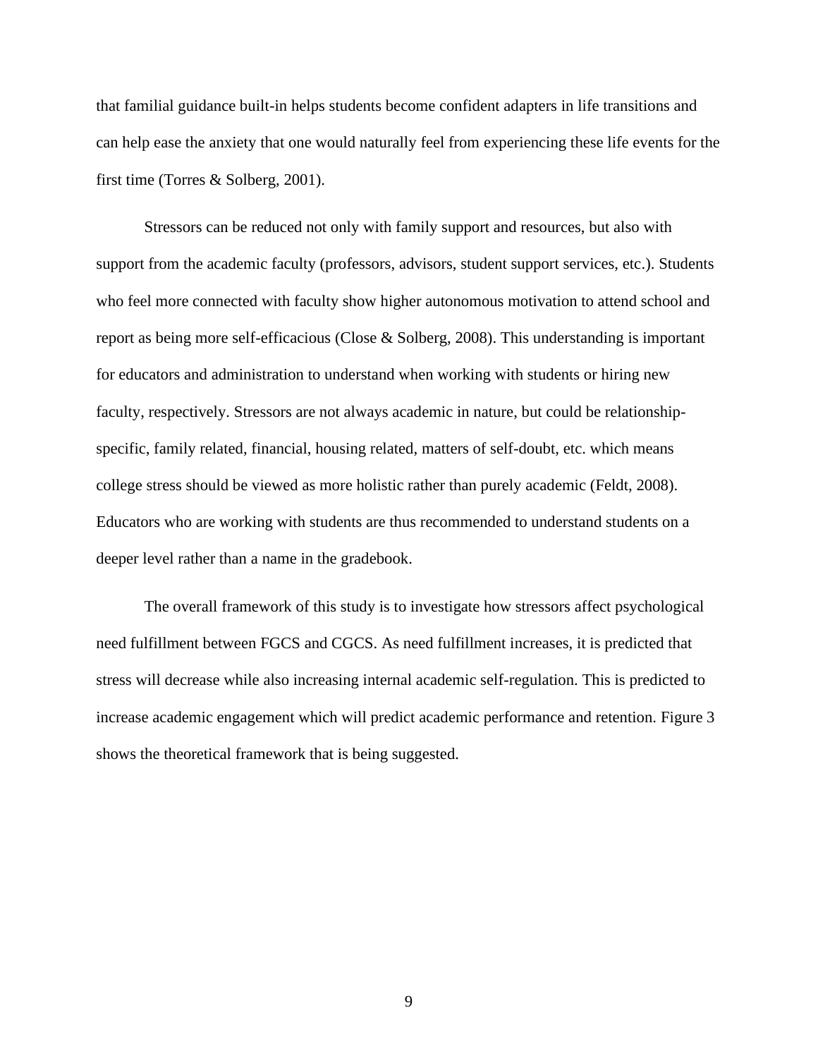that familial guidance built-in helps students become confident adapters in life transitions and can help ease the anxiety that one would naturally feel from experiencing these life events for the first time (Torres & Solberg, 2001).

Stressors can be reduced not only with family support and resources, but also with support from the academic faculty (professors, advisors, student support services, etc.). Students who feel more connected with faculty show higher autonomous motivation to attend school and report as being more self-efficacious (Close & Solberg, 2008). This understanding is important for educators and administration to understand when working with students or hiring new faculty, respectively. Stressors are not always academic in nature, but could be relationship-specific, family related, financial, housing related, matters of self-doubt, etc. which means college stress should be viewed as more holistic rather than purely academic (Feldt, 2008). Educators who are working with students are thus recommended to understand students on a deeper level rather than a name in the gradebook.

The overall framework of this study is to investigate how stressors affect psychological need fulfillment between FGCS and CGCS. As need fulfillment increases, it is predicted that stress will decrease while also increasing internal academic self-regulation. This is predicted to increase academic engagement which will predict academic performance and retention. Figure 3 shows the theoretical framework that is being suggested.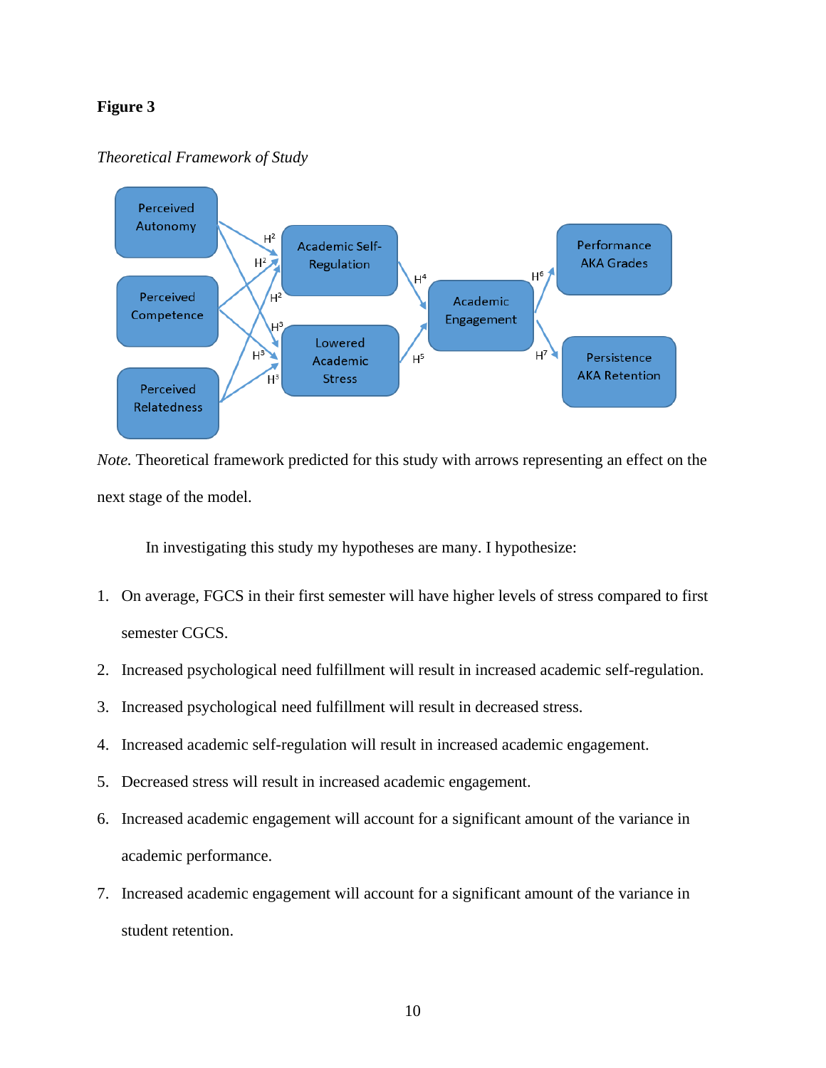**Figure 3**

*Theoretical Framework of Study*

*Note.* Theoretical framework predicted for this study with arrows representing an effect on the next stage of the model.

In investigating this study my hypotheses are many. I hypothesize:

1. On average, FGCS in their first semester will have higher levels of stress compared to first semester CGCS.
2. Increased psychological need fulfillment will result in increased academic self-regulation.
3. Increased psychological need fulfillment will result in decreased stress.
4. Increased academic self-regulation will result in increased academic engagement.
5. Decreased stress will result in increased academic engagement.
6. Increased academic engagement will account for a significant amount of the variance in academic performance.
7. Increased academic engagement will account for a significant amount of the variance in student retention.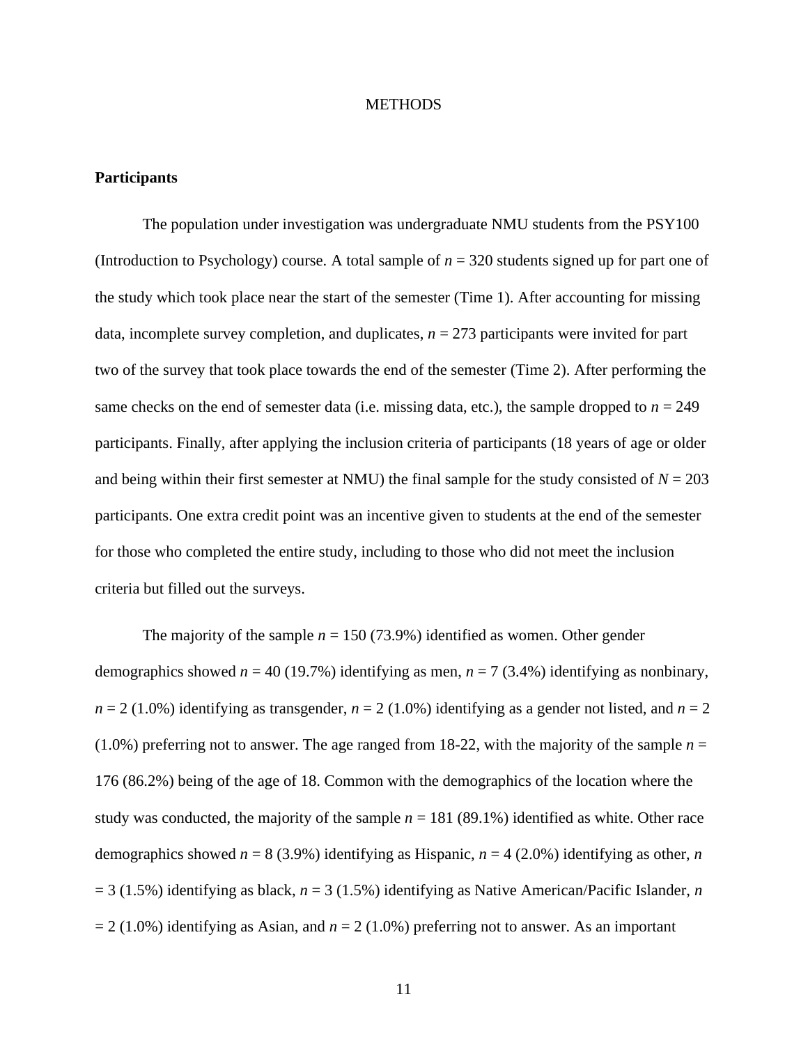# METHODS

## Participants

The population under investigation was undergraduate NMU students from the PSY100 (Introduction to Psychology) course. A total sample of *n* = 320 students signed up for part one of the study which took place near the start of the semester (Time 1). After accounting for missing data, incomplete survey completion, and duplicates, *n* = 273 participants were invited for part two of the survey that took place towards the end of the semester (Time 2). After performing the same checks on the end of semester data (i.e. missing data, etc.), the sample dropped to *n* = 249 participants. Finally, after applying the inclusion criteria of participants (18 years of age or older and being within their first semester at NMU) the final sample for the study consisted of *N* = 203 participants. One extra credit point was an incentive given to students at the end of the semester for those who completed the entire study, including to those who did not meet the inclusion criteria but filled out the surveys.

The majority of the sample *n* = 150 (73.9%) identified as women. Other gender demographics showed *n* = 40 (19.7%) identifying as men, *n* = 7 (3.4%) identifying as nonbinary, *n* = 2 (1.0%) identifying as transgender, *n* = 2 (1.0%) identifying as a gender not listed, and *n* = 2 (1.0%) preferring not to answer. The age ranged from 18-22, with the majority of the sample *n* = 176 (86.2%) being of the age of 18. Common with the demographics of the location where the study was conducted, the majority of the sample *n* = 181 (89.1%) identified as white. Other race demographics showed *n* = 8 (3.9%) identifying as Hispanic, *n* = 4 (2.0%) identifying as other, *n* = 3 (1.5%) identifying as black, *n* = 3 (1.5%) identifying as Native American/Pacific Islander, *n* = 2 (1.0%) identifying as Asian, and *n* = 2 (1.0%) preferring not to answer. As an important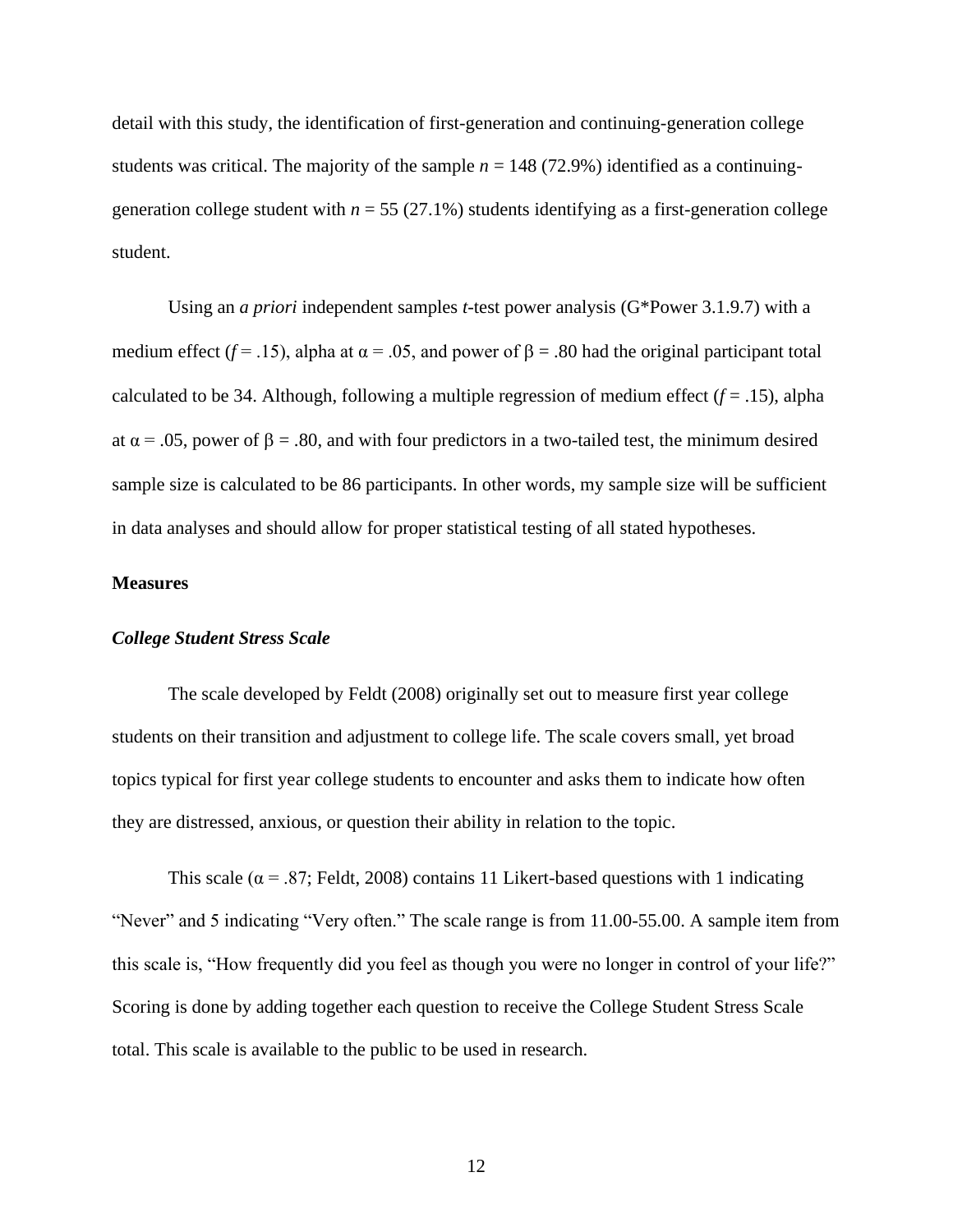detail with this study, the identification of first-generation and continuing-generation college students was critical. The majority of the sample $n = 148$ (72.9%) identified as a continuing-generation college student with $n = 55$ (27.1%) students identifying as a first-generation college student.

Using an *a priori* independent samples *t*-test power analysis (G*Power 3.1.9.7) with a medium effect ($f = .15$), alpha at $\alpha = .05$, and power of $\beta = .80$ had the original participant total calculated to be 34. Although, following a multiple regression of medium effect ($f = .15$), alpha at $\alpha = .05$, power of $\beta = .80$, and with four predictors in a two-tailed test, the minimum desired sample size is calculated to be 86 participants. In other words, my sample size will be sufficient in data analyses and should allow for proper statistical testing of all stated hypotheses.

## Measures

### *College Student Stress Scale*

The scale developed by Feldt (2008) originally set out to measure first year college students on their transition and adjustment to college life. The scale covers small, yet broad topics typical for first year college students to encounter and asks them to indicate how often they are distressed, anxious, or question their ability in relation to the topic.

This scale ($\alpha = .87$; Feldt, 2008) contains 11 Likert-based questions with 1 indicating “Never” and 5 indicating “Very often.” The scale range is from 11.00-55.00. A sample item from this scale is, “How frequently did you feel as though you were no longer in control of your life?” Scoring is done by adding together each question to receive the College Student Stress Scale total. This scale is available to the public to be used in research.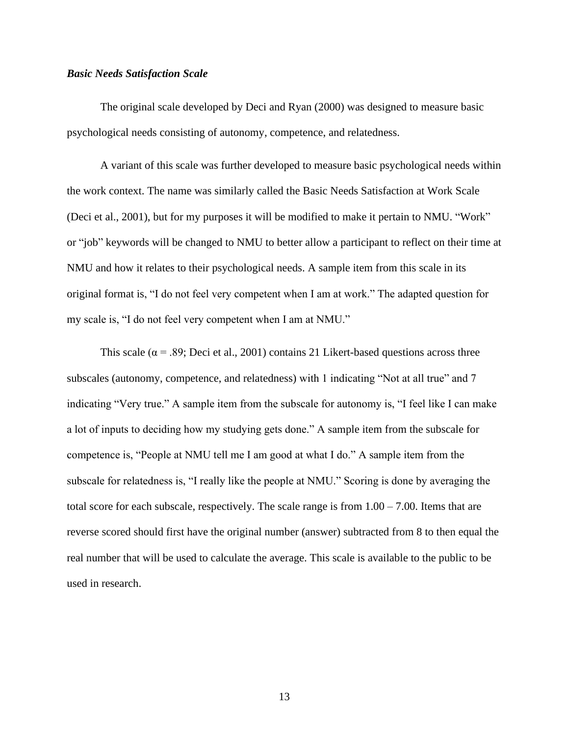***Basic Needs Satisfaction Scale***

The original scale developed by Deci and Ryan (2000) was designed to measure basic psychological needs consisting of autonomy, competence, and relatedness.

A variant of this scale was further developed to measure basic psychological needs within the work context. The name was similarly called the Basic Needs Satisfaction at Work Scale (Deci et al., 2001), but for my purposes it will be modified to make it pertain to NMU. "Work" or "job" keywords will be changed to NMU to better allow a participant to reflect on their time at NMU and how it relates to their psychological needs. A sample item from this scale in its original format is, "I do not feel very competent when I am at work." The adapted question for my scale is, "I do not feel very competent when I am at NMU."

This scale ($\alpha = .89$; Deci et al., 2001) contains 21 Likert-based questions across three subscales (autonomy, competence, and relatedness) with 1 indicating "Not at all true" and 7 indicating "Very true." A sample item from the subscale for autonomy is, "I feel like I can make a lot of inputs to deciding how my studying gets done." A sample item from the subscale for competence is, "People at NMU tell me I am good at what I do." A sample item from the subscale for relatedness is, "I really like the people at NMU." Scoring is done by averaging the total score for each subscale, respectively. The scale range is from 1.00 – 7.00. Items that are reverse scored should first have the original number (answer) subtracted from 8 to then equal the real number that will be used to calculate the average. This scale is available to the public to be used in research.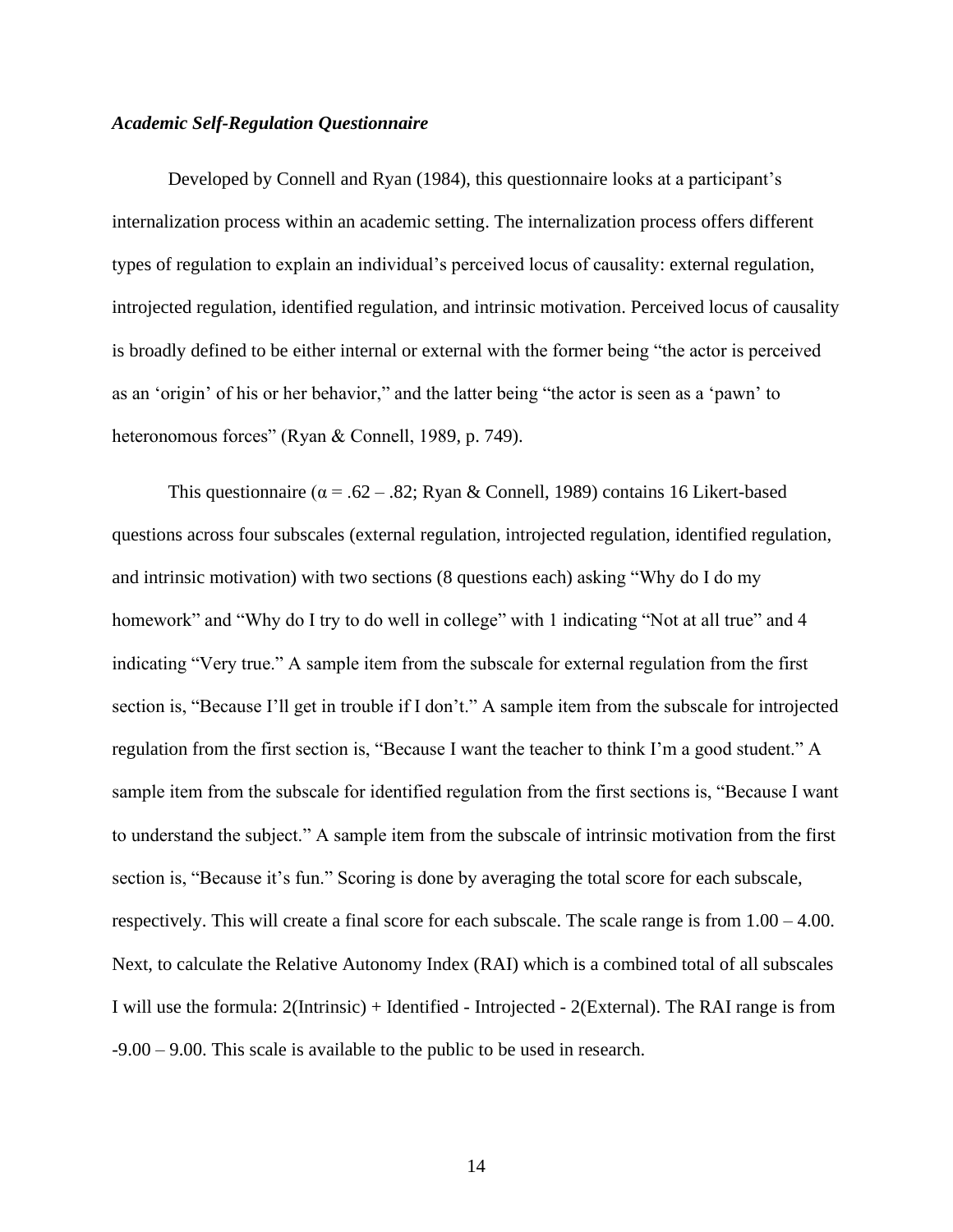### *Academic Self-Regulation Questionnaire*

Developed by Connell and Ryan (1984), this questionnaire looks at a participant's internalization process within an academic setting. The internalization process offers different types of regulation to explain an individual's perceived locus of causality: external regulation, introjected regulation, identified regulation, and intrinsic motivation. Perceived locus of causality is broadly defined to be either internal or external with the former being "the actor is perceived as an 'origin' of his or her behavior," and the latter being "the actor is seen as a 'pawn' to heteronomous forces" (Ryan & Connell, 1989, p. 749).

This questionnaire ($\alpha = .62 – .82$; Ryan & Connell, 1989) contains 16 Likert-based questions across four subscales (external regulation, introjected regulation, identified regulation, and intrinsic motivation) with two sections (8 questions each) asking "Why do I do my homework" and "Why do I try to do well in college" with 1 indicating "Not at all true" and 4 indicating "Very true." A sample item from the subscale for external regulation from the first section is, "Because I'll get in trouble if I don't." A sample item from the subscale for introjected regulation from the first section is, "Because I want the teacher to think I'm a good student." A sample item from the subscale for identified regulation from the first sections is, "Because I want to understand the subject." A sample item from the subscale of intrinsic motivation from the first section is, "Because it's fun." Scoring is done by averaging the total score for each subscale, respectively. This will create a final score for each subscale. The scale range is from 1.00 – 4.00. Next, to calculate the Relative Autonomy Index (RAI) which is a combined total of all subscales I will use the formula: 2(Intrinsic) + Identified - Introjected - 2(External). The RAI range is from -9.00 – 9.00. This scale is available to the public to be used in research.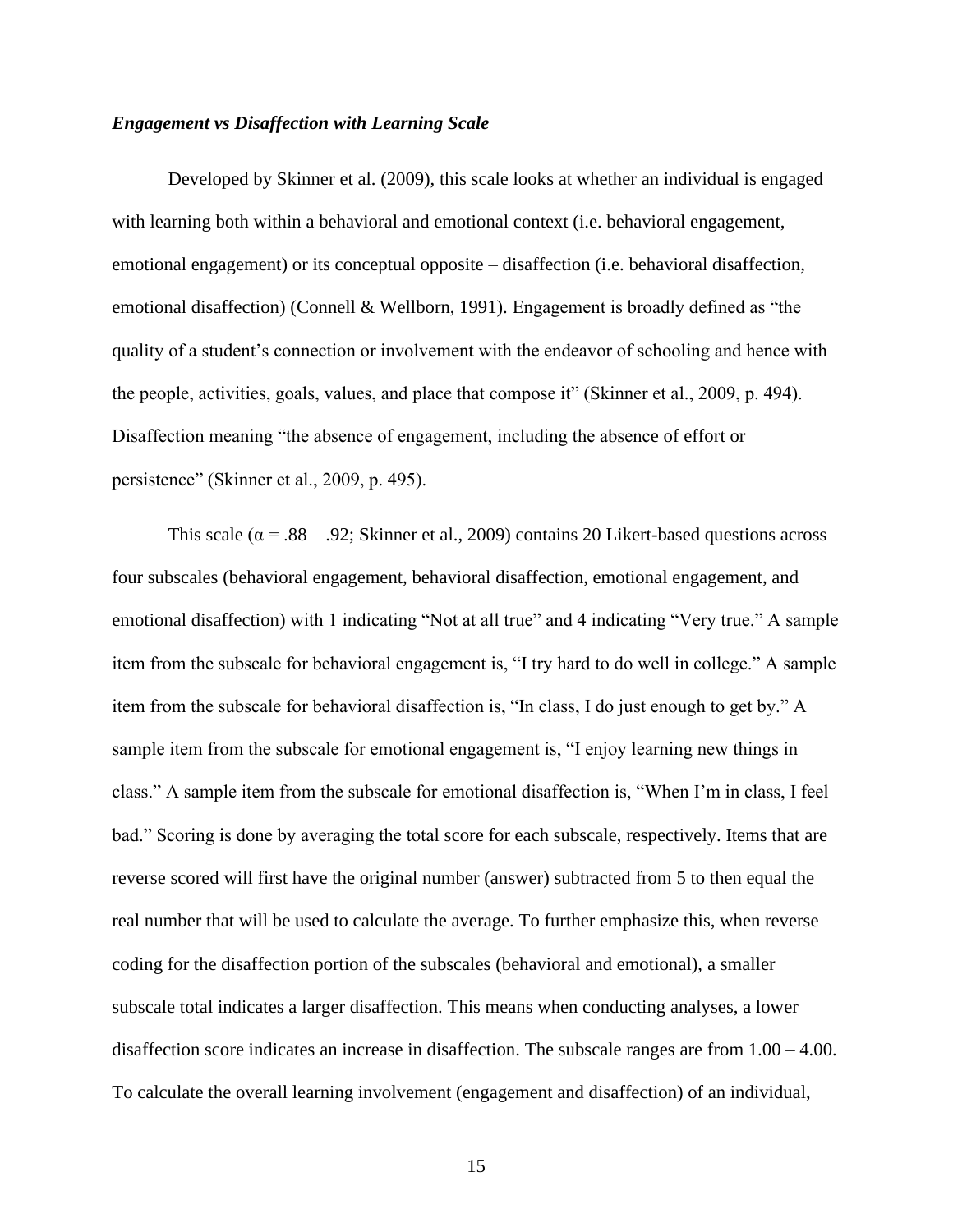### *Engagement vs Disaffection with Learning Scale*

Developed by Skinner et al. (2009), this scale looks at whether an individual is engaged with learning both within a behavioral and emotional context (i.e. behavioral engagement, emotional engagement) or its conceptual opposite – disaffection (i.e. behavioral disaffection, emotional disaffection) (Connell & Wellborn, 1991). Engagement is broadly defined as "the quality of a student's connection or involvement with the endeavor of schooling and hence with the people, activities, goals, values, and place that compose it" (Skinner et al., 2009, p. 494). Disaffection meaning "the absence of engagement, including the absence of effort or persistence" (Skinner et al., 2009, p. 495).

This scale ($\alpha$ = .88 – .92; Skinner et al., 2009) contains 20 Likert-based questions across four subscales (behavioral engagement, behavioral disaffection, emotional engagement, and emotional disaffection) with 1 indicating "Not at all true" and 4 indicating "Very true." A sample item from the subscale for behavioral engagement is, "I try hard to do well in college." A sample item from the subscale for behavioral disaffection is, "In class, I do just enough to get by." A sample item from the subscale for emotional engagement is, "I enjoy learning new things in class." A sample item from the subscale for emotional disaffection is, "When I'm in class, I feel bad." Scoring is done by averaging the total score for each subscale, respectively. Items that are reverse scored will first have the original number (answer) subtracted from 5 to then equal the real number that will be used to calculate the average. To further emphasize this, when reverse coding for the disaffection portion of the subscales (behavioral and emotional), a smaller subscale total indicates a larger disaffection. This means when conducting analyses, a lower disaffection score indicates an increase in disaffection. The subscale ranges are from 1.00 – 4.00. To calculate the overall learning involvement (engagement and disaffection) of an individual,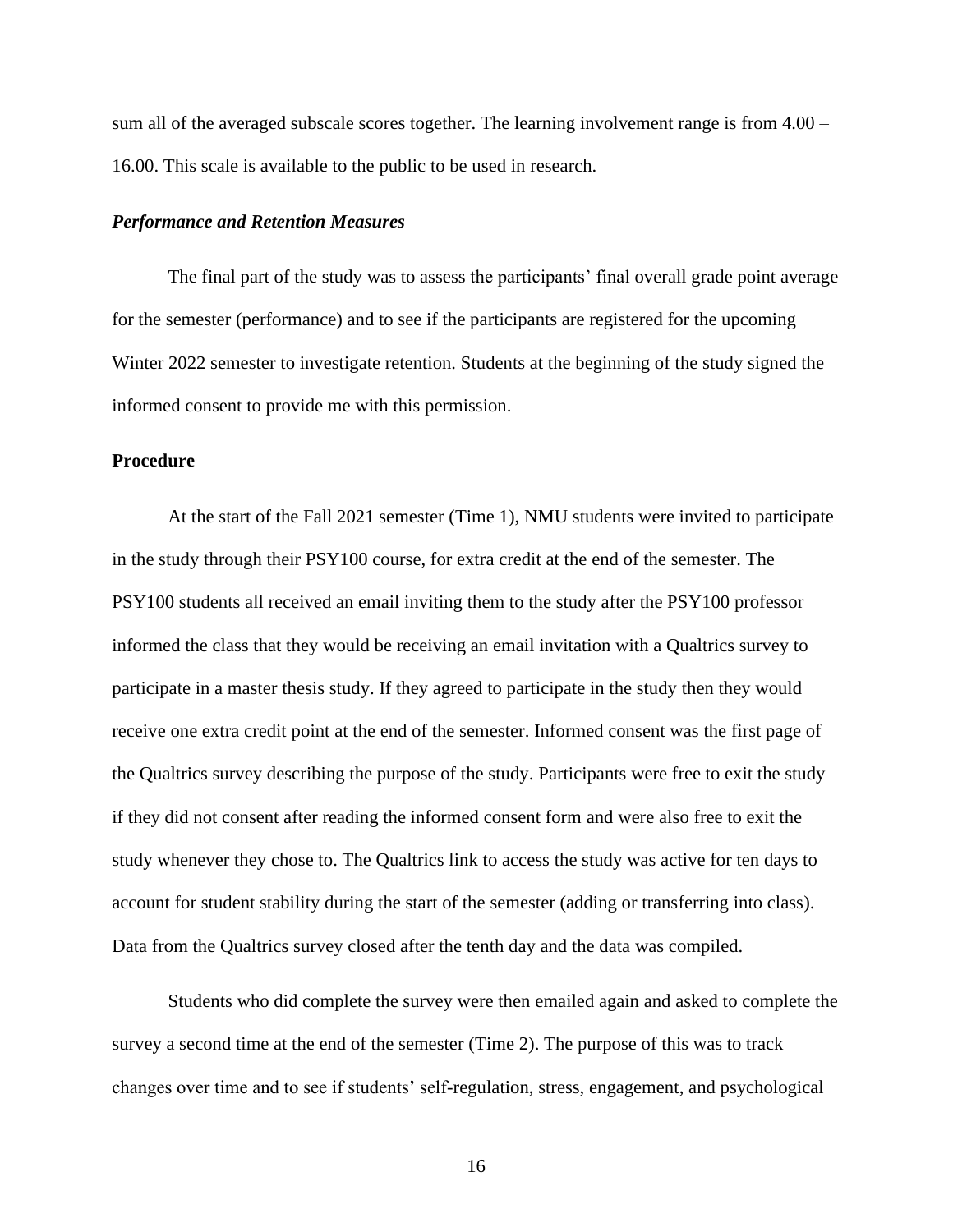sum all of the averaged subscale scores together. The learning involvement range is from 4.00 – 16.00. This scale is available to the public to be used in research.

### *Performance and Retention Measures*

The final part of the study was to assess the participants' final overall grade point average for the semester (performance) and to see if the participants are registered for the upcoming Winter 2022 semester to investigate retention. Students at the beginning of the study signed the informed consent to provide me with this permission.

## Procedure

At the start of the Fall 2021 semester (Time 1), NMU students were invited to participate in the study through their PSY100 course, for extra credit at the end of the semester. The PSY100 students all received an email inviting them to the study after the PSY100 professor informed the class that they would be receiving an email invitation with a Qualtrics survey to participate in a master thesis study. If they agreed to participate in the study then they would receive one extra credit point at the end of the semester. Informed consent was the first page of the Qualtrics survey describing the purpose of the study. Participants were free to exit the study if they did not consent after reading the informed consent form and were also free to exit the study whenever they chose to. The Qualtrics link to access the study was active for ten days to account for student stability during the start of the semester (adding or transferring into class). Data from the Qualtrics survey closed after the tenth day and the data was compiled.

Students who did complete the survey were then emailed again and asked to complete the survey a second time at the end of the semester (Time 2). The purpose of this was to track changes over time and to see if students' self-regulation, stress, engagement, and psychological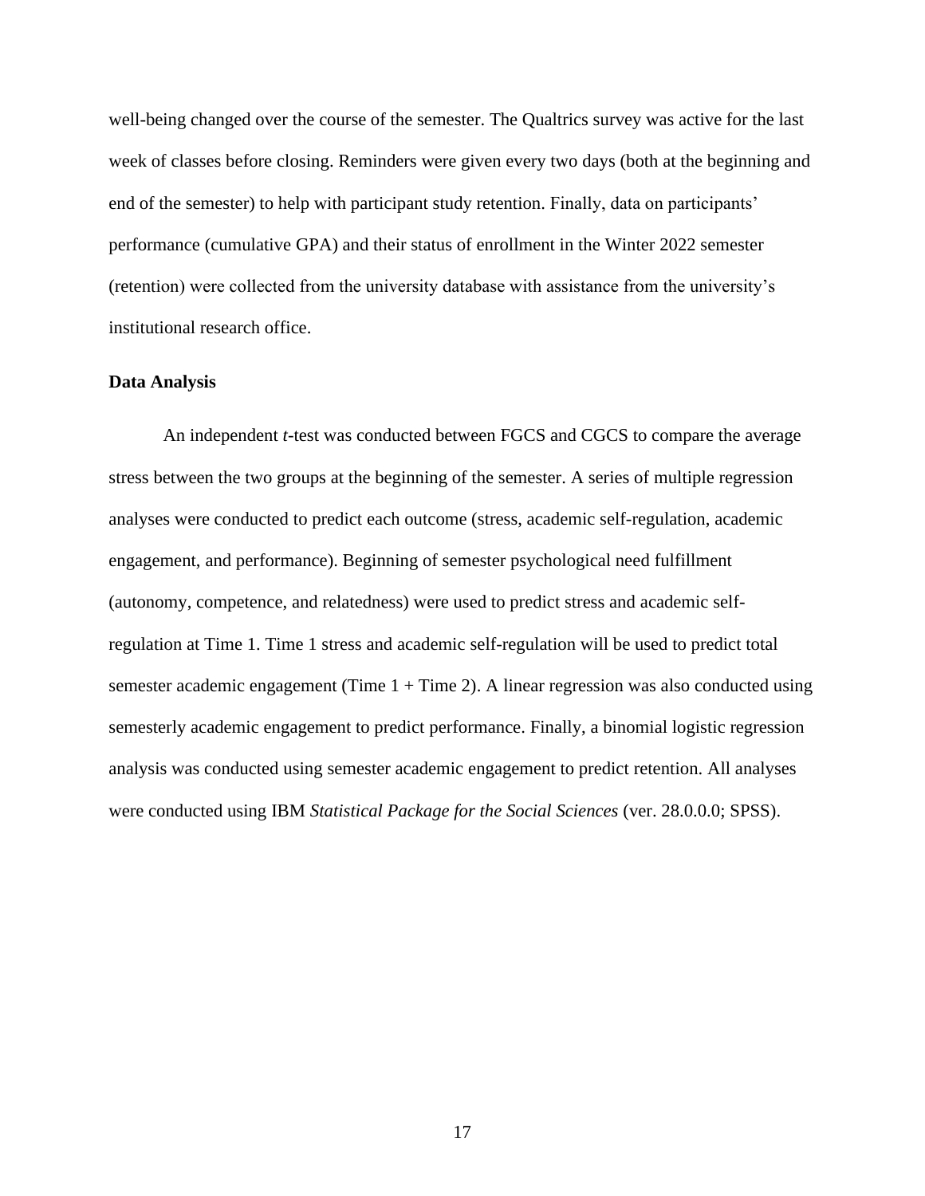well-being changed over the course of the semester. The Qualtrics survey was active for the last week of classes before closing. Reminders were given every two days (both at the beginning and end of the semester) to help with participant study retention. Finally, data on participants' performance (cumulative GPA) and their status of enrollment in the Winter 2022 semester (retention) were collected from the university database with assistance from the university's institutional research office.

**Data Analysis**

An independent *t*-test was conducted between FGCS and CGCS to compare the average stress between the two groups at the beginning of the semester. A series of multiple regression analyses were conducted to predict each outcome (stress, academic self-regulation, academic engagement, and performance). Beginning of semester psychological need fulfillment (autonomy, competence, and relatedness) were used to predict stress and academic self-regulation at Time 1. Time 1 stress and academic self-regulation will be used to predict total semester academic engagement (Time 1 + Time 2). A linear regression was also conducted using semesterly academic engagement to predict performance. Finally, a binomial logistic regression analysis was conducted using semester academic engagement to predict retention. All analyses were conducted using IBM *Statistical Package for the Social Sciences* (ver. 28.0.0.0; SPSS).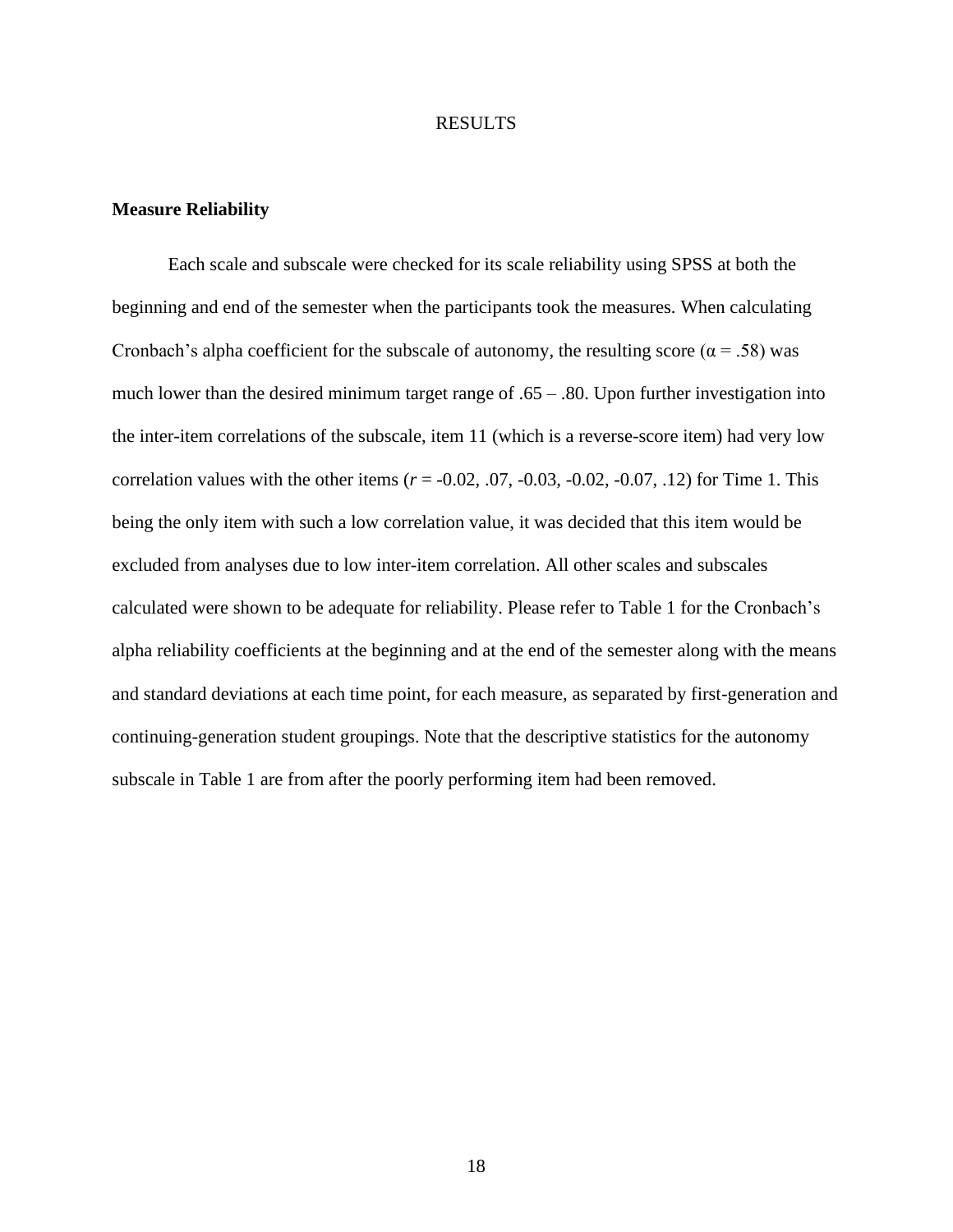# RESULTS

## Measure Reliability

Each scale and subscale were checked for its scale reliability using SPSS at both the beginning and end of the semester when the participants took the measures. When calculating Cronbach's alpha coefficient for the subscale of autonomy, the resulting score ($\alpha = .58$) was much lower than the desired minimum target range of .65 – .80. Upon further investigation into the inter-item correlations of the subscale, item 11 (which is a reverse-score item) had very low correlation values with the other items ($r$ = -0.02, .07, -0.03, -0.02, -0.07, .12) for Time 1. This being the only item with such a low correlation value, it was decided that this item would be excluded from analyses due to low inter-item correlation. All other scales and subscales calculated were shown to be adequate for reliability. Please refer to Table 1 for the Cronbach's alpha reliability coefficients at the beginning and at the end of the semester along with the means and standard deviations at each time point, for each measure, as separated by first-generation and continuing-generation student groupings. Note that the descriptive statistics for the autonomy subscale in Table 1 are from after the poorly performing item had been removed.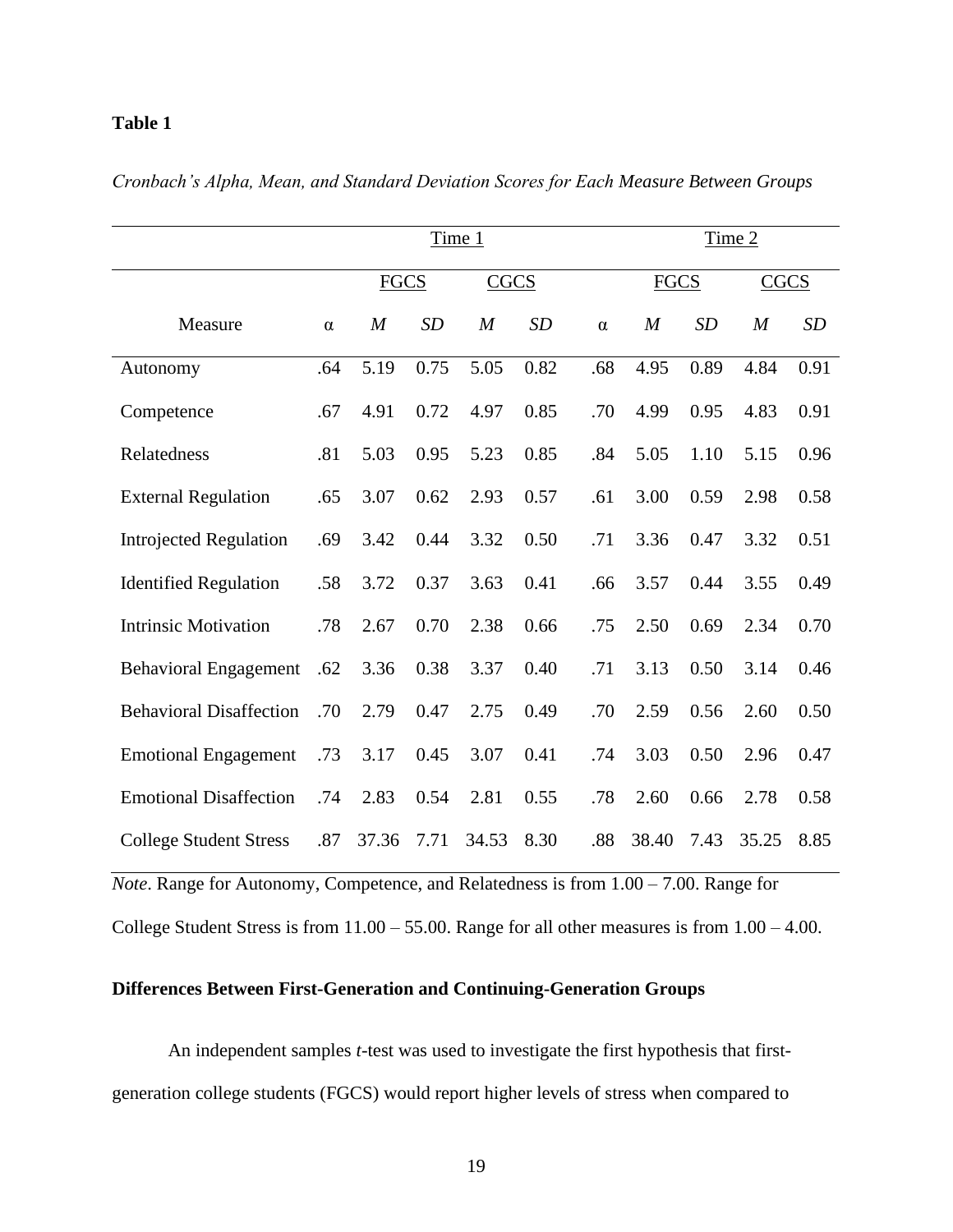**Table 1**

*Cronbach's Alpha, Mean, and Standard Deviation Scores for Each Measure Between Groups*

| | Time 1 | | | | | Time 2 | | | | |
|---|---|---|---|---|---|---|---|---|---|---|
| | | FGCS | | CGCS | | | FGCS | | CGCS | |
| Measure | α | *M* | *SD* | *M* | *SD* | α | *M* | *SD* | *M* | *SD* |
| Autonomy | .64 | 5.19 | 0.75 | 5.05 | 0.82 | .68 | 4.95 | 0.89 | 4.84 | 0.91 |
| Competence | .67 | 4.91 | 0.72 | 4.97 | 0.85 | .70 | 4.99 | 0.95 | 4.83 | 0.91 |
| Relatedness | .81 | 5.03 | 0.95 | 5.23 | 0.85 | .84 | 5.05 | 1.10 | 5.15 | 0.96 |
| External Regulation | .65 | 3.07 | 0.62 | 2.93 | 0.57 | .61 | 3.00 | 0.59 | 2.98 | 0.58 |
| Introjected Regulation | .69 | 3.42 | 0.44 | 3.32 | 0.50 | .71 | 3.36 | 0.47 | 3.32 | 0.51 |
| Identified Regulation | .58 | 3.72 | 0.37 | 3.63 | 0.41 | .66 | 3.57 | 0.44 | 3.55 | 0.49 |
| Intrinsic Motivation | .78 | 2.67 | 0.70 | 2.38 | 0.66 | .75 | 2.50 | 0.69 | 2.34 | 0.70 |
| Behavioral Engagement | .62 | 3.36 | 0.38 | 3.37 | 0.40 | .71 | 3.13 | 0.50 | 3.14 | 0.46 |
| Behavioral Disaffection | .70 | 2.79 | 0.47 | 2.75 | 0.49 | .70 | 2.59 | 0.56 | 2.60 | 0.50 |
| Emotional Engagement | .73 | 3.17 | 0.45 | 3.07 | 0.41 | .74 | 3.03 | 0.50 | 2.96 | 0.47 |
| Emotional Disaffection | .74 | 2.83 | 0.54 | 2.81 | 0.55 | .78 | 2.60 | 0.66 | 2.78 | 0.58 |
| College Student Stress | .87 | 37.36 | 7.71 | 34.53 | 8.30 | .88 | 38.40 | 7.43 | 35.25 | 8.85 |

*Note*. Range for Autonomy, Competence, and Relatedness is from 1.00 – 7.00. Range for College Student Stress is from 11.00 – 55.00. Range for all other measures is from 1.00 – 4.00.

**Differences Between First-Generation and Continuing-Generation Groups**

An independent samples *t*-test was used to investigate the first hypothesis that first-generation college students (FGCS) would report higher levels of stress when compared to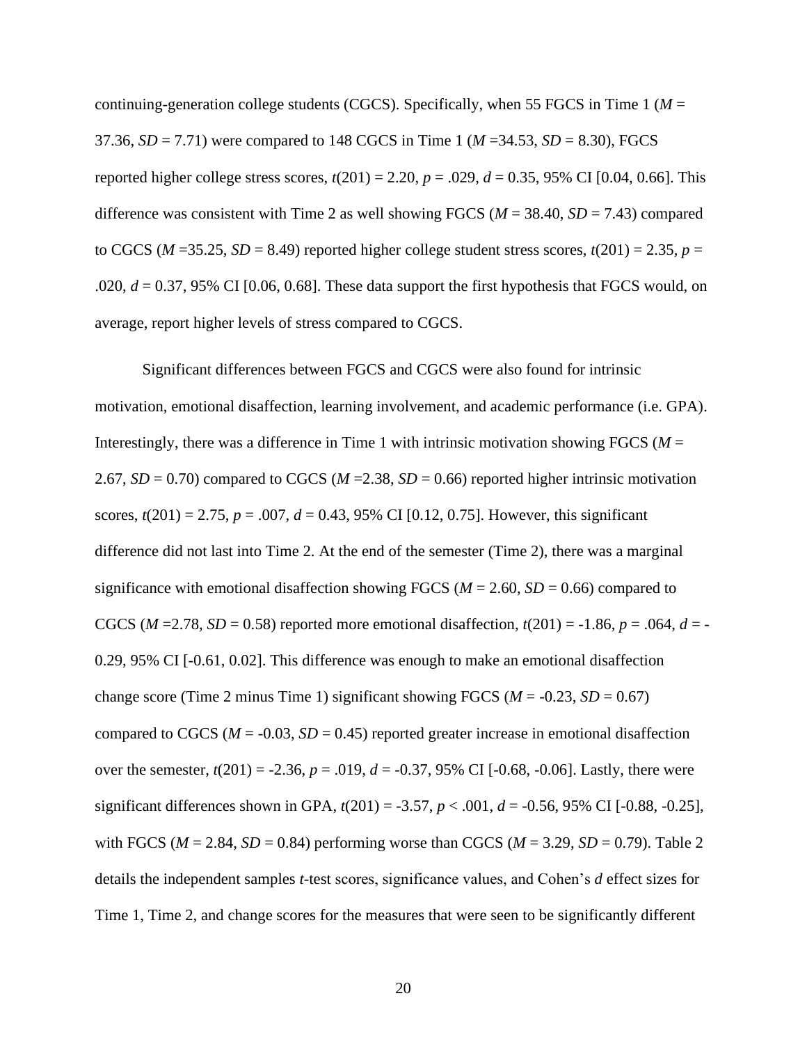continuing-generation college students (CGCS). Specifically, when 55 FGCS in Time 1 (*M* = 37.36, *SD* = 7.71) were compared to 148 CGCS in Time 1 (*M* =34.53, *SD* = 8.30), FGCS reported higher college stress scores, $t(201) = 2.20$, $p = .029$, $d = 0.35$, 95% CI [0.04, 0.66]. This difference was consistent with Time 2 as well showing FGCS (*M* = 38.40, *SD* = 7.43) compared to CGCS (*M* =35.25, *SD* = 8.49) reported higher college student stress scores, $t(201) = 2.35$, $p = .020$, $d = 0.37$, 95% CI [0.06, 0.68]. These data support the first hypothesis that FGCS would, on average, report higher levels of stress compared to CGCS.

Significant differences between FGCS and CGCS were also found for intrinsic motivation, emotional disaffection, learning involvement, and academic performance (i.e. GPA). Interestingly, there was a difference in Time 1 with intrinsic motivation showing FGCS (*M* = 2.67, *SD* = 0.70) compared to CGCS (*M* =2.38, *SD* = 0.66) reported higher intrinsic motivation scores, $t(201) = 2.75$, $p = .007$, $d = 0.43$, 95% CI [0.12, 0.75]. However, this significant difference did not last into Time 2. At the end of the semester (Time 2), there was a marginal significance with emotional disaffection showing FGCS (*M* = 2.60, *SD* = 0.66) compared to CGCS (*M* =2.78, *SD* = 0.58) reported more emotional disaffection, $t(201) = -1.86$, $p = .064$, $d = -0.29$, 95% CI [-0.61, 0.02]. This difference was enough to make an emotional disaffection change score (Time 2 minus Time 1) significant showing FGCS (*M* = -0.23, *SD* = 0.67) compared to CGCS (*M* = -0.03, *SD* = 0.45) reported greater increase in emotional disaffection over the semester, $t(201) = -2.36$, $p = .019$, $d = -0.37$, 95% CI [-0.68, -0.06]. Lastly, there were significant differences shown in GPA, $t(201) = -3.57$, $p < .001$, $d = -0.56$, 95% CI [-0.88, -0.25], with FGCS (*M* = 2.84, *SD* = 0.84) performing worse than CGCS (*M* = 3.29, *SD* = 0.79). Table 2 details the independent samples *t*-test scores, significance values, and Cohen's *d* effect sizes for Time 1, Time 2, and change scores for the measures that were seen to be significantly different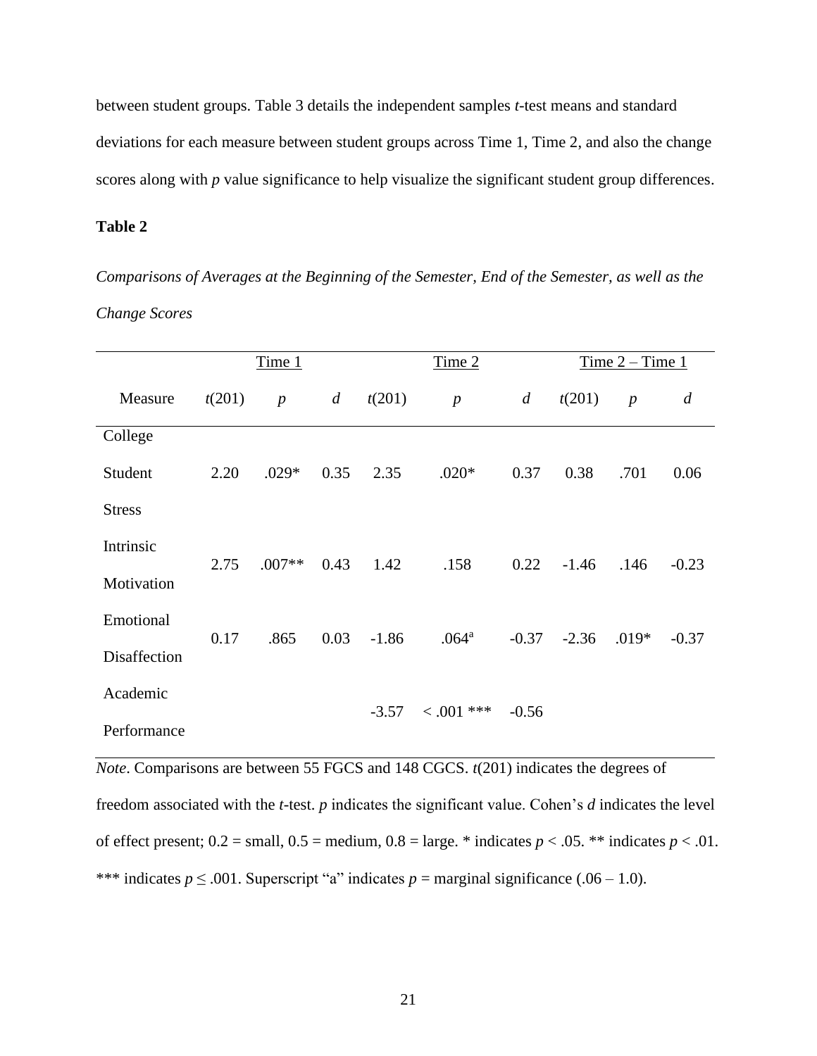between student groups. Table 3 details the independent samples *t*-test means and standard deviations for each measure between student groups across Time 1, Time 2, and also the change scores along with *p* value significance to help visualize the significant student group differences.

**Table 2**

*Comparisons of Averages at the Beginning of the Semester, End of the Semester, as well as the Change Scores*

| | Time 1 | | | Time 2 | | | Time 2 – Time 1 | | |
|---|---|---|---|---|---|---|---|---|---|
| Measure | $t(201)$ | $p$ | $d$ | $t(201)$ | $p$ | $d$ | $t(201)$ | $p$ | $d$ |
| College Student Stress | 2.20 | .029* | 0.35 | 2.35 | .020* | 0.37 | 0.38 | .701 | 0.06 |
| Intrinsic Motivation | 2.75 | .007** | 0.43 | 1.42 | .158 | 0.22 | -1.46 | .146 | -0.23 |
| Emotional Disaffection | 0.17 | .865 | 0.03 | -1.86 | .064[a] | -0.37 | -2.36 | .019* | -0.37 |
| Academic Performance | | | | -3.57 | < .001 *** | -0.56 | | | |

*Note*. Comparisons are between 55 FGCS and 148 CGCS. $t(201)$ indicates the degrees of freedom associated with the *t*-test. *p* indicates the significant value. Cohen's *d* indicates the level of effect present; 0.2 = small, 0.5 = medium, 0.8 = large. * indicates $p < .05$. ** indicates $p < .01$. *** indicates $p \leq .001$. Superscript "a" indicates $p$ = marginal significance (.06 – 1.0).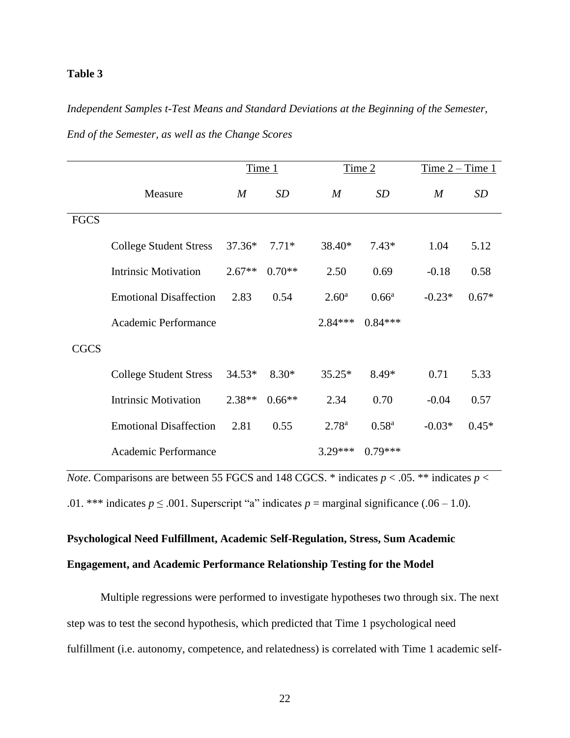**Table 3**

*Independent Samples t-Test Means and Standard Deviations at the Beginning of the Semester, End of the Semester, as well as the Change Scores*

| | Measure | Time 1 | | Time 2 | | Time 2 – Time 1 | |
|---|---|---|---|---|---|---|---|
| | | *M* | *SD* | *M* | *SD* | *M* | *SD* |
| FGCS | | | | | | | |
| | College Student Stress | 37.36* | 7.71* | 38.40* | 7.43* | 1.04 | 5.12 |
| | Intrinsic Motivation | 2.67** | 0.70** | 2.50 | 0.69 | -0.18 | 0.58 |
| | Emotional Disaffection | 2.83 | 0.54 | 2.60[a] | 0.66[a] | -0.23* | 0.67* |
| | Academic Performance | | | 2.84*** | 0.84*** | | |
| CGCS | | | | | | | |
| | College Student Stress | 34.53* | 8.30* | 35.25* | 8.49* | 0.71 | 5.33 |
| | Intrinsic Motivation | 2.38** | 0.66** | 2.34 | 0.70 | -0.04 | 0.57 |
| | Emotional Disaffection | 2.81 | 0.55 | 2.78[a] | 0.58[a] | -0.03* | 0.45* |
| | Academic Performance | | | 3.29*** | 0.79*** | | |

*Note*. Comparisons are between 55 FGCS and 148 CGCS. * indicates $p < .05$. ** indicates $p < .01$. *** indicates $p \leq .001$. Superscript "a" indicates $p$ = marginal significance (.06 – 1.0).

**Psychological Need Fulfillment, Academic Self-Regulation, Stress, Sum Academic Engagement, and Academic Performance Relationship Testing for the Model**

Multiple regressions were performed to investigate hypotheses two through six. The next step was to test the second hypothesis, which predicted that Time 1 psychological need fulfillment (i.e. autonomy, competence, and relatedness) is correlated with Time 1 academic self-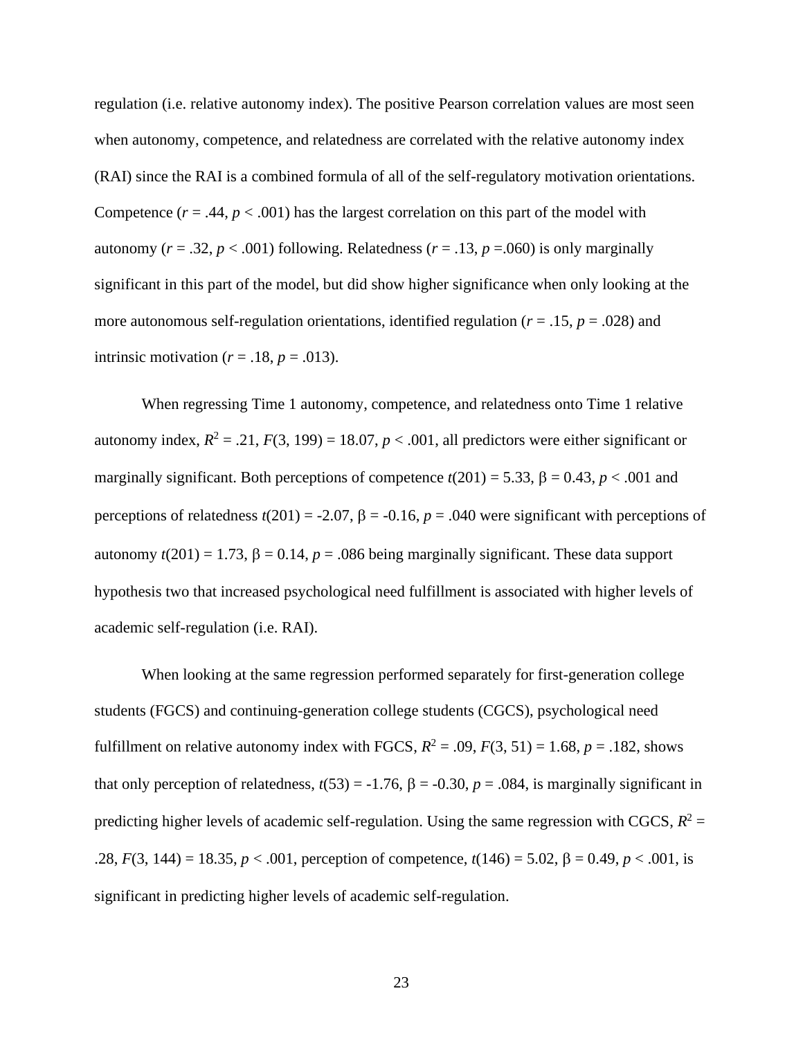regulation (i.e. relative autonomy index). The positive Pearson correlation values are most seen when autonomy, competence, and relatedness are correlated with the relative autonomy index (RAI) since the RAI is a combined formula of all of the self-regulatory motivation orientations. Competence ($r = .44$, $p < .001$) has the largest correlation on this part of the model with autonomy ($r = .32$, $p < .001$) following. Relatedness ($r = .13$, $p = .060$) is only marginally significant in this part of the model, but did show higher significance when only looking at the more autonomous self-regulation orientations, identified regulation ($r = .15$, $p = .028$) and intrinsic motivation ($r = .18$, $p = .013$).

When regressing Time 1 autonomy, competence, and relatedness onto Time 1 relative autonomy index, $R^2 = .21$, $F(3, 199) = 18.07$, $p < .001$, all predictors were either significant or marginally significant. Both perceptions of competence $t(201) = 5.33$, $\beta = 0.43$, $p < .001$ and perceptions of relatedness $t(201) = -2.07$, $\beta = -0.16$, $p = .040$ were significant with perceptions of autonomy $t(201) = 1.73$, $\beta = 0.14$, $p = .086$ being marginally significant. These data support hypothesis two that increased psychological need fulfillment is associated with higher levels of academic self-regulation (i.e. RAI).

When looking at the same regression performed separately for first-generation college students (FGCS) and continuing-generation college students (CGCS), psychological need fulfillment on relative autonomy index with FGCS, $R^2 = .09$, $F(3, 51) = 1.68$, $p = .182$, shows that only perception of relatedness, $t(53) = -1.76$, $\beta = -0.30$, $p = .084$, is marginally significant in predicting higher levels of academic self-regulation. Using the same regression with CGCS, $R^2 = .28$, $F(3, 144) = 18.35$, $p < .001$, perception of competence, $t(146) = 5.02$, $\beta = 0.49$, $p < .001$, is significant in predicting higher levels of academic self-regulation.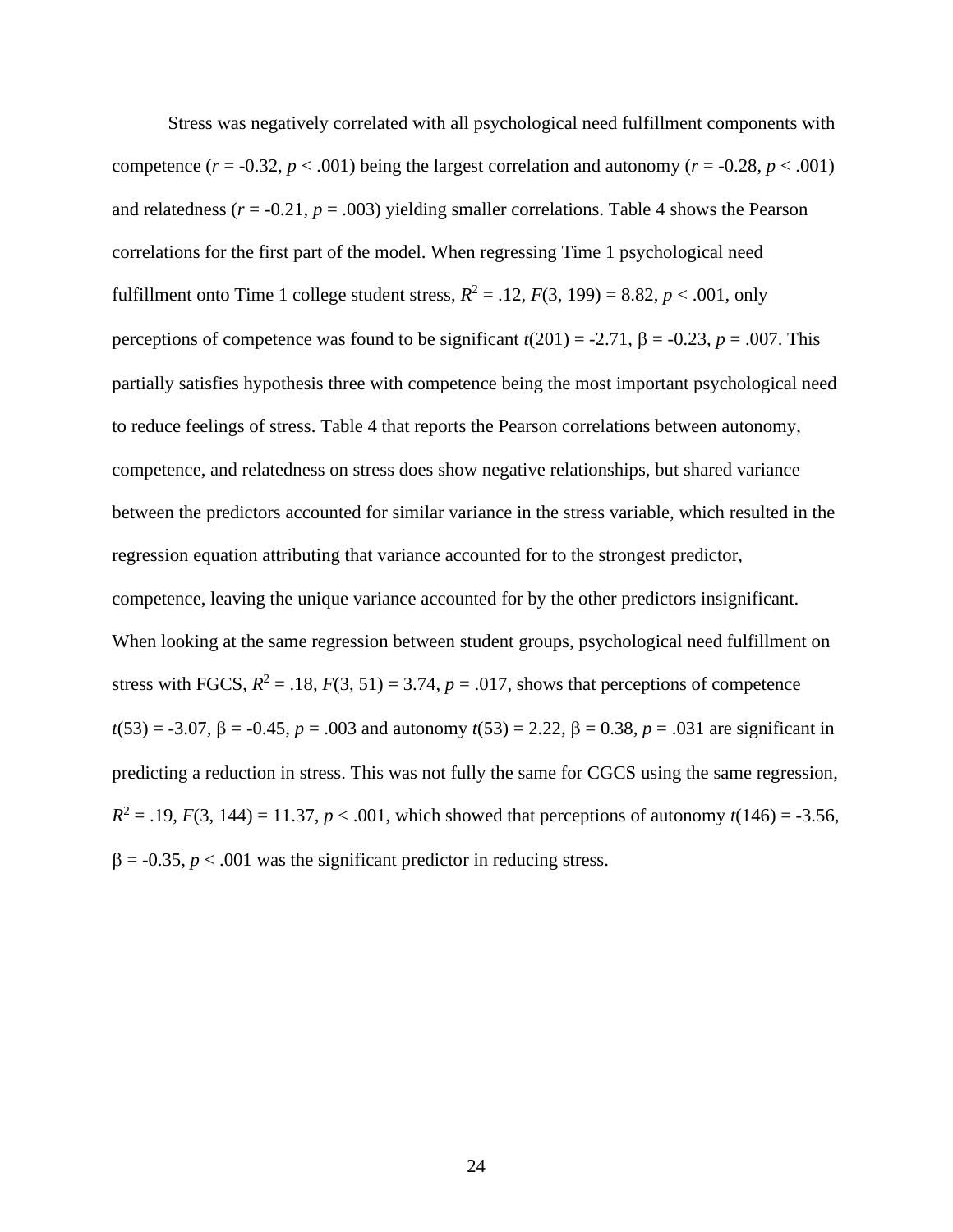Stress was negatively correlated with all psychological need fulfillment components with competence ($r = -0.32$, $p < .001$) being the largest correlation and autonomy ($r = -0.28$, $p < .001$) and relatedness ($r = -0.21$, $p = .003$) yielding smaller correlations. Table 4 shows the Pearson correlations for the first part of the model. When regressing Time 1 psychological need fulfillment onto Time 1 college student stress, $R^2 = .12$, $F(3, 199) = 8.82$, $p < .001$, only perceptions of competence was found to be significant $t(201) = -2.71$, $\beta = -0.23$, $p = .007$. This partially satisfies hypothesis three with competence being the most important psychological need to reduce feelings of stress. Table 4 that reports the Pearson correlations between autonomy, competence, and relatedness on stress does show negative relationships, but shared variance between the predictors accounted for similar variance in the stress variable, which resulted in the regression equation attributing that variance accounted for to the strongest predictor, competence, leaving the unique variance accounted for by the other predictors insignificant. When looking at the same regression between student groups, psychological need fulfillment on stress with FGCS, $R^2 = .18$, $F(3, 51) = 3.74$, $p = .017$, shows that perceptions of competence $t(53) = -3.07$, $\beta = -0.45$, $p = .003$ and autonomy $t(53) = 2.22$, $\beta = 0.38$, $p = .031$ are significant in predicting a reduction in stress. This was not fully the same for CGCS using the same regression, $R^2 = .19$, $F(3, 144) = 11.37$, $p < .001$, which showed that perceptions of autonomy $t(146) = -3.56$, $\beta = -0.35$, $p < .001$ was the significant predictor in reducing stress.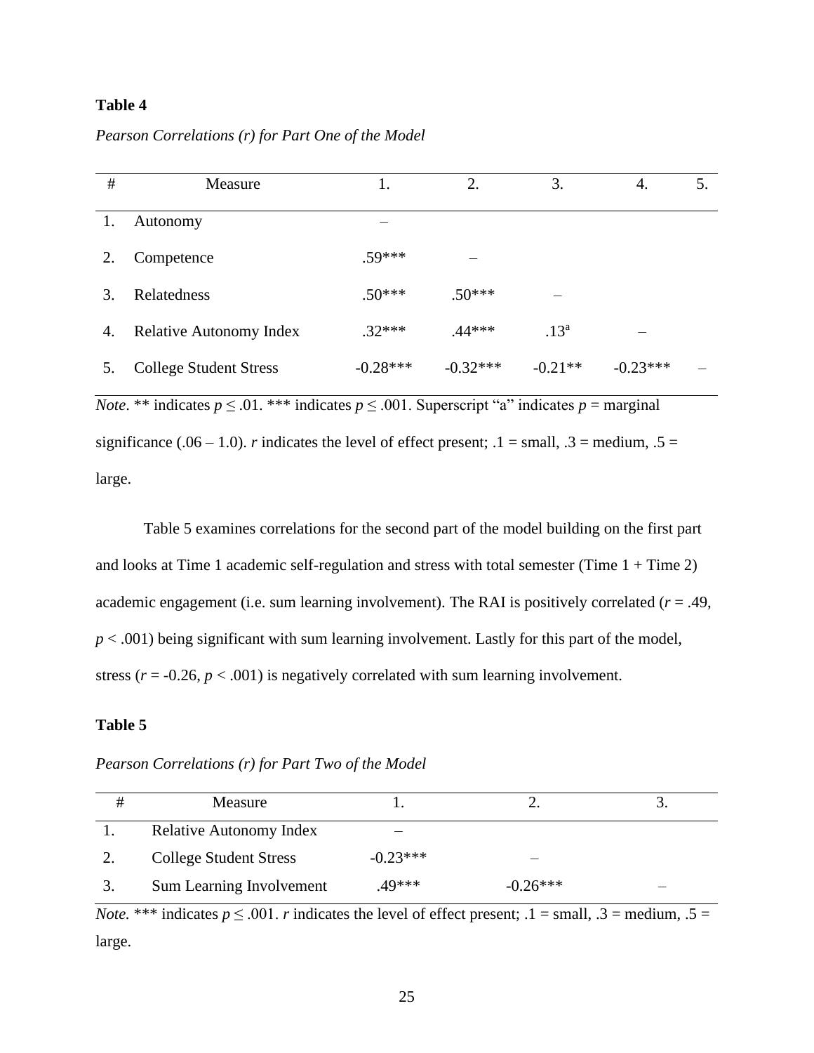**Table 4**

*Pearson Correlations (r) for Part One of the Model*

| # | Measure | 1. | 2. | 3. | 4. | 5. |
|---|---|---|---|---|---|---|
| 1. | Autonomy | – | | | | |
| 2. | Competence | .59*** | – | | | |
| 3. | Relatedness | .50*** | .50*** | – | | |
| 4. | Relative Autonomy Index | .32*** | .44*** | .13[a] | – | |
| 5. | College Student Stress | -0.28*** | -0.32*** | -0.21** | -0.23*** | – |

*Note*. ** indicates $p \leq .01$. *** indicates $p \leq .001$. Superscript "a" indicates $p$ = marginal significance (.06 – 1.0). *r* indicates the level of effect present; .1 = small, .3 = medium, .5 = large.

Table 5 examines correlations for the second part of the model building on the first part and looks at Time 1 academic self-regulation and stress with total semester (Time 1 + Time 2) academic engagement (i.e. sum learning involvement). The RAI is positively correlated ($r = .49$, $p < .001$) being significant with sum learning involvement. Lastly for this part of the model, stress ($r = -0.26$, $p < .001$) is negatively correlated with sum learning involvement.

**Table 5**

*Pearson Correlations (r) for Part Two of the Model*

| # | Measure | 1. | 2. | 3. |
|---|---|---|---|---|
| 1. | Relative Autonomy Index | – | | |
| 2. | College Student Stress | -0.23*** | – | |
| 3. | Sum Learning Involvement | .49*** | -0.26*** | – |

*Note.* *** indicates $p \leq .001$. *r* indicates the level of effect present; .1 = small, .3 = medium, .5 = large.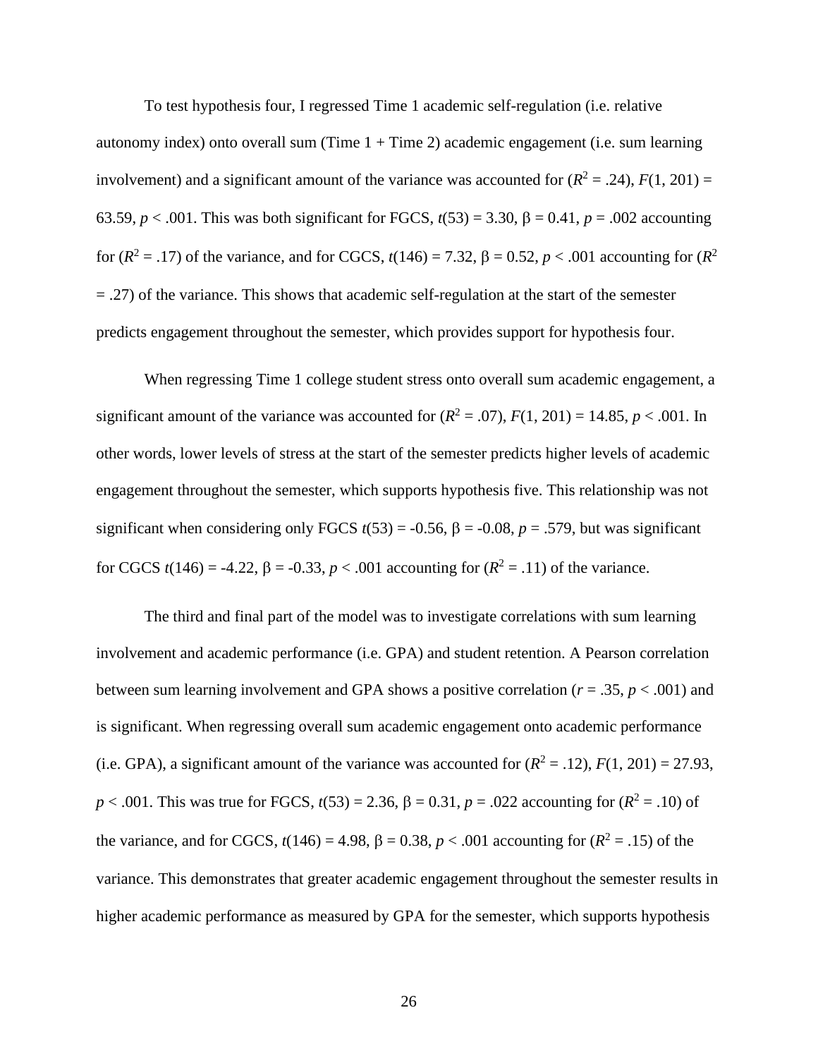To test hypothesis four, I regressed Time 1 academic self-regulation (i.e. relative autonomy index) onto overall sum (Time 1 + Time 2) academic engagement (i.e. sum learning involvement) and a significant amount of the variance was accounted for ($R^2 = .24$), $F(1, 201) = 63.59$, $p < .001$. This was both significant for FGCS, $t(53) = 3.30$, $\beta = 0.41$, $p = .002$ accounting for ($R^2 = .17$) of the variance, and for CGCS, $t(146) = 7.32$, $\beta = 0.52$, $p < .001$ accounting for ($R^2 = .27$) of the variance. This shows that academic self-regulation at the start of the semester predicts engagement throughout the semester, which provides support for hypothesis four.

When regressing Time 1 college student stress onto overall sum academic engagement, a significant amount of the variance was accounted for ($R^2 = .07$), $F(1, 201) = 14.85$, $p < .001$. In other words, lower levels of stress at the start of the semester predicts higher levels of academic engagement throughout the semester, which supports hypothesis five. This relationship was not significant when considering only FGCS $t(53) = -0.56$, $\beta = -0.08$, $p = .579$, but was significant for CGCS $t(146) = -4.22$, $\beta = -0.33$, $p < .001$ accounting for ($R^2 = .11$) of the variance.

The third and final part of the model was to investigate correlations with sum learning involvement and academic performance (i.e. GPA) and student retention. A Pearson correlation between sum learning involvement and GPA shows a positive correlation ($r = .35$, $p < .001$) and is significant. When regressing overall sum academic engagement onto academic performance (i.e. GPA), a significant amount of the variance was accounted for ($R^2 = .12$), $F(1, 201) = 27.93$, $p < .001$. This was true for FGCS, $t(53) = 2.36$, $\beta = 0.31$, $p = .022$ accounting for ($R^2 = .10$) of the variance, and for CGCS, $t(146) = 4.98$, $\beta = 0.38$, $p < .001$ accounting for ($R^2 = .15$) of the variance. This demonstrates that greater academic engagement throughout the semester results in higher academic performance as measured by GPA for the semester, which supports hypothesis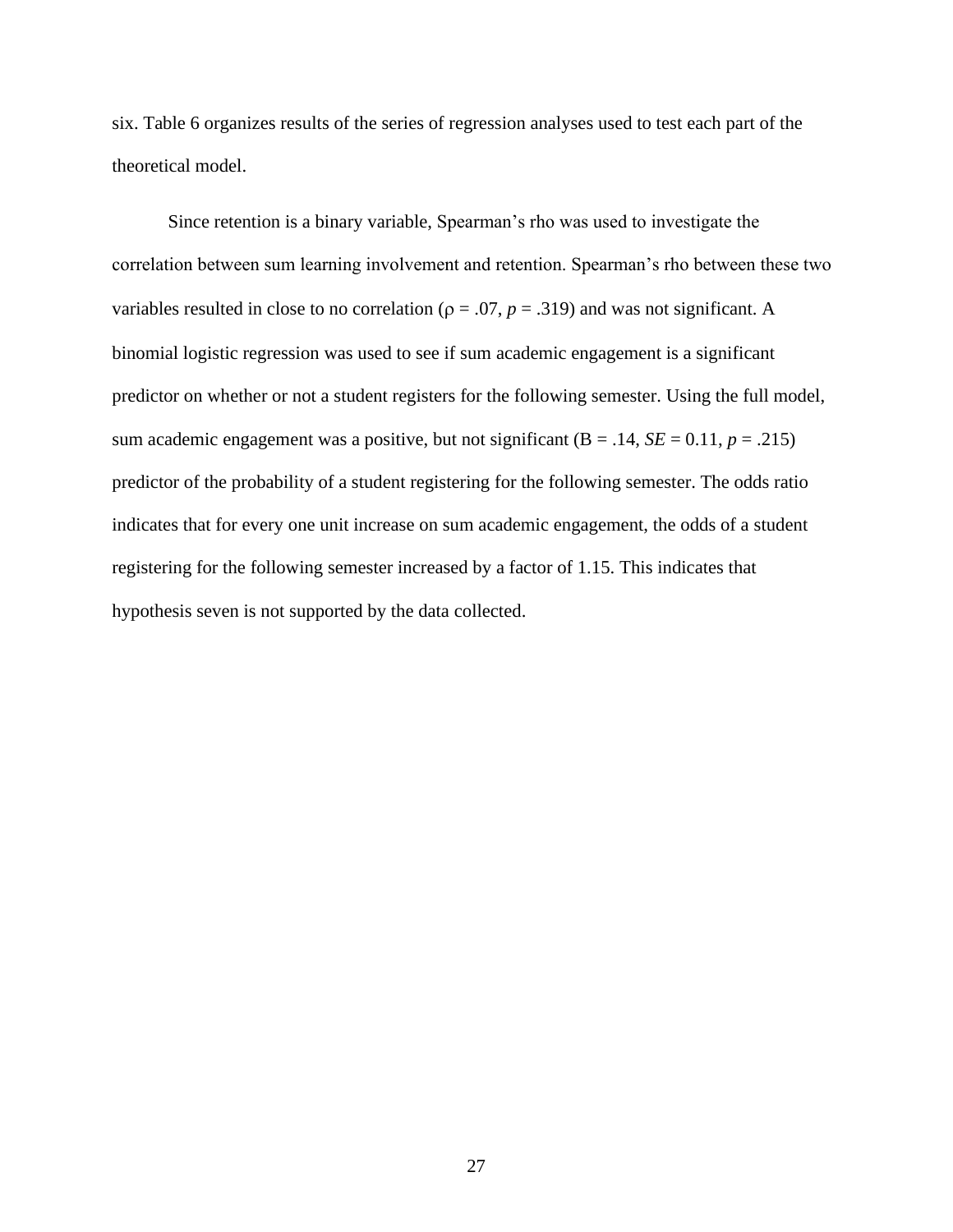six. Table 6 organizes results of the series of regression analyses used to test each part of the theoretical model.

Since retention is a binary variable, Spearman's rho was used to investigate the correlation between sum learning involvement and retention. Spearman's rho between these two variables resulted in close to no correlation ($\rho = .07$, $p = .319$) and was not significant. A binomial logistic regression was used to see if sum academic engagement is a significant predictor on whether or not a student registers for the following semester. Using the full model, sum academic engagement was a positive, but not significant ($B = .14$, $SE = 0.11$, $p = .215$) predictor of the probability of a student registering for the following semester. The odds ratio indicates that for every one unit increase on sum academic engagement, the odds of a student registering for the following semester increased by a factor of 1.15. This indicates that hypothesis seven is not supported by the data collected.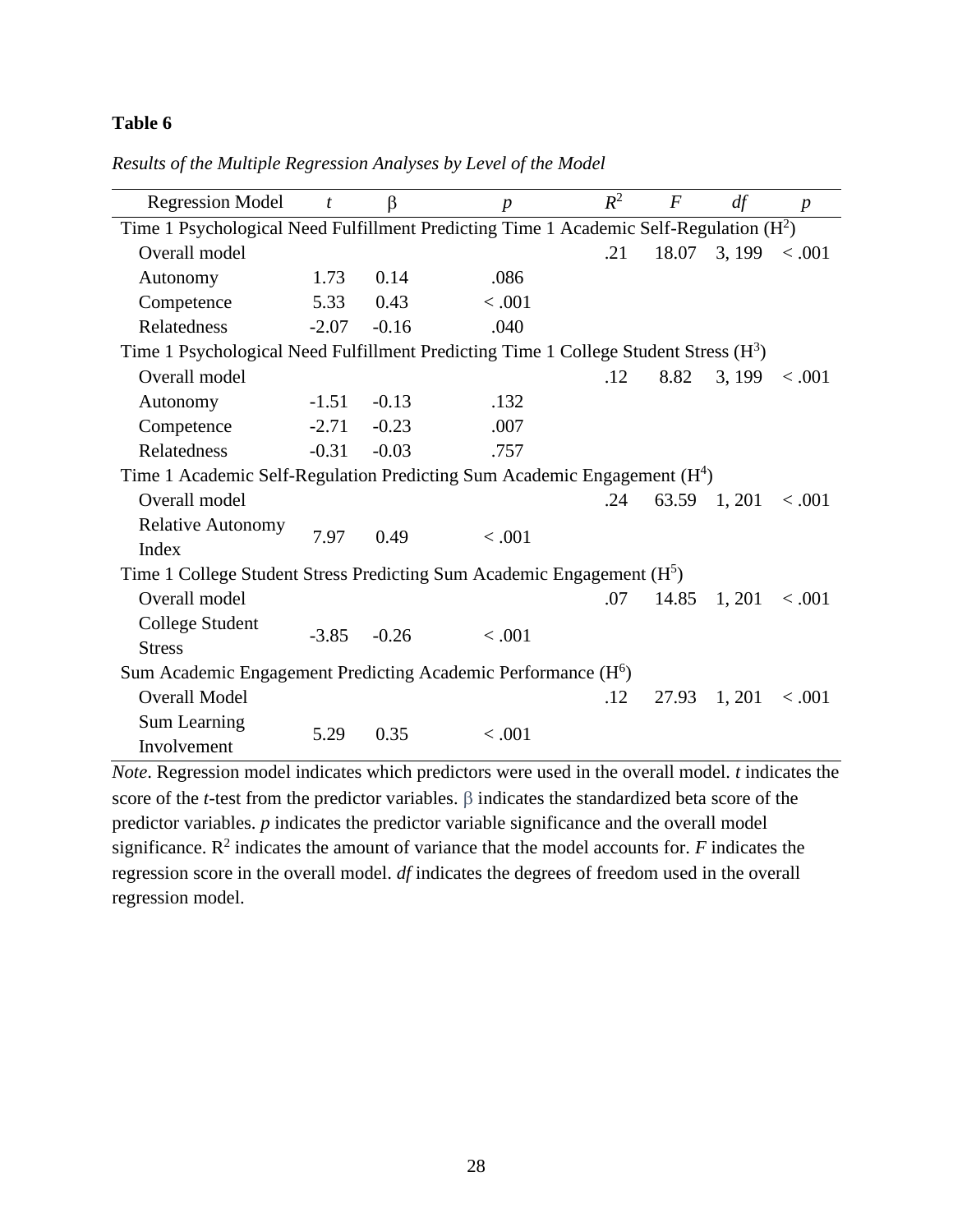**Table 6**

*Results of the Multiple Regression Analyses by Level of the Model*

| Regression Model | *t* | β | *p* | $R^2$ | *F* | *df* | *p* |
|---|---|---|---|---|---|---|---|
| Time 1 Psychological Need Fulfillment Predicting Time 1 Academic Self-Regulation (H[2]) | | | | | | | |
| Overall model | | | | .21 | 18.07 | 3, 199 | < .001 |
| Autonomy | 1.73 | 0.14 | .086 | | | | |
| Competence | 5.33 | 0.43 | < .001 | | | | |
| Relatedness | -2.07 | -0.16 | .040 | | | | |
| Time 1 Psychological Need Fulfillment Predicting Time 1 College Student Stress (H[3]) | | | | | | | |
| Overall model | | | | .12 | 8.82 | 3, 199 | < .001 |
| Autonomy | -1.51 | -0.13 | .132 | | | | |
| Competence | -2.71 | -0.23 | .007 | | | | |
| Relatedness | -0.31 | -0.03 | .757 | | | | |
| Time 1 Academic Self-Regulation Predicting Sum Academic Engagement (H[4]) | | | | | | | |
| Overall model | | | | .24 | 63.59 | 1, 201 | < .001 |
| Relative Autonomy Index | 7.97 | 0.49 | < .001 | | | | |
| Time 1 College Student Stress Predicting Sum Academic Engagement (H[5]) | | | | | | | |
| Overall model | | | | .07 | 14.85 | 1, 201 | < .001 |
| College Student Stress | -3.85 | -0.26 | < .001 | | | | |
| Sum Academic Engagement Predicting Academic Performance (H[6]) | | | | | | | |
| Overall Model | | | | .12 | 27.93 | 1, 201 | < .001 |
| Sum Learning Involvement | 5.29 | 0.35 | < .001 | | | | |

*Note*. Regression model indicates which predictors were used in the overall model. *t* indicates the score of the *t*-test from the predictor variables. β indicates the standardized beta score of the predictor variables. *p* indicates the predictor variable significance and the overall model significance. $R^2$ indicates the amount of variance that the model accounts for. *F* indicates the regression score in the overall model. *df* indicates the degrees of freedom used in the overall regression model.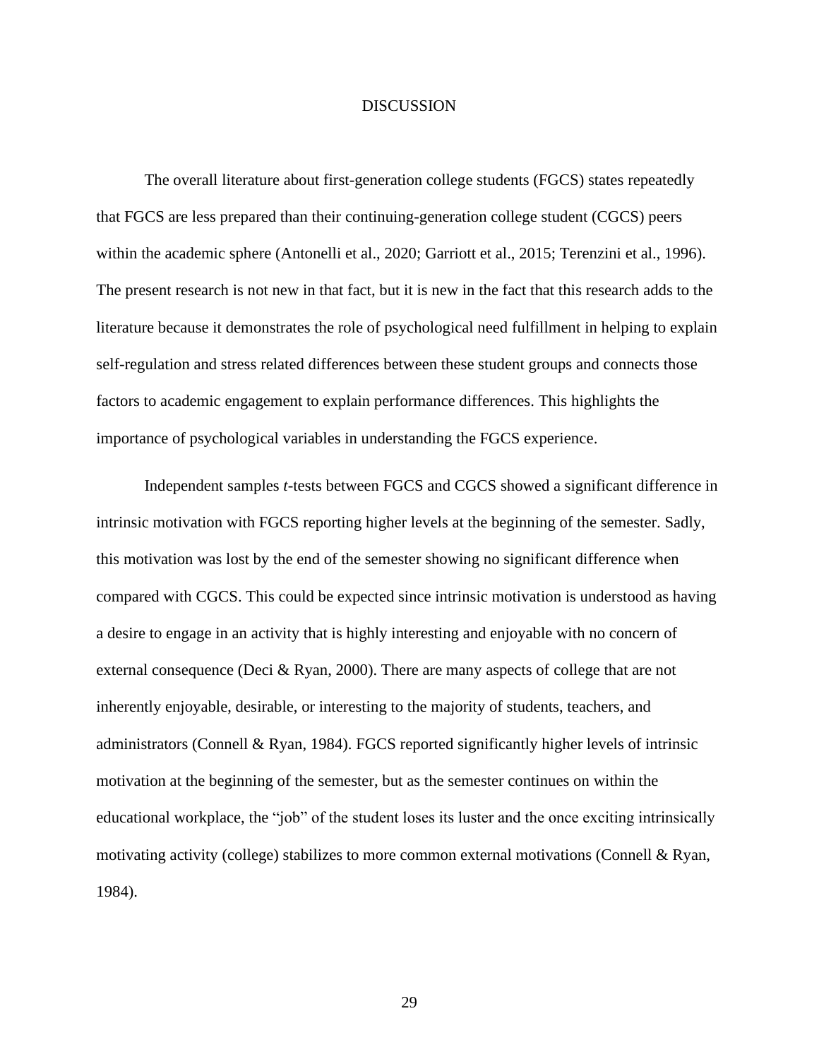# DISCUSSION

The overall literature about first-generation college students (FGCS) states repeatedly that FGCS are less prepared than their continuing-generation college student (CGCS) peers within the academic sphere (Antonelli et al., 2020; Garriott et al., 2015; Terenzini et al., 1996). The present research is not new in that fact, but it is new in the fact that this research adds to the literature because it demonstrates the role of psychological need fulfillment in helping to explain self-regulation and stress related differences between these student groups and connects those factors to academic engagement to explain performance differences. This highlights the importance of psychological variables in understanding the FGCS experience.

Independent samples *t*-tests between FGCS and CGCS showed a significant difference in intrinsic motivation with FGCS reporting higher levels at the beginning of the semester. Sadly, this motivation was lost by the end of the semester showing no significant difference when compared with CGCS. This could be expected since intrinsic motivation is understood as having a desire to engage in an activity that is highly interesting and enjoyable with no concern of external consequence (Deci & Ryan, 2000). There are many aspects of college that are not inherently enjoyable, desirable, or interesting to the majority of students, teachers, and administrators (Connell & Ryan, 1984). FGCS reported significantly higher levels of intrinsic motivation at the beginning of the semester, but as the semester continues on within the educational workplace, the "job" of the student loses its luster and the once exciting intrinsically motivating activity (college) stabilizes to more common external motivations (Connell & Ryan, 1984).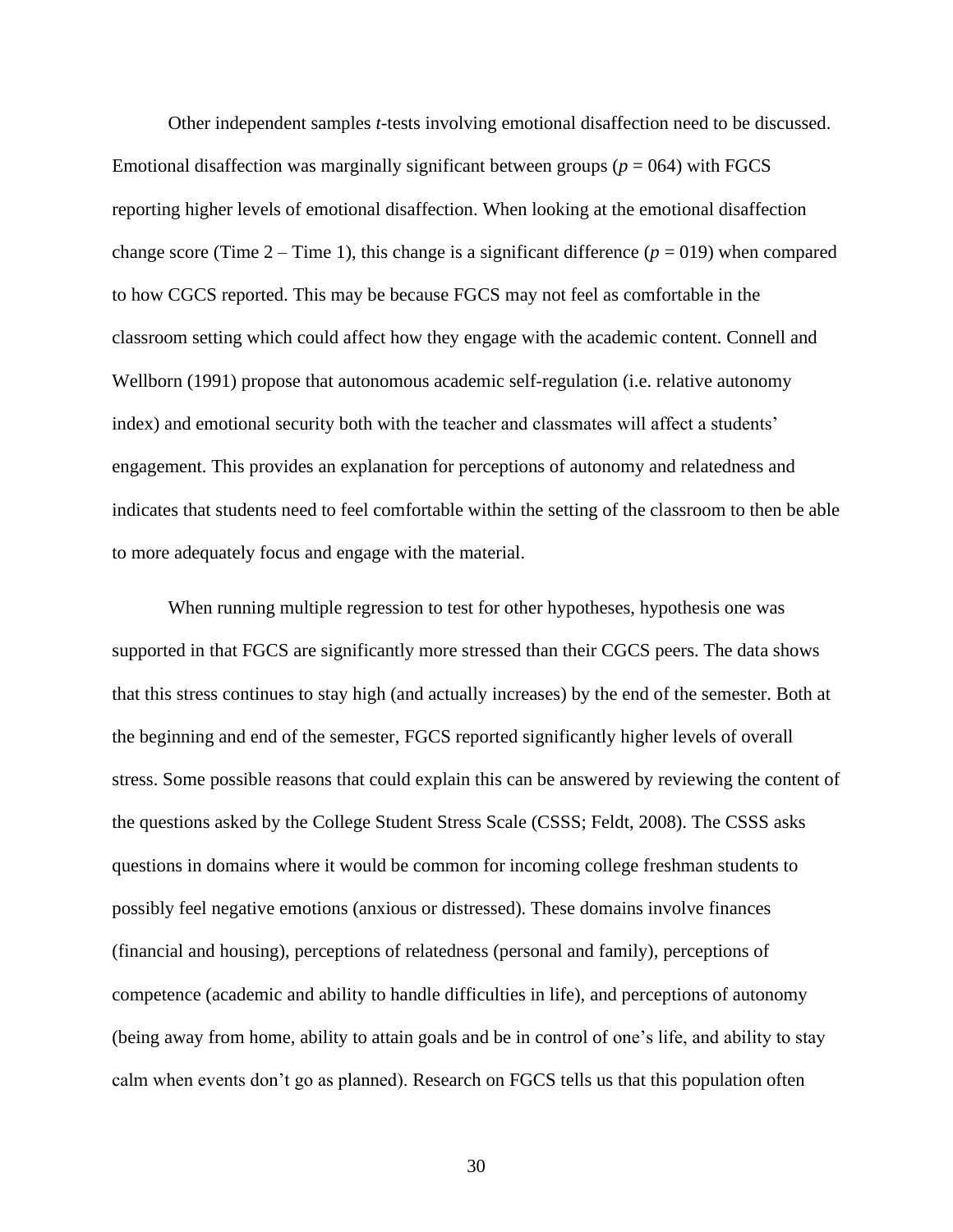Other independent samples *t*-tests involving emotional disaffection need to be discussed. Emotional disaffection was marginally significant between groups ($p$ = 064) with FGCS reporting higher levels of emotional disaffection. When looking at the emotional disaffection change score (Time 2 – Time 1), this change is a significant difference ($p$ = 019) when compared to how CGCS reported. This may be because FGCS may not feel as comfortable in the classroom setting which could affect how they engage with the academic content. Connell and Wellborn (1991) propose that autonomous academic self-regulation (i.e. relative autonomy index) and emotional security both with the teacher and classmates will affect a students' engagement. This provides an explanation for perceptions of autonomy and relatedness and indicates that students need to feel comfortable within the setting of the classroom to then be able to more adequately focus and engage with the material.

When running multiple regression to test for other hypotheses, hypothesis one was supported in that FGCS are significantly more stressed than their CGCS peers. The data shows that this stress continues to stay high (and actually increases) by the end of the semester. Both at the beginning and end of the semester, FGCS reported significantly higher levels of overall stress. Some possible reasons that could explain this can be answered by reviewing the content of the questions asked by the College Student Stress Scale (CSSS; Feldt, 2008). The CSSS asks questions in domains where it would be common for incoming college freshman students to possibly feel negative emotions (anxious or distressed). These domains involve finances (financial and housing), perceptions of relatedness (personal and family), perceptions of competence (academic and ability to handle difficulties in life), and perceptions of autonomy (being away from home, ability to attain goals and be in control of one's life, and ability to stay calm when events don't go as planned). Research on FGCS tells us that this population often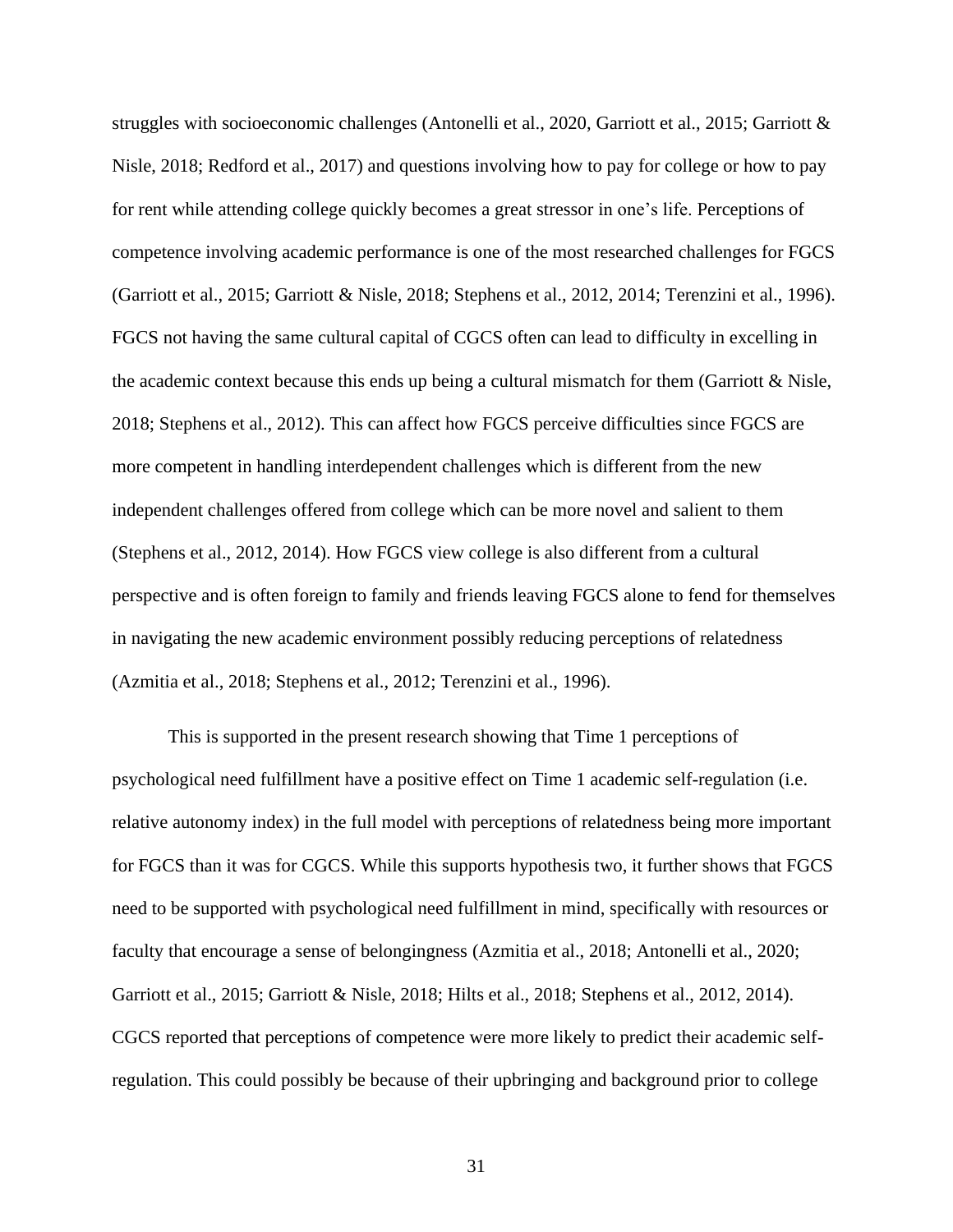struggles with socioeconomic challenges (Antonelli et al., 2020, Garriott et al., 2015; Garriott & Nisle, 2018; Redford et al., 2017) and questions involving how to pay for college or how to pay for rent while attending college quickly becomes a great stressor in one's life. Perceptions of competence involving academic performance is one of the most researched challenges for FGCS (Garriott et al., 2015; Garriott & Nisle, 2018; Stephens et al., 2012, 2014; Terenzini et al., 1996). FGCS not having the same cultural capital of CGCS often can lead to difficulty in excelling in the academic context because this ends up being a cultural mismatch for them (Garriott & Nisle, 2018; Stephens et al., 2012). This can affect how FGCS perceive difficulties since FGCS are more competent in handling interdependent challenges which is different from the new independent challenges offered from college which can be more novel and salient to them (Stephens et al., 2012, 2014). How FGCS view college is also different from a cultural perspective and is often foreign to family and friends leaving FGCS alone to fend for themselves in navigating the new academic environment possibly reducing perceptions of relatedness (Azmitia et al., 2018; Stephens et al., 2012; Terenzini et al., 1996).

This is supported in the present research showing that Time 1 perceptions of psychological need fulfillment have a positive effect on Time 1 academic self-regulation (i.e. relative autonomy index) in the full model with perceptions of relatedness being more important for FGCS than it was for CGCS. While this supports hypothesis two, it further shows that FGCS need to be supported with psychological need fulfillment in mind, specifically with resources or faculty that encourage a sense of belongingness (Azmitia et al., 2018; Antonelli et al., 2020; Garriott et al., 2015; Garriott & Nisle, 2018; Hilts et al., 2018; Stephens et al., 2012, 2014). CGCS reported that perceptions of competence were more likely to predict their academic self-regulation. This could possibly be because of their upbringing and background prior to college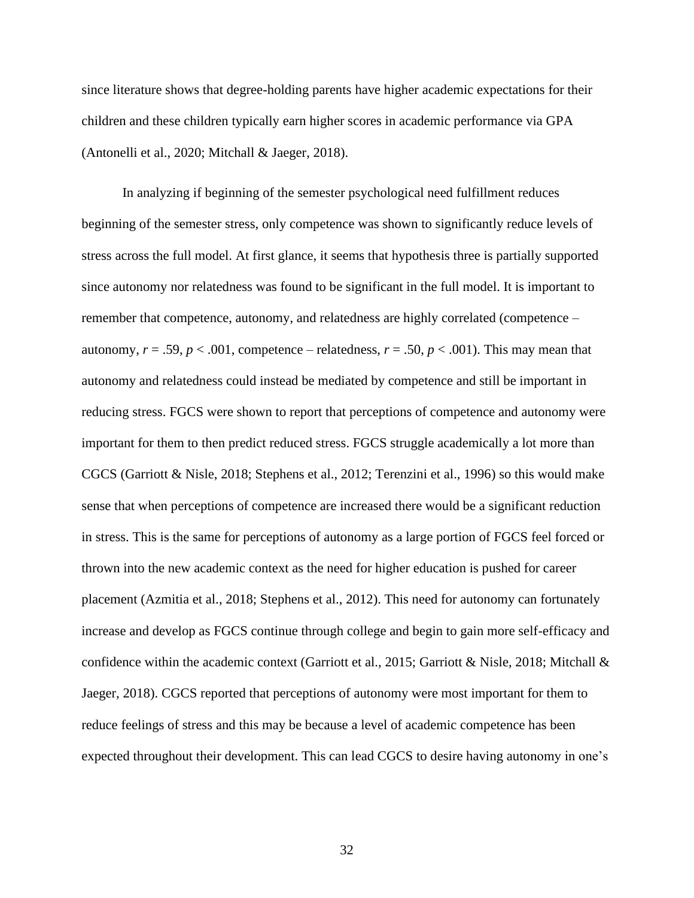since literature shows that degree-holding parents have higher academic expectations for their children and these children typically earn higher scores in academic performance via GPA (Antonelli et al., 2020; Mitchall & Jaeger, 2018).

In analyzing if beginning of the semester psychological need fulfillment reduces beginning of the semester stress, only competence was shown to significantly reduce levels of stress across the full model. At first glance, it seems that hypothesis three is partially supported since autonomy nor relatedness was found to be significant in the full model. It is important to remember that competence, autonomy, and relatedness are highly correlated (competence – autonomy, $r = .59$, $p < .001$, competence – relatedness, $r = .50$, $p < .001$). This may mean that autonomy and relatedness could instead be mediated by competence and still be important in reducing stress. FGCS were shown to report that perceptions of competence and autonomy were important for them to then predict reduced stress. FGCS struggle academically a lot more than CGCS (Garriott & Nisle, 2018; Stephens et al., 2012; Terenzini et al., 1996) so this would make sense that when perceptions of competence are increased there would be a significant reduction in stress. This is the same for perceptions of autonomy as a large portion of FGCS feel forced or thrown into the new academic context as the need for higher education is pushed for career placement (Azmitia et al., 2018; Stephens et al., 2012). This need for autonomy can fortunately increase and develop as FGCS continue through college and begin to gain more self-efficacy and confidence within the academic context (Garriott et al., 2015; Garriott & Nisle, 2018; Mitchall & Jaeger, 2018). CGCS reported that perceptions of autonomy were most important for them to reduce feelings of stress and this may be because a level of academic competence has been expected throughout their development. This can lead CGCS to desire having autonomy in one's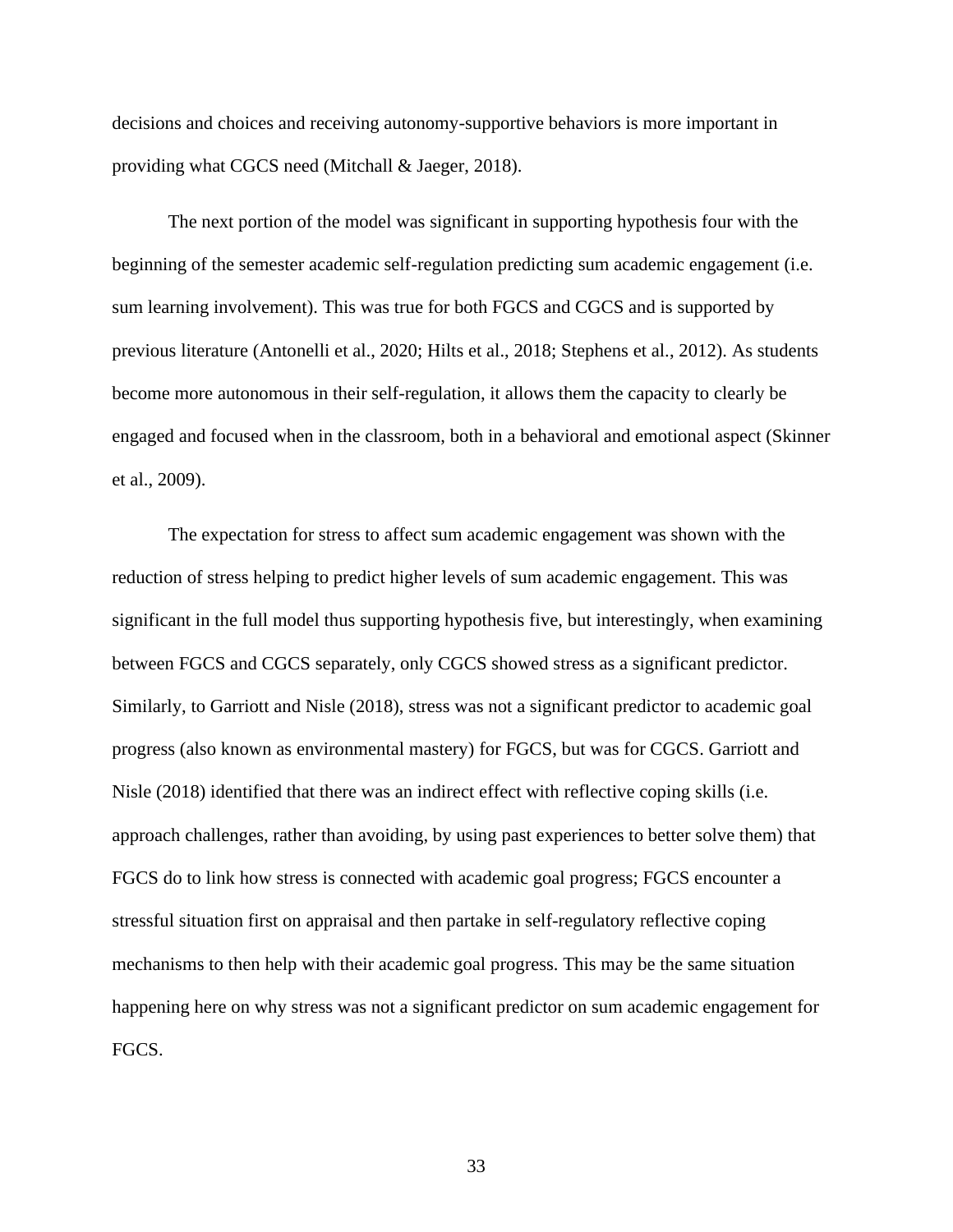decisions and choices and receiving autonomy-supportive behaviors is more important in providing what CGCS need (Mitchall & Jaeger, 2018).

The next portion of the model was significant in supporting hypothesis four with the beginning of the semester academic self-regulation predicting sum academic engagement (i.e. sum learning involvement). This was true for both FGCS and CGCS and is supported by previous literature (Antonelli et al., 2020; Hilts et al., 2018; Stephens et al., 2012). As students become more autonomous in their self-regulation, it allows them the capacity to clearly be engaged and focused when in the classroom, both in a behavioral and emotional aspect (Skinner et al., 2009).

The expectation for stress to affect sum academic engagement was shown with the reduction of stress helping to predict higher levels of sum academic engagement. This was significant in the full model thus supporting hypothesis five, but interestingly, when examining between FGCS and CGCS separately, only CGCS showed stress as a significant predictor. Similarly, to Garriott and Nisle (2018), stress was not a significant predictor to academic goal progress (also known as environmental mastery) for FGCS, but was for CGCS. Garriott and Nisle (2018) identified that there was an indirect effect with reflective coping skills (i.e. approach challenges, rather than avoiding, by using past experiences to better solve them) that FGCS do to link how stress is connected with academic goal progress; FGCS encounter a stressful situation first on appraisal and then partake in self-regulatory reflective coping mechanisms to then help with their academic goal progress. This may be the same situation happening here on why stress was not a significant predictor on sum academic engagement for FGCS.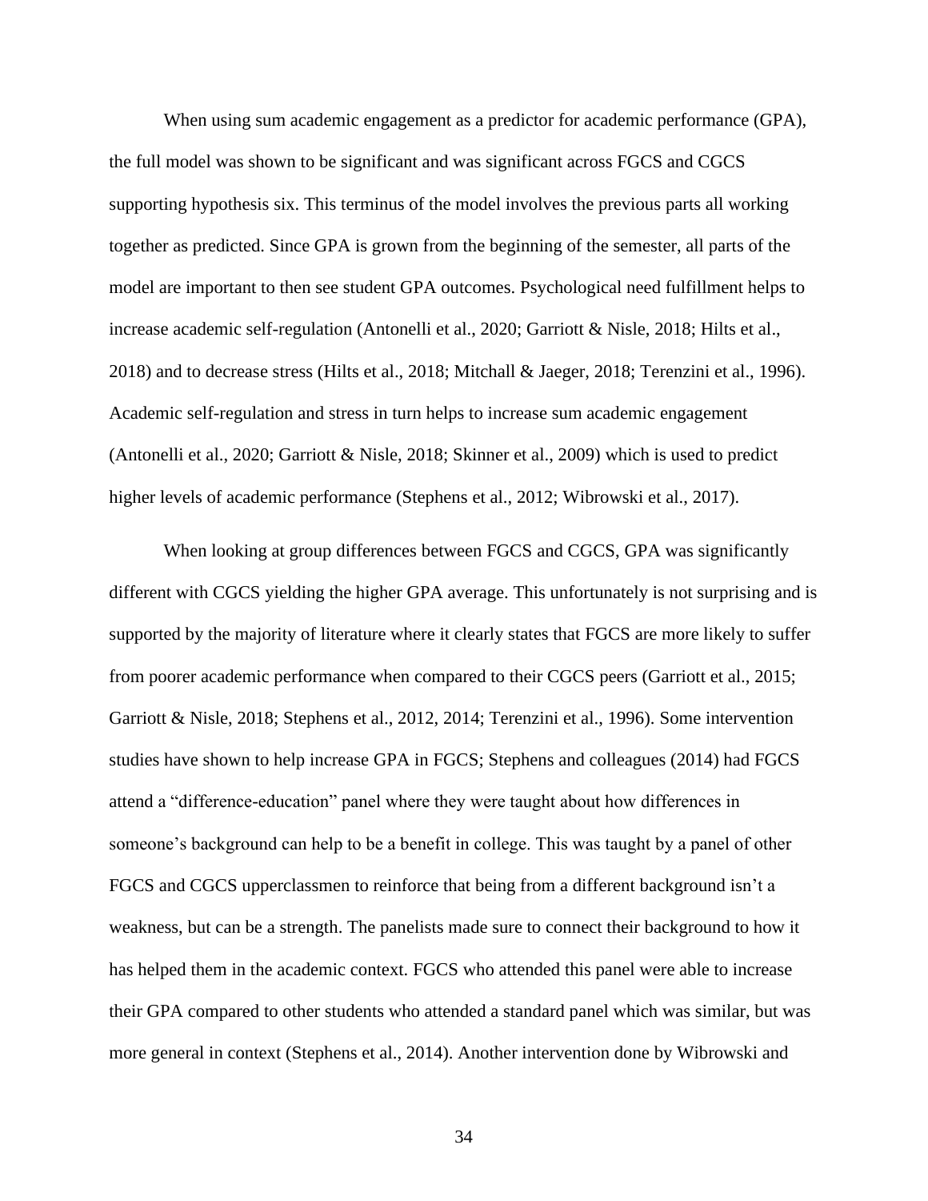When using sum academic engagement as a predictor for academic performance (GPA), the full model was shown to be significant and was significant across FGCS and CGCS supporting hypothesis six. This terminus of the model involves the previous parts all working together as predicted. Since GPA is grown from the beginning of the semester, all parts of the model are important to then see student GPA outcomes. Psychological need fulfillment helps to increase academic self-regulation (Antonelli et al., 2020; Garriott & Nisle, 2018; Hilts et al., 2018) and to decrease stress (Hilts et al., 2018; Mitchall & Jaeger, 2018; Terenzini et al., 1996). Academic self-regulation and stress in turn helps to increase sum academic engagement (Antonelli et al., 2020; Garriott & Nisle, 2018; Skinner et al., 2009) which is used to predict higher levels of academic performance (Stephens et al., 2012; Wibrowski et al., 2017).

When looking at group differences between FGCS and CGCS, GPA was significantly different with CGCS yielding the higher GPA average. This unfortunately is not surprising and is supported by the majority of literature where it clearly states that FGCS are more likely to suffer from poorer academic performance when compared to their CGCS peers (Garriott et al., 2015; Garriott & Nisle, 2018; Stephens et al., 2012, 2014; Terenzini et al., 1996). Some intervention studies have shown to help increase GPA in FGCS; Stephens and colleagues (2014) had FGCS attend a "difference-education" panel where they were taught about how differences in someone's background can help to be a benefit in college. This was taught by a panel of other FGCS and CGCS upperclassmen to reinforce that being from a different background isn't a weakness, but can be a strength. The panelists made sure to connect their background to how it has helped them in the academic context. FGCS who attended this panel were able to increase their GPA compared to other students who attended a standard panel which was similar, but was more general in context (Stephens et al., 2014). Another intervention done by Wibrowski and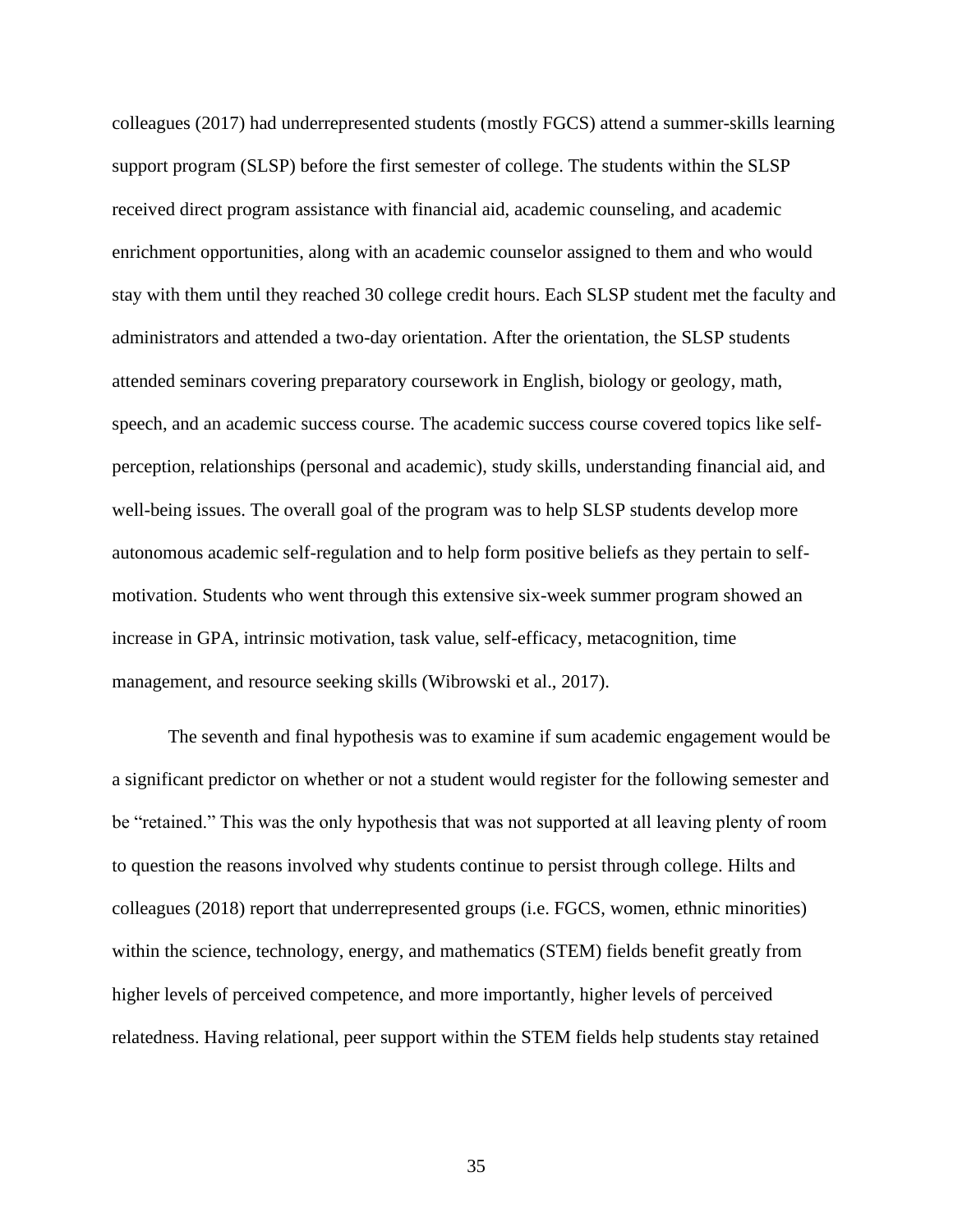colleagues (2017) had underrepresented students (mostly FGCS) attend a summer-skills learning support program (SLSP) before the first semester of college. The students within the SLSP received direct program assistance with financial aid, academic counseling, and academic enrichment opportunities, along with an academic counselor assigned to them and who would stay with them until they reached 30 college credit hours. Each SLSP student met the faculty and administrators and attended a two-day orientation. After the orientation, the SLSP students attended seminars covering preparatory coursework in English, biology or geology, math, speech, and an academic success course. The academic success course covered topics like self-perception, relationships (personal and academic), study skills, understanding financial aid, and well-being issues. The overall goal of the program was to help SLSP students develop more autonomous academic self-regulation and to help form positive beliefs as they pertain to self-motivation. Students who went through this extensive six-week summer program showed an increase in GPA, intrinsic motivation, task value, self-efficacy, metacognition, time management, and resource seeking skills (Wibrowski et al., 2017).

The seventh and final hypothesis was to examine if sum academic engagement would be a significant predictor on whether or not a student would register for the following semester and be "retained." This was the only hypothesis that was not supported at all leaving plenty of room to question the reasons involved why students continue to persist through college. Hilts and colleagues (2018) report that underrepresented groups (i.e. FGCS, women, ethnic minorities) within the science, technology, energy, and mathematics (STEM) fields benefit greatly from higher levels of perceived competence, and more importantly, higher levels of perceived relatedness. Having relational, peer support within the STEM fields help students stay retained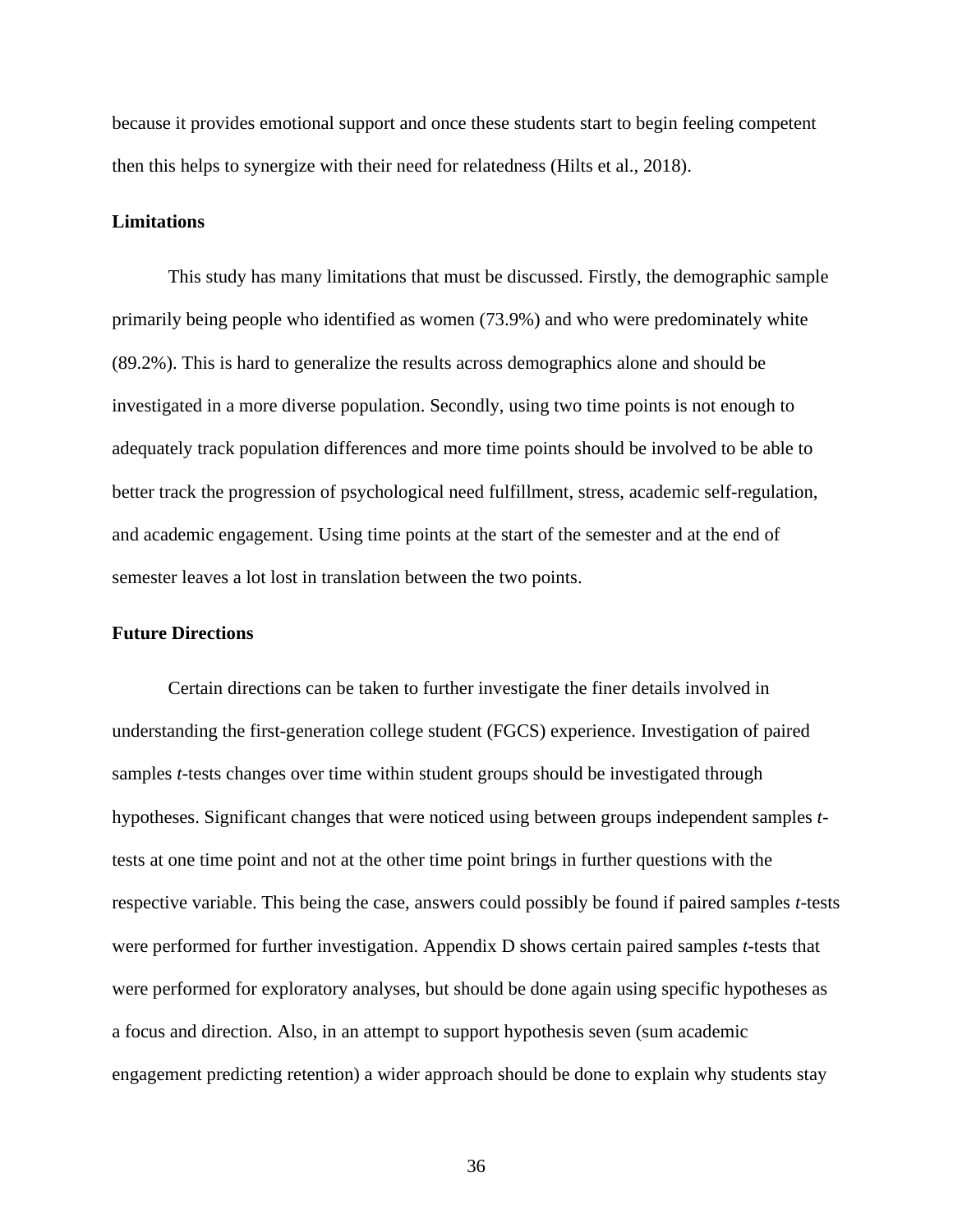because it provides emotional support and once these students start to begin feeling competent then this helps to synergize with their need for relatedness (Hilts et al., 2018).

## Limitations

This study has many limitations that must be discussed. Firstly, the demographic sample primarily being people who identified as women (73.9%) and who were predominately white (89.2%). This is hard to generalize the results across demographics alone and should be investigated in a more diverse population. Secondly, using two time points is not enough to adequately track population differences and more time points should be involved to be able to better track the progression of psychological need fulfillment, stress, academic self-regulation, and academic engagement. Using time points at the start of the semester and at the end of semester leaves a lot lost in translation between the two points.

## Future Directions

Certain directions can be taken to further investigate the finer details involved in understanding the first-generation college student (FGCS) experience. Investigation of paired samples *t*-tests changes over time within student groups should be investigated through hypotheses. Significant changes that were noticed using between groups independent samples *t*-tests at one time point and not at the other time point brings in further questions with the respective variable. This being the case, answers could possibly be found if paired samples *t*-tests were performed for further investigation. Appendix D shows certain paired samples *t*-tests that were performed for exploratory analyses, but should be done again using specific hypotheses as a focus and direction. Also, in an attempt to support hypothesis seven (sum academic engagement predicting retention) a wider approach should be done to explain why students stay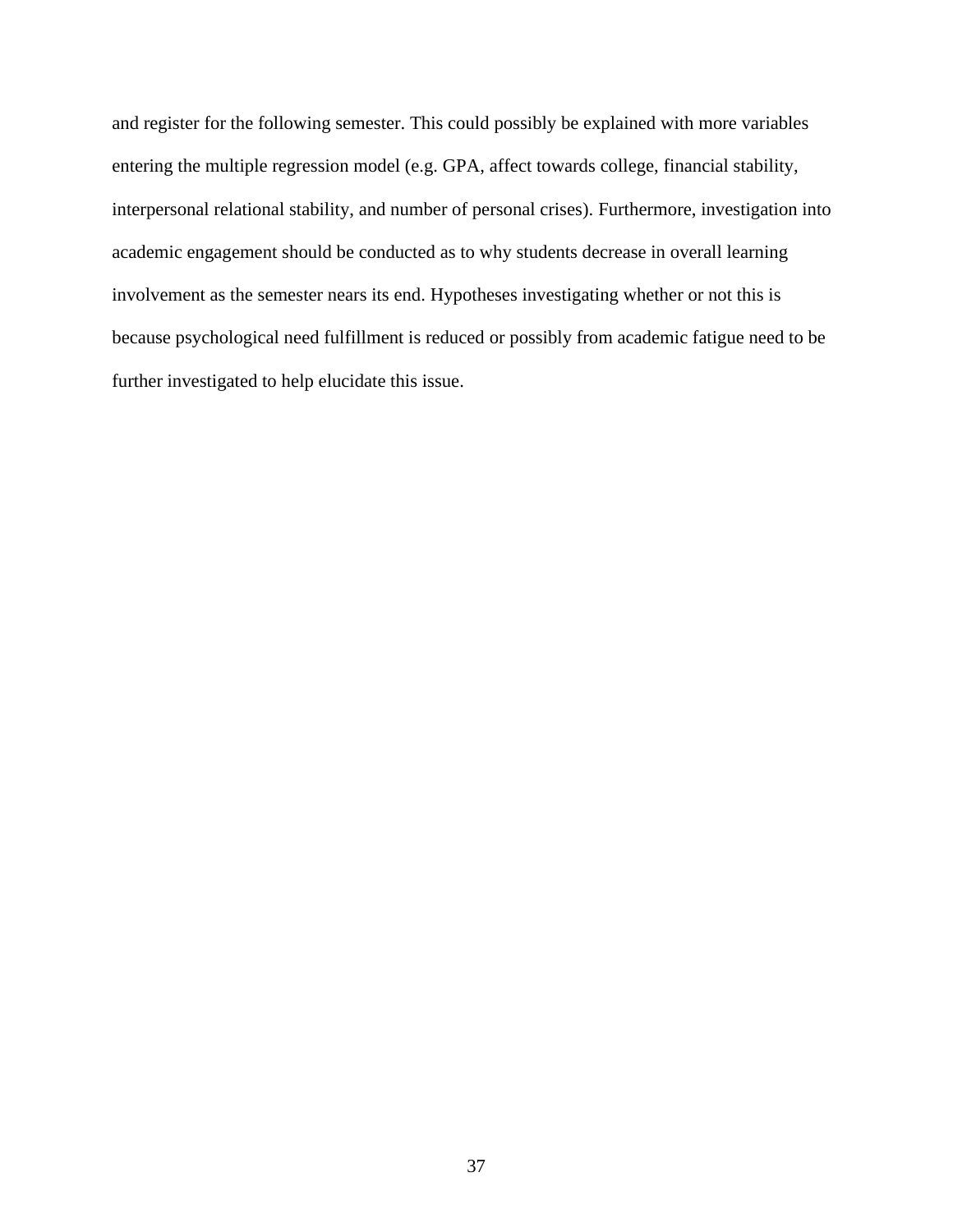and register for the following semester. This could possibly be explained with more variables entering the multiple regression model (e.g. GPA, affect towards college, financial stability, interpersonal relational stability, and number of personal crises). Furthermore, investigation into academic engagement should be conducted as to why students decrease in overall learning involvement as the semester nears its end. Hypotheses investigating whether or not this is because psychological need fulfillment is reduced or possibly from academic fatigue need to be further investigated to help elucidate this issue.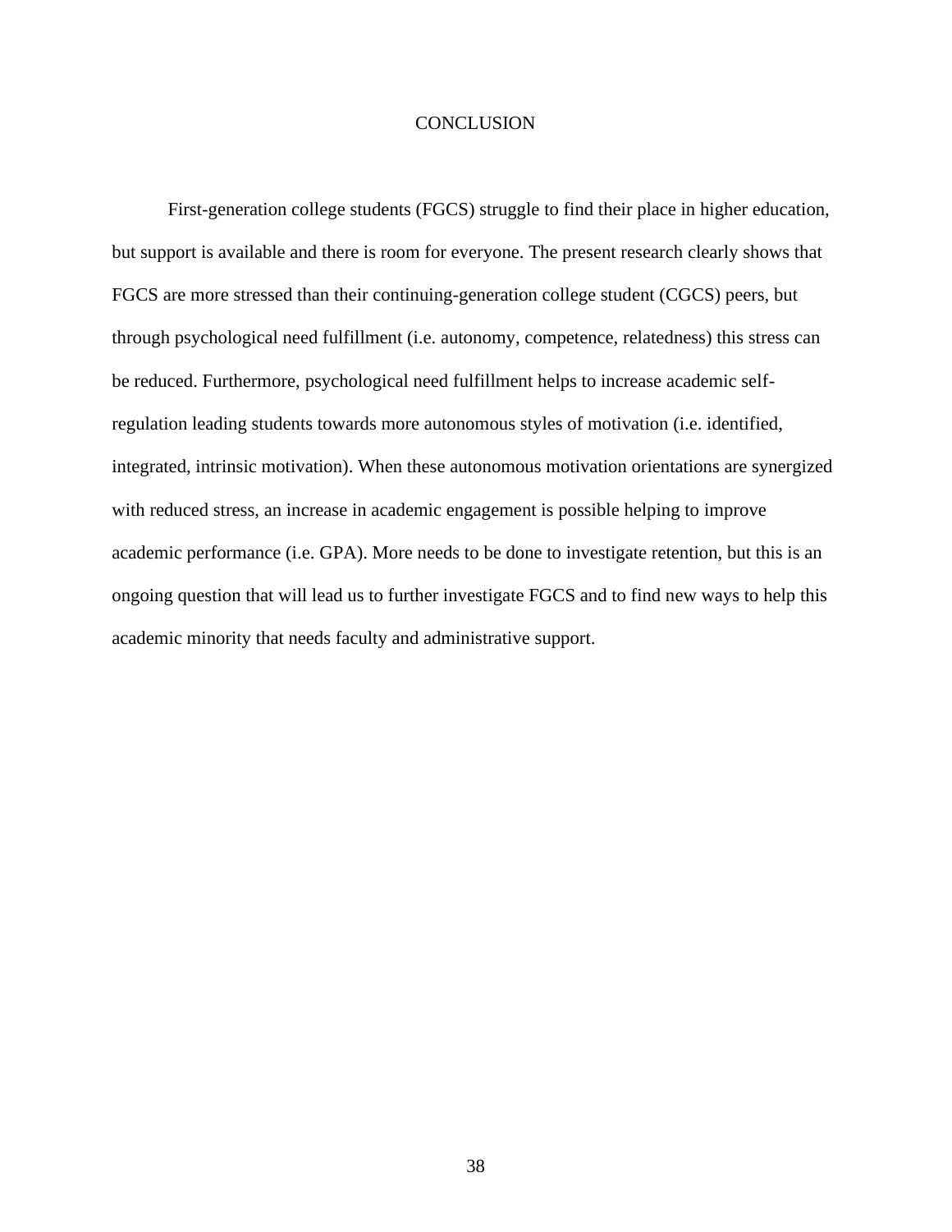# CONCLUSION

First-generation college students (FGCS) struggle to find their place in higher education, but support is available and there is room for everyone. The present research clearly shows that FGCS are more stressed than their continuing-generation college student (CGCS) peers, but through psychological need fulfillment (i.e. autonomy, competence, relatedness) this stress can be reduced. Furthermore, psychological need fulfillment helps to increase academic self-regulation leading students towards more autonomous styles of motivation (i.e. identified, integrated, intrinsic motivation). When these autonomous motivation orientations are synergized with reduced stress, an increase in academic engagement is possible helping to improve academic performance (i.e. GPA). More needs to be done to investigate retention, but this is an ongoing question that will lead us to further investigate FGCS and to find new ways to help this academic minority that needs faculty and administrative support.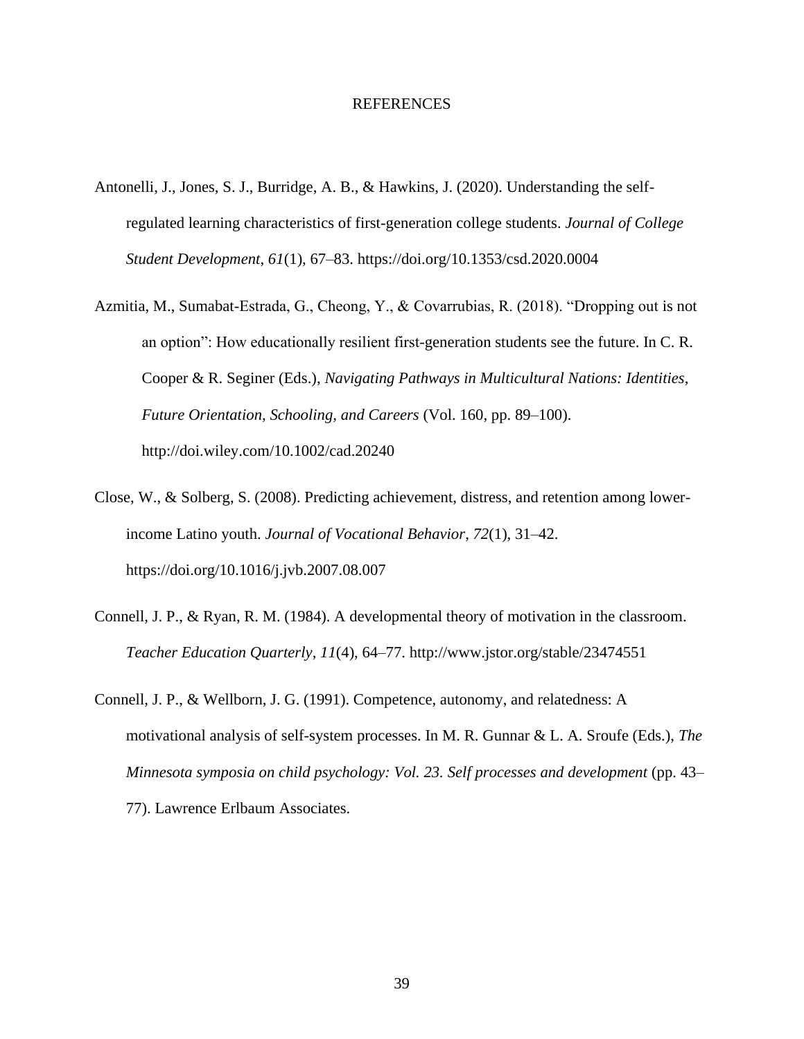# REFERENCES

Antonelli, J., Jones, S. J., Burridge, A. B., & Hawkins, J. (2020). Understanding the self-regulated learning characteristics of first-generation college students. *Journal of College Student Development*, *61*(1), 67–83. https://doi.org/10.1353/csd.2020.0004

Azmitia, M., Sumabat-Estrada, G., Cheong, Y., & Covarrubias, R. (2018). "Dropping out is not an option": How educationally resilient first-generation students see the future. In C. R. Cooper & R. Seginer (Eds.), *Navigating Pathways in Multicultural Nations: Identities, Future Orientation, Schooling, and Careers* (Vol. 160, pp. 89–100). http://doi.wiley.com/10.1002/cad.20240

Close, W., & Solberg, S. (2008). Predicting achievement, distress, and retention among lower-income Latino youth. *Journal of Vocational Behavior*, *72*(1), 31–42. https://doi.org/10.1016/j.jvb.2007.08.007

Connell, J. P., & Ryan, R. M. (1984). A developmental theory of motivation in the classroom. *Teacher Education Quarterly*, *11*(4), 64–77. http://www.jstor.org/stable/23474551

Connell, J. P., & Wellborn, J. G. (1991). Competence, autonomy, and relatedness: A motivational analysis of self-system processes. In M. R. Gunnar & L. A. Sroufe (Eds.), *The Minnesota symposia on child psychology: Vol. 23. Self processes and development* (pp. 43–77). Lawrence Erlbaum Associates.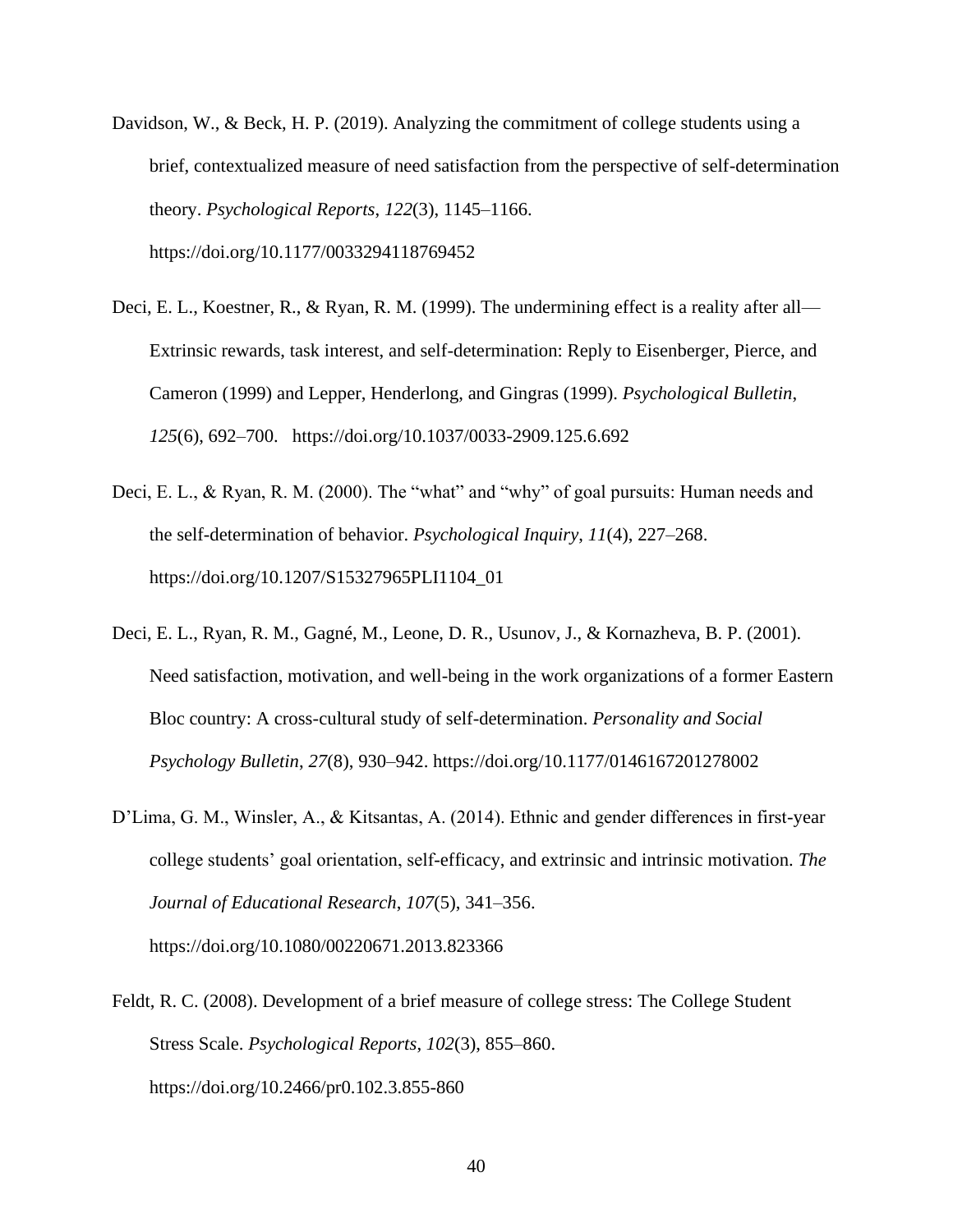Davidson, W., & Beck, H. P. (2019). Analyzing the commitment of college students using a brief, contextualized measure of need satisfaction from the perspective of self-determination theory. *Psychological Reports*, *122*(3), 1145–1166. https://doi.org/10.1177/0033294118769452

Deci, E. L., Koestner, R., & Ryan, R. M. (1999). The undermining effect is a reality after all—Extrinsic rewards, task interest, and self-determination: Reply to Eisenberger, Pierce, and Cameron (1999) and Lepper, Henderlong, and Gingras (1999). *Psychological Bulletin*, *125*(6), 692–700. https://doi.org/10.1037/0033-2909.125.6.692

Deci, E. L., & Ryan, R. M. (2000). The "what" and "why" of goal pursuits: Human needs and the self-determination of behavior. *Psychological Inquiry*, *11*(4), 227–268. https://doi.org/10.1207/S15327965PLI1104_01

Deci, E. L., Ryan, R. M., Gagné, M., Leone, D. R., Usunov, J., & Kornazheva, B. P. (2001). Need satisfaction, motivation, and well-being in the work organizations of a former Eastern Bloc country: A cross-cultural study of self-determination. *Personality and Social Psychology Bulletin*, *27*(8), 930–942. https://doi.org/10.1177/0146167201278002

D'Lima, G. M., Winsler, A., & Kitsantas, A. (2014). Ethnic and gender differences in first-year college students' goal orientation, self-efficacy, and extrinsic and intrinsic motivation. *The Journal of Educational Research*, *107*(5), 341–356. https://doi.org/10.1080/00220671.2013.823366

Feldt, R. C. (2008). Development of a brief measure of college stress: The College Student Stress Scale. *Psychological Reports*, *102*(3), 855–860. https://doi.org/10.2466/pr0.102.3.855-860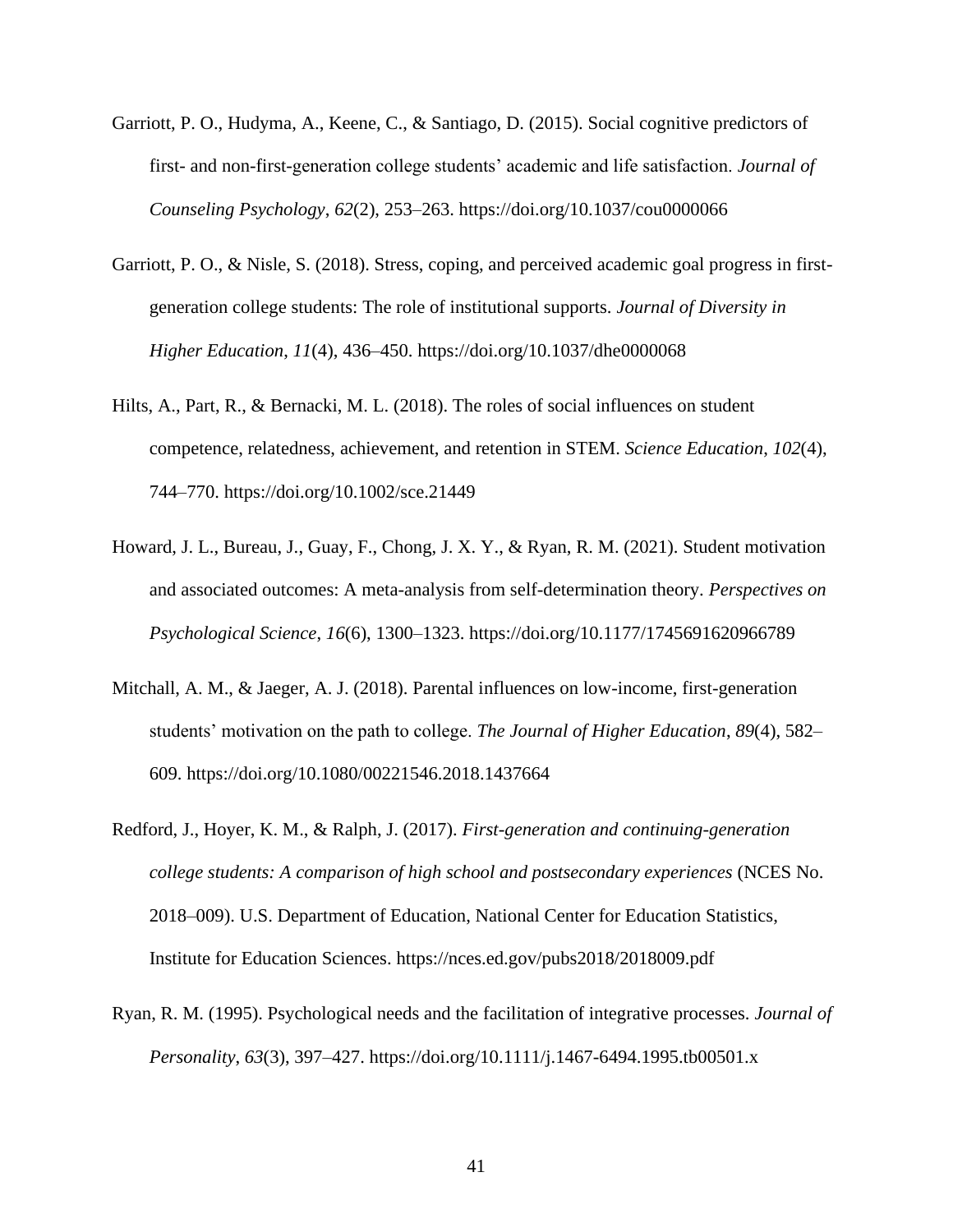Garriott, P. O., Hudyma, A., Keene, C., & Santiago, D. (2015). Social cognitive predictors of first- and non-first-generation college students' academic and life satisfaction. *Journal of Counseling Psychology*, *62*(2), 253–263. https://doi.org/10.1037/cou0000066

Garriott, P. O., & Nisle, S. (2018). Stress, coping, and perceived academic goal progress in first-generation college students: The role of institutional supports. *Journal of Diversity in Higher Education*, *11*(4), 436–450. https://doi.org/10.1037/dhe0000068

Hilts, A., Part, R., & Bernacki, M. L. (2018). The roles of social influences on student competence, relatedness, achievement, and retention in STEM. *Science Education*, *102*(4), 744–770. https://doi.org/10.1002/sce.21449

Howard, J. L., Bureau, J., Guay, F., Chong, J. X. Y., & Ryan, R. M. (2021). Student motivation and associated outcomes: A meta-analysis from self-determination theory. *Perspectives on Psychological Science*, *16*(6), 1300–1323. https://doi.org/10.1177/1745691620966789

Mitchall, A. M., & Jaeger, A. J. (2018). Parental influences on low-income, first-generation students' motivation on the path to college. *The Journal of Higher Education*, *89*(4), 582–609. https://doi.org/10.1080/00221546.2018.1437664

Redford, J., Hoyer, K. M., & Ralph, J. (2017). *First-generation and continuing-generation college students: A comparison of high school and postsecondary experiences* (NCES No. 2018–009). U.S. Department of Education, National Center for Education Statistics, Institute for Education Sciences. https://nces.ed.gov/pubs2018/2018009.pdf

Ryan, R. M. (1995). Psychological needs and the facilitation of integrative processes. *Journal of Personality*, *63*(3), 397–427. https://doi.org/10.1111/j.1467-6494.1995.tb00501.x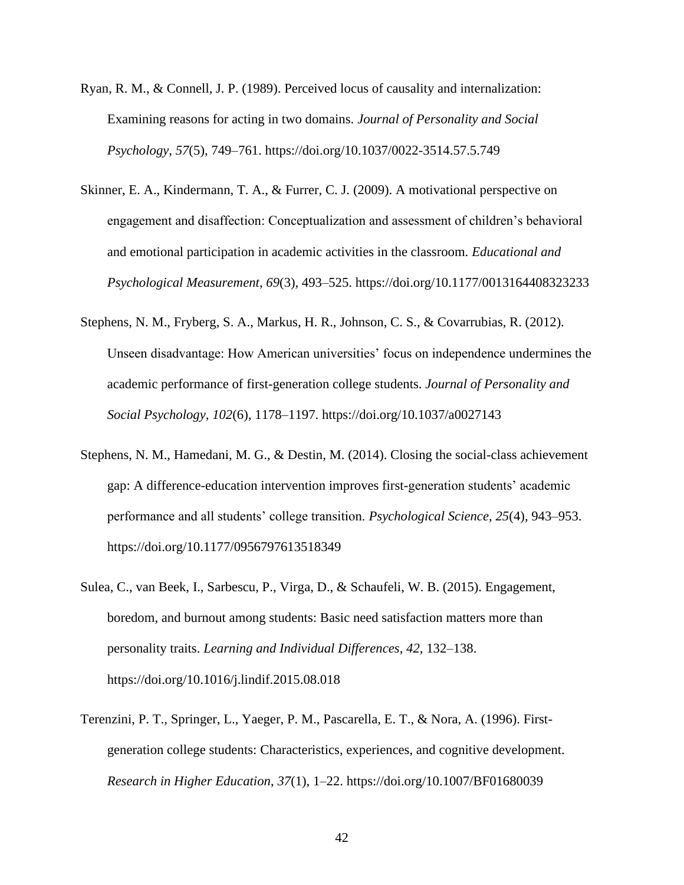Ryan, R. M., & Connell, J. P. (1989). Perceived locus of causality and internalization: Examining reasons for acting in two domains. *Journal of Personality and Social Psychology*, *57*(5), 749–761. https://doi.org/10.1037/0022-3514.57.5.749

Skinner, E. A., Kindermann, T. A., & Furrer, C. J. (2009). A motivational perspective on engagement and disaffection: Conceptualization and assessment of children's behavioral and emotional participation in academic activities in the classroom. *Educational and Psychological Measurement*, *69*(3), 493–525. https://doi.org/10.1177/0013164408323233

Stephens, N. M., Fryberg, S. A., Markus, H. R., Johnson, C. S., & Covarrubias, R. (2012). Unseen disadvantage: How American universities' focus on independence undermines the academic performance of first-generation college students. *Journal of Personality and Social Psychology*, *102*(6), 1178–1197. https://doi.org/10.1037/a0027143

Stephens, N. M., Hamedani, M. G., & Destin, M. (2014). Closing the social-class achievement gap: A difference-education intervention improves first-generation students' academic performance and all students' college transition. *Psychological Science*, *25*(4), 943–953. https://doi.org/10.1177/0956797613518349

Sulea, C., van Beek, I., Sarbescu, P., Virga, D., & Schaufeli, W. B. (2015). Engagement, boredom, and burnout among students: Basic need satisfaction matters more than personality traits. *Learning and Individual Differences*, *42*, 132–138. https://doi.org/10.1016/j.lindif.2015.08.018

Terenzini, P. T., Springer, L., Yaeger, P. M., Pascarella, E. T., & Nora, A. (1996). First-generation college students: Characteristics, experiences, and cognitive development. *Research in Higher Education*, *37*(1), 1–22. https://doi.org/10.1007/BF01680039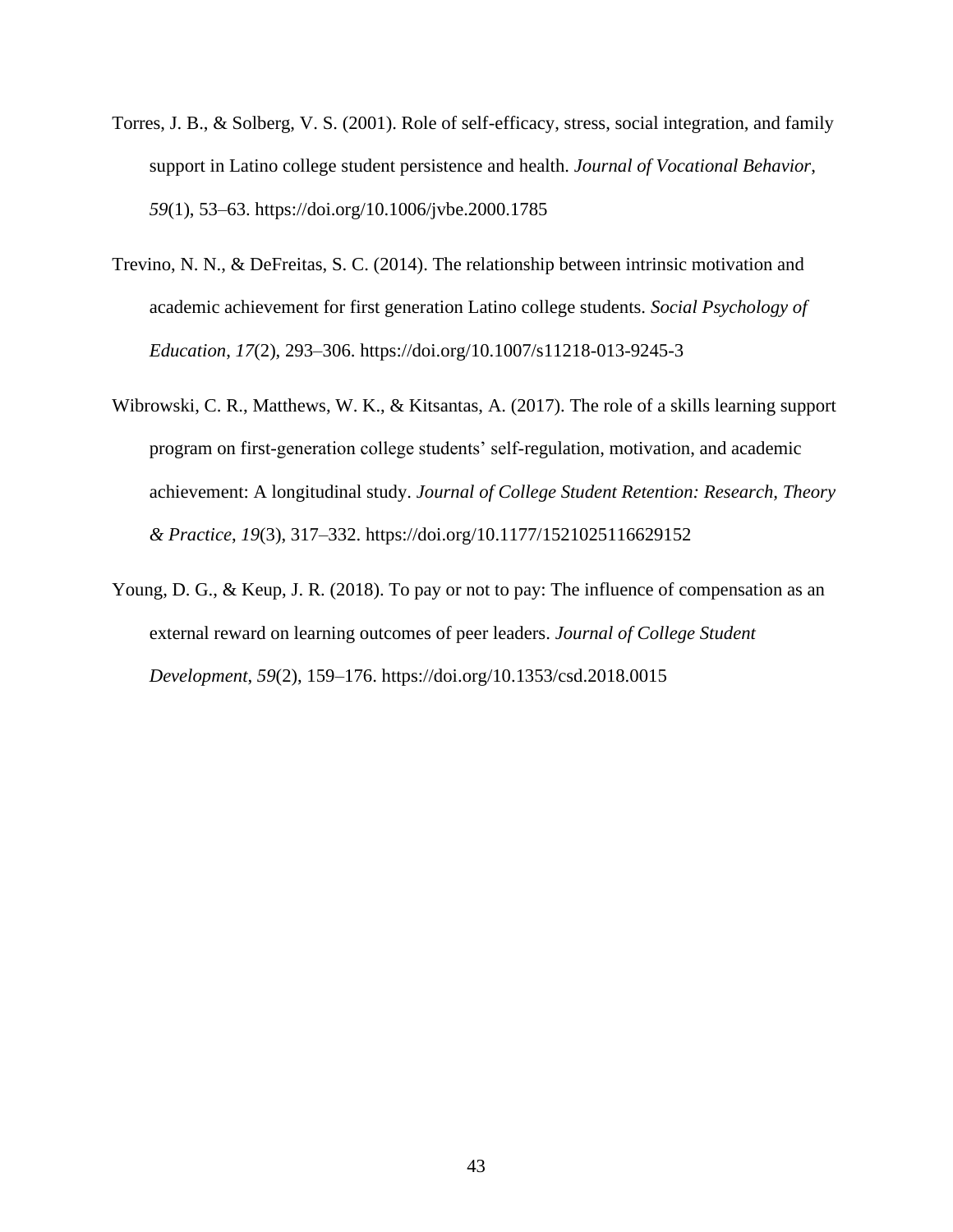Torres, J. B., & Solberg, V. S. (2001). Role of self-efficacy, stress, social integration, and family support in Latino college student persistence and health. *Journal of Vocational Behavior*, *59*(1), 53–63. https://doi.org/10.1006/jvbe.2000.1785

Trevino, N. N., & DeFreitas, S. C. (2014). The relationship between intrinsic motivation and academic achievement for first generation Latino college students. *Social Psychology of Education*, *17*(2), 293–306. https://doi.org/10.1007/s11218-013-9245-3

Wibrowski, C. R., Matthews, W. K., & Kitsantas, A. (2017). The role of a skills learning support program on first-generation college students' self-regulation, motivation, and academic achievement: A longitudinal study. *Journal of College Student Retention: Research, Theory & Practice*, *19*(3), 317–332. https://doi.org/10.1177/1521025116629152

Young, D. G., & Keup, J. R. (2018). To pay or not to pay: The influence of compensation as an external reward on learning outcomes of peer leaders. *Journal of College Student Development*, *59*(2), 159–176. https://doi.org/10.1353/csd.2018.0015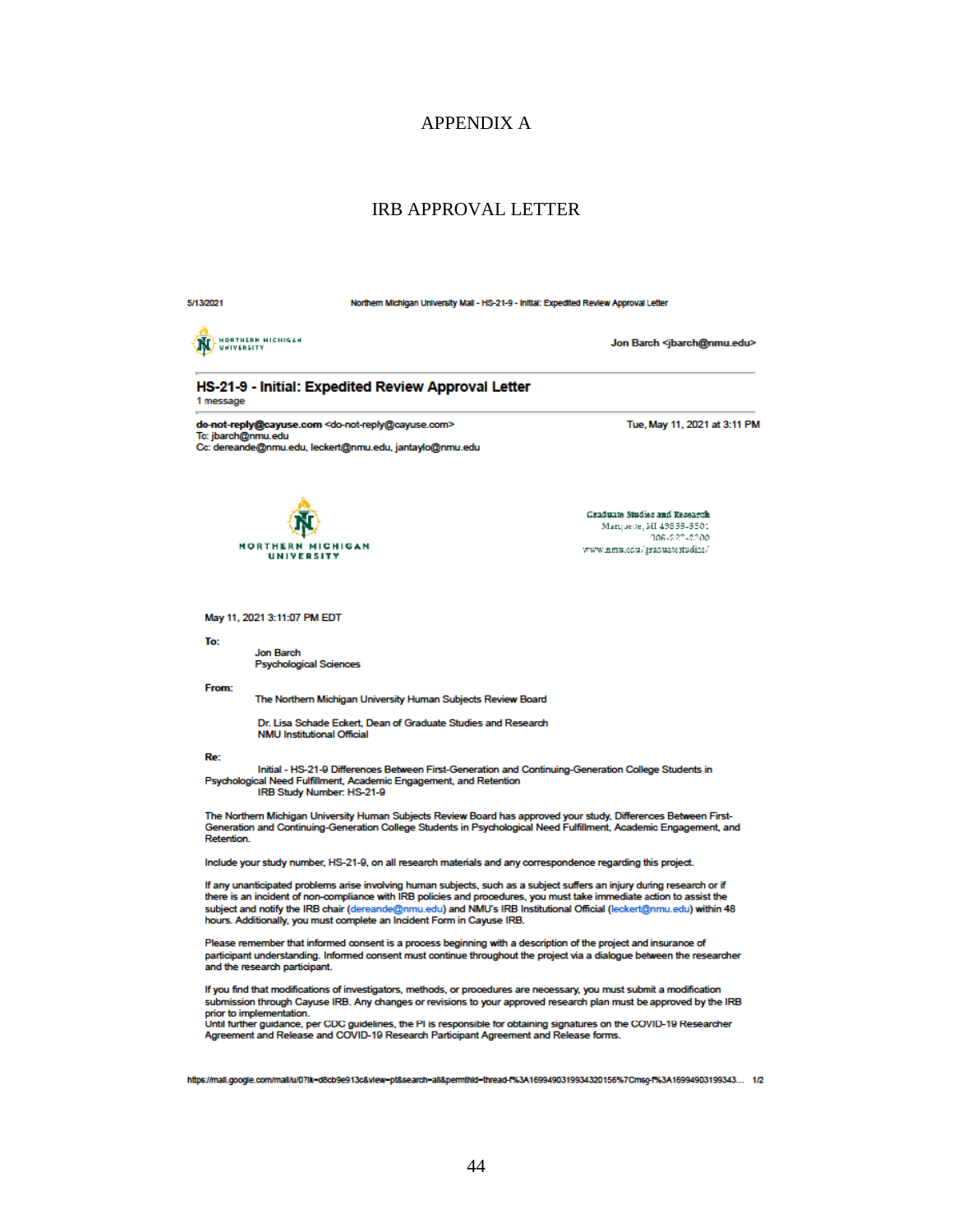# APPENDIX A

## IRB APPROVAL LETTER

5/13/2021 Northern Michigan University Mail - HS-21-9 - Initial: Expedited Review Approval Letter

NORTHERN MICHIGAN UNIVERSITY

Jon Barch <jbarch@nmu.edu>

**HS-21-9 - Initial: Expedited Review Approval Letter**

1 message

**do-not-reply@cayuse.com** <do-not-reply@cayuse.com> Tue, May 11, 2021 at 3:11 PM
To: jbarch@nmu.edu
Cc: dereande@nmu.edu, leckert@nmu.edu, jantaylo@nmu.edu

NORTHERN MICHIGAN UNIVERSITY

Graduate Studies and Research
Marquette, MI 49855-5301
906-227-2300
www.nmu.edu/graduatestudies/

May 11, 2021 3:11:07 PM EDT

**To:**

Jon Barch
Psychological Sciences

**From:**

The Northern Michigan University Human Subjects Review Board

Dr. Lisa Schade Eckert, Dean of Graduate Studies and Research
NMU Institutional Official

**Re:**

Initial - HS-21-9 Differences Between First-Generation and Continuing-Generation College Students in Psychological Need Fulfillment, Academic Engagement, and Retention
IRB Study Number: HS-21-9

The Northern Michigan University Human Subjects Review Board has approved your study, Differences Between First-Generation and Continuing-Generation College Students in Psychological Need Fulfillment, Academic Engagement, and Retention.

Include your study number, HS-21-9, on all research materials and any correspondence regarding this project.

If any unanticipated problems arise involving human subjects, such as a subject suffers an injury during research or if there is an incident of non-compliance with IRB policies and procedures, you must take immediate action to assist the subject and notify the IRB chair (dereande@nmu.edu) and NMU's IRB Institutional Official (leckert@nmu.edu) within 48 hours. Additionally, you must complete an Incident Form in Cayuse IRB.

Please remember that informed consent is a process beginning with a description of the project and insurance of participant understanding. Informed consent must continue throughout the project via a dialogue between the researcher and the research participant.

If you find that modifications of investigators, methods, or procedures are necessary, you must submit a modification submission through Cayuse IRB. Any changes or revisions to your approved research plan must be approved by the IRB prior to implementation.
Until further guidance, per CDC guidelines, the PI is responsible for obtaining signatures on the COVID-19 Researcher Agreement and Release and COVID-19 Research Participant Agreement and Release forms.

https://mail.google.com/mail/u/0?ik=d8cb9e913c&view=pt&search=all&permthid=thread-f%3A1699490319934320156%7Cmsg-f%3A16994903199343... 1/2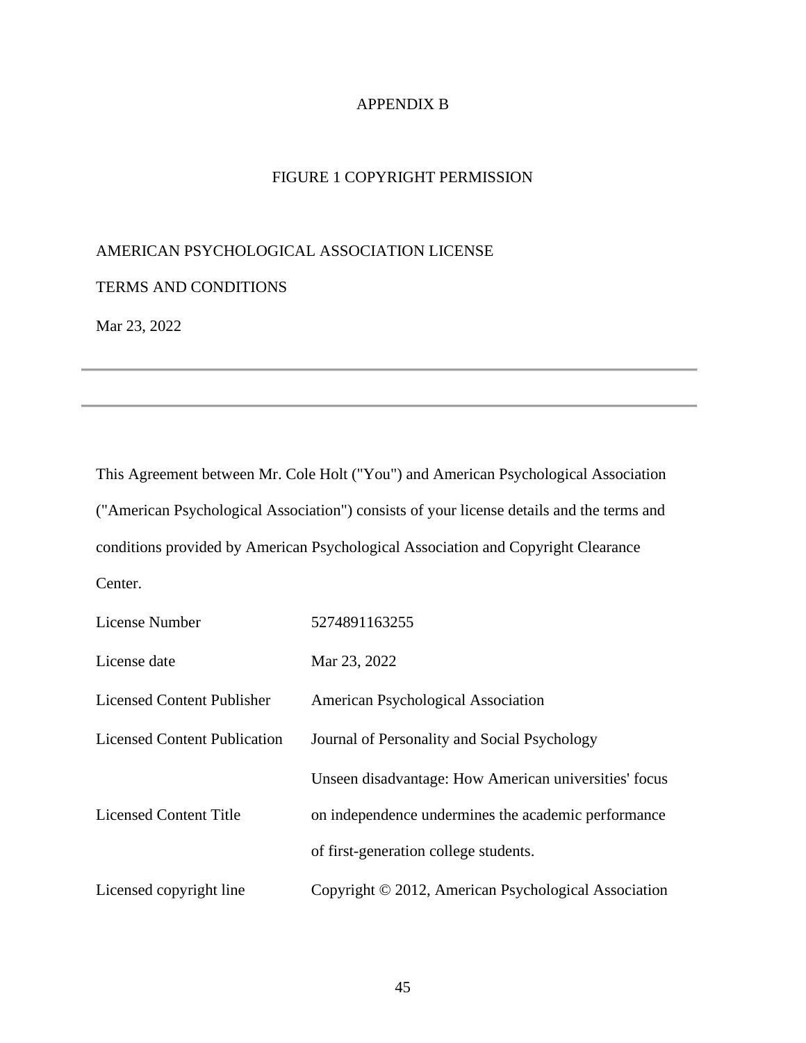# APPENDIX B

## FIGURE 1 COPYRIGHT PERMISSION

AMERICAN PSYCHOLOGICAL ASSOCIATION LICENSE

TERMS AND CONDITIONS

Mar 23, 2022

---

---

This Agreement between Mr. Cole Holt ("You") and American Psychological Association ("American Psychological Association") consists of your license details and the terms and conditions provided by American Psychological Association and Copyright Clearance Center.

| | |
|---|---|
| License Number | 5274891163255 |
| License date | Mar 23, 2022 |
| Licensed Content Publisher | American Psychological Association |
| Licensed Content Publication | Journal of Personality and Social Psychology |
| Licensed Content Title | Unseen disadvantage: How American universities' focus on independence undermines the academic performance of first-generation college students. |
| Licensed copyright line | Copyright © 2012, American Psychological Association |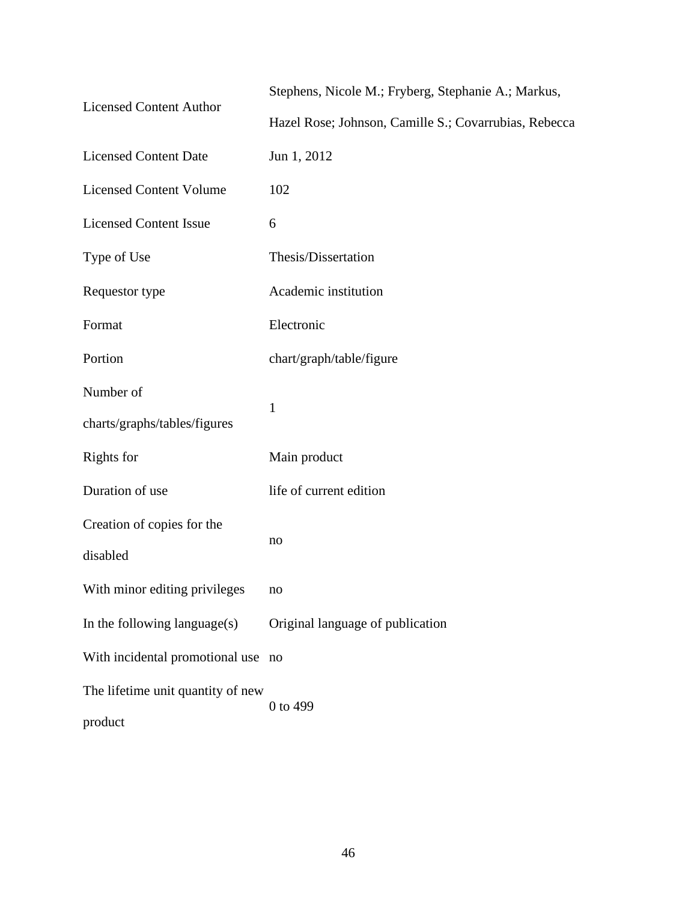| | |
|---|---|
| Licensed Content Author | Stephens, Nicole M.; Fryberg, Stephanie A.; Markus, Hazel Rose; Johnson, Camille S.; Covarrubias, Rebecca |
| Licensed Content Date | Jun 1, 2012 |
| Licensed Content Volume | 102 |
| Licensed Content Issue | 6 |
| Type of Use | Thesis/Dissertation |
| Requestor type | Academic institution |
| Format | Electronic |
| Portion | chart/graph/table/figure |
| Number of charts/graphs/tables/figures | 1 |
| Rights for | Main product |
| Duration of use | life of current edition |
| Creation of copies for the disabled | no |
| With minor editing privileges | no |
| In the following language(s) | Original language of publication |
| With incidental promotional use | no |
| The lifetime unit quantity of new product | 0 to 499 |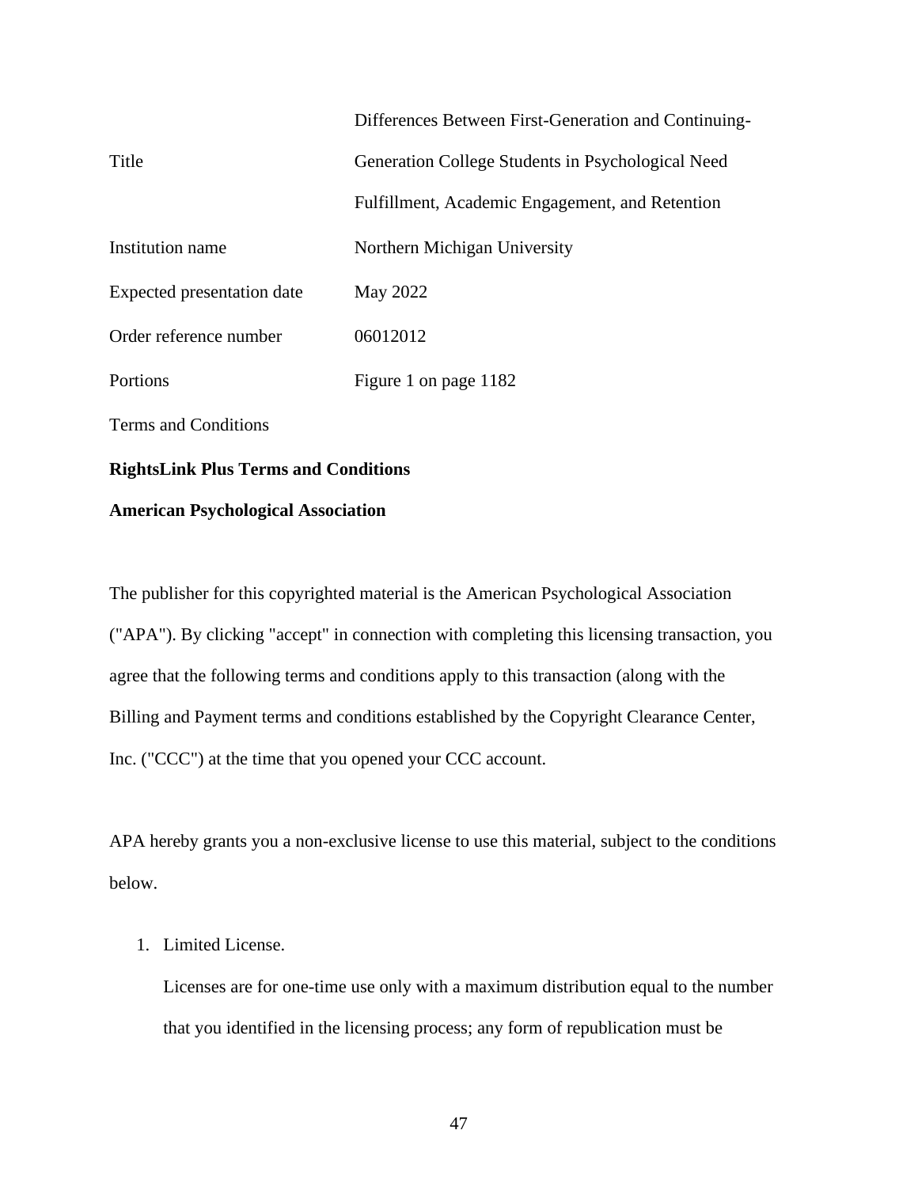| | |
|---|---|
| Title | Differences Between First-Generation and Continuing-Generation College Students in Psychological Need Fulfillment, Academic Engagement, and Retention |
| Institution name | Northern Michigan University |
| Expected presentation date | May 2022 |
| Order reference number | 06012012 |
| Portions | Figure 1 on page 1182 |

Terms and Conditions

**RightsLink Plus Terms and Conditions**

**American Psychological Association**

The publisher for this copyrighted material is the American Psychological Association ("APA"). By clicking "accept" in connection with completing this licensing transaction, you agree that the following terms and conditions apply to this transaction (along with the Billing and Payment terms and conditions established by the Copyright Clearance Center, Inc. ("CCC") at the time that you opened your CCC account.

APA hereby grants you a non-exclusive license to use this material, subject to the conditions below.

1. Limited License.

   Licenses are for one-time use only with a maximum distribution equal to the number that you identified in the licensing process; any form of republication must be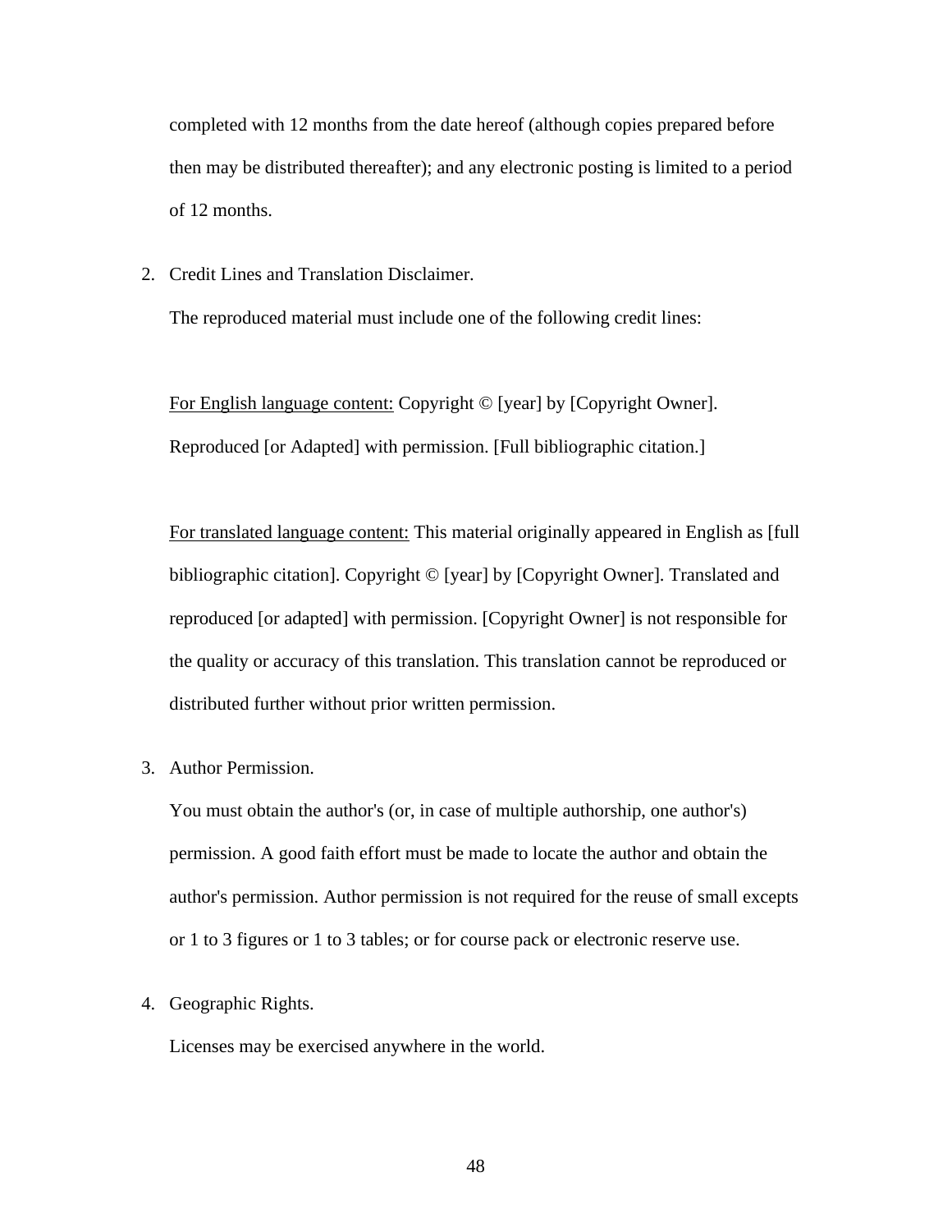completed with 12 months from the date hereof (although copies prepared before then may be distributed thereafter); and any electronic posting is limited to a period of 12 months.

2. Credit Lines and Translation Disclaimer.

   The reproduced material must include one of the following credit lines:

   <u>For English language content:</u> Copyright © [year] by [Copyright Owner]. Reproduced [or Adapted] with permission. [Full bibliographic citation.]

   <u>For translated language content:</u> This material originally appeared in English as [full bibliographic citation]. Copyright © [year] by [Copyright Owner]. Translated and reproduced [or adapted] with permission. [Copyright Owner] is not responsible for the quality or accuracy of this translation. This translation cannot be reproduced or distributed further without prior written permission.

3. Author Permission.

   You must obtain the author's (or, in case of multiple authorship, one author's) permission. A good faith effort must be made to locate the author and obtain the author's permission. Author permission is not required for the reuse of small excepts or 1 to 3 figures or 1 to 3 tables; or for course pack or electronic reserve use.

4. Geographic Rights.

   Licenses may be exercised anywhere in the world.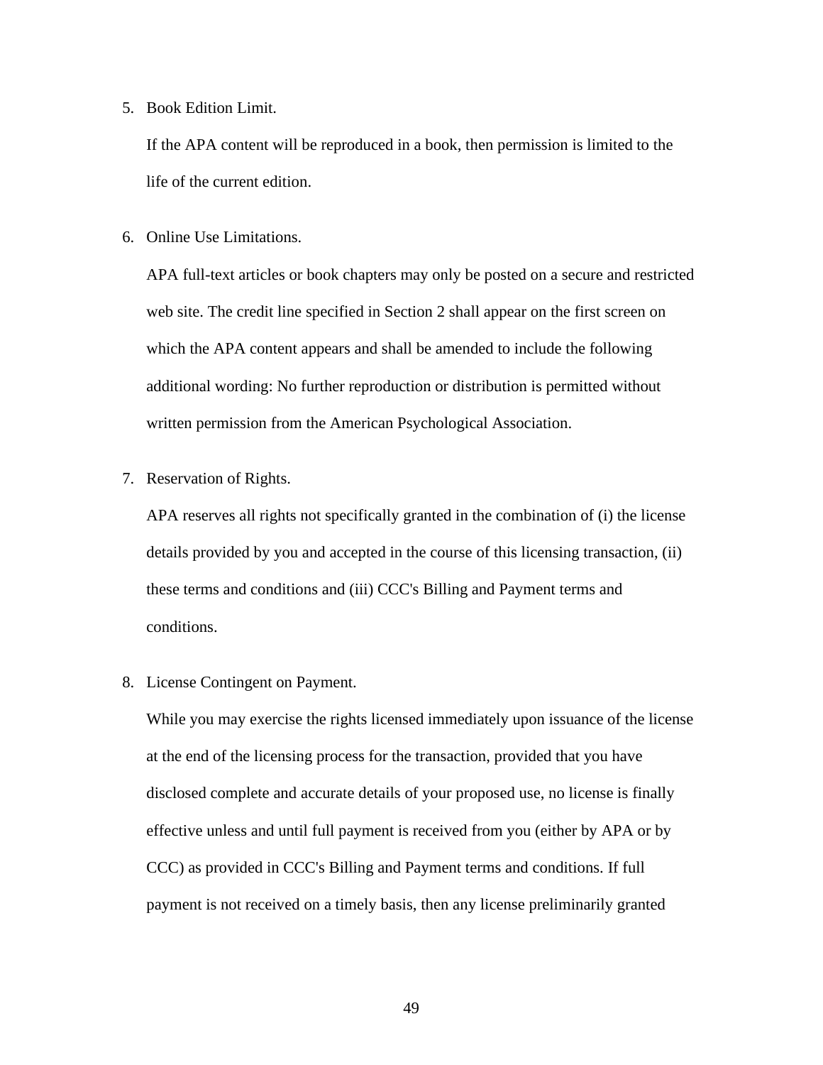5. Book Edition Limit.

   If the APA content will be reproduced in a book, then permission is limited to the life of the current edition.

6. Online Use Limitations.

   APA full-text articles or book chapters may only be posted on a secure and restricted web site. The credit line specified in Section 2 shall appear on the first screen on which the APA content appears and shall be amended to include the following additional wording: No further reproduction or distribution is permitted without written permission from the American Psychological Association.

7. Reservation of Rights.

   APA reserves all rights not specifically granted in the combination of (i) the license details provided by you and accepted in the course of this licensing transaction, (ii) these terms and conditions and (iii) CCC's Billing and Payment terms and conditions.

8. License Contingent on Payment.

   While you may exercise the rights licensed immediately upon issuance of the license at the end of the licensing process for the transaction, provided that you have disclosed complete and accurate details of your proposed use, no license is finally effective unless and until full payment is received from you (either by APA or by CCC) as provided in CCC's Billing and Payment terms and conditions. If full payment is not received on a timely basis, then any license preliminarily granted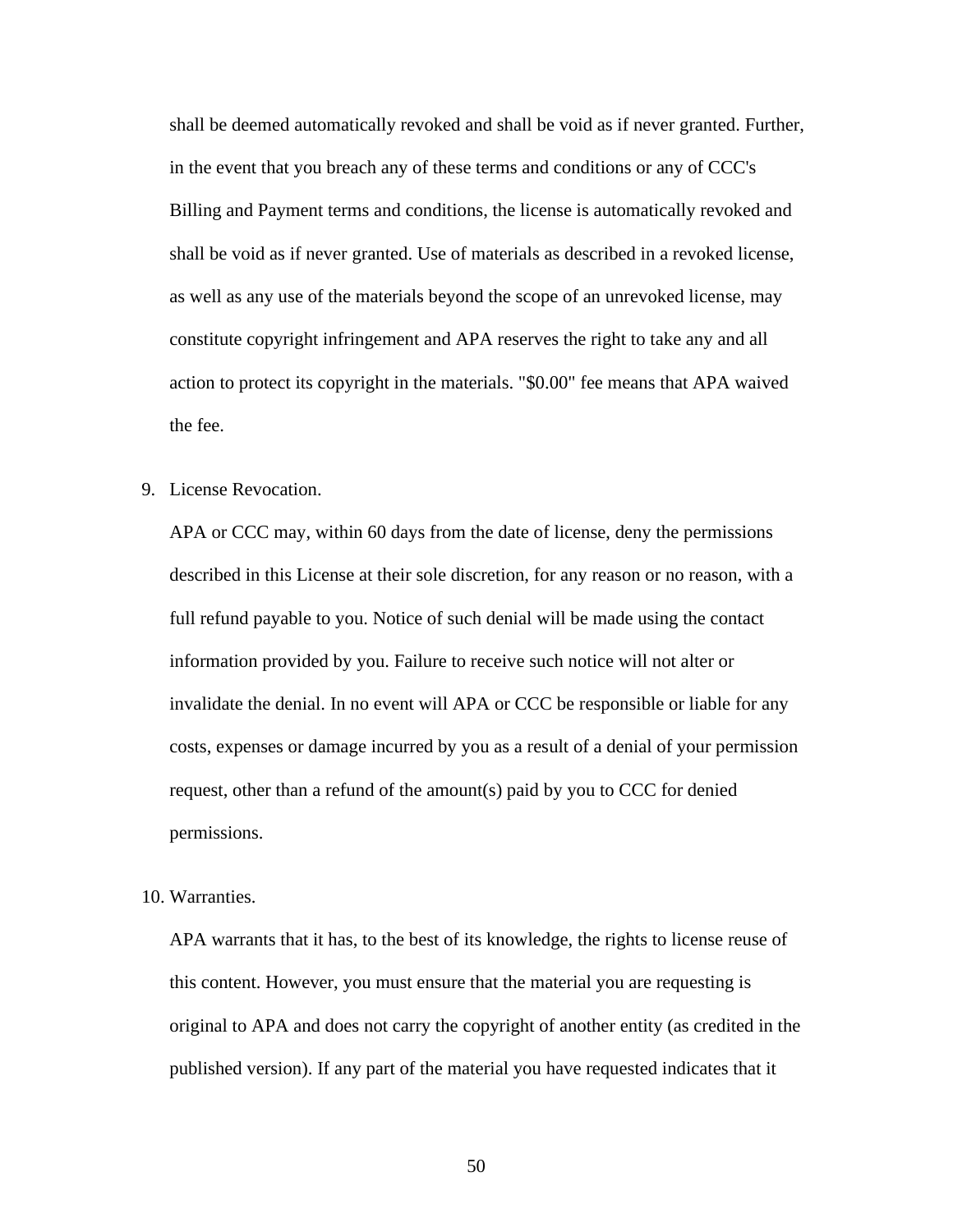shall be deemed automatically revoked and shall be void as if never granted. Further, in the event that you breach any of these terms and conditions or any of CCC's Billing and Payment terms and conditions, the license is automatically revoked and shall be void as if never granted. Use of materials as described in a revoked license, as well as any use of the materials beyond the scope of an unrevoked license, may constitute copyright infringement and APA reserves the right to take any and all action to protect its copyright in the materials. "$0.00" fee means that APA waived the fee.

9. License Revocation.

   APA or CCC may, within 60 days from the date of license, deny the permissions described in this License at their sole discretion, for any reason or no reason, with a full refund payable to you. Notice of such denial will be made using the contact information provided by you. Failure to receive such notice will not alter or invalidate the denial. In no event will APA or CCC be responsible or liable for any costs, expenses or damage incurred by you as a result of a denial of your permission request, other than a refund of the amount(s) paid by you to CCC for denied permissions.

10. Warranties.

    APA warrants that it has, to the best of its knowledge, the rights to license reuse of this content. However, you must ensure that the material you are requesting is original to APA and does not carry the copyright of another entity (as credited in the published version). If any part of the material you have requested indicates that it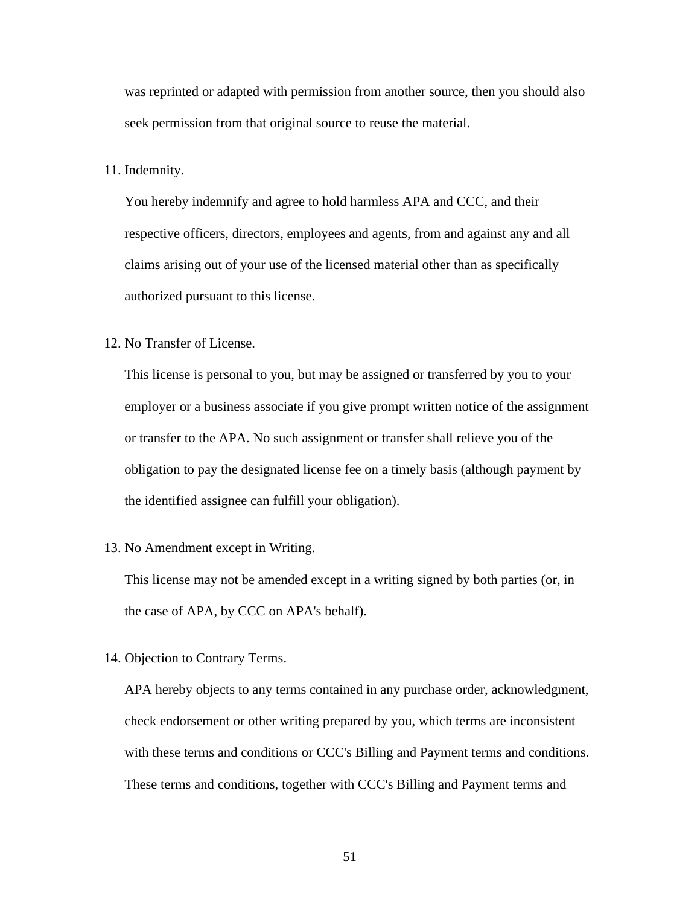was reprinted or adapted with permission from another source, then you should also seek permission from that original source to reuse the material.

11. Indemnity.

    You hereby indemnify and agree to hold harmless APA and CCC, and their respective officers, directors, employees and agents, from and against any and all claims arising out of your use of the licensed material other than as specifically authorized pursuant to this license.

12. No Transfer of License.

    This license is personal to you, but may be assigned or transferred by you to your employer or a business associate if you give prompt written notice of the assignment or transfer to the APA. No such assignment or transfer shall relieve you of the obligation to pay the designated license fee on a timely basis (although payment by the identified assignee can fulfill your obligation).

13. No Amendment except in Writing.

    This license may not be amended except in a writing signed by both parties (or, in the case of APA, by CCC on APA's behalf).

14. Objection to Contrary Terms.

    APA hereby objects to any terms contained in any purchase order, acknowledgment, check endorsement or other writing prepared by you, which terms are inconsistent with these terms and conditions or CCC's Billing and Payment terms and conditions. These terms and conditions, together with CCC's Billing and Payment terms and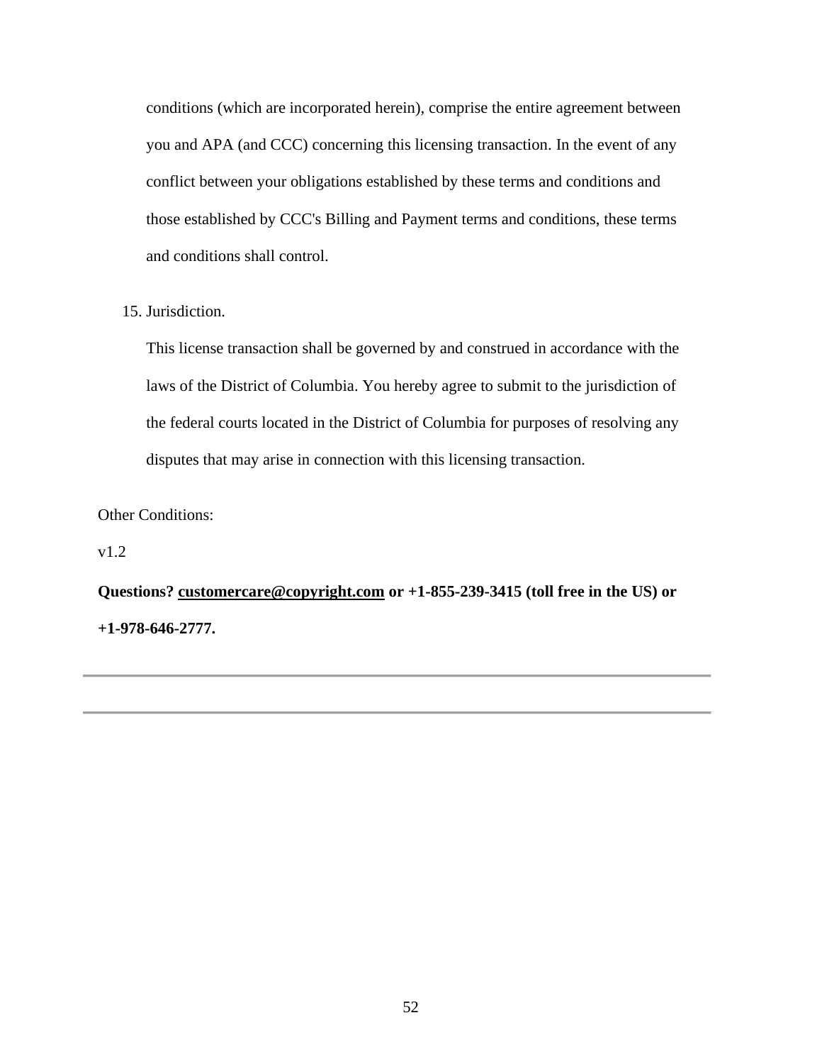conditions (which are incorporated herein), comprise the entire agreement between you and APA (and CCC) concerning this licensing transaction. In the event of any conflict between your obligations established by these terms and conditions and those established by CCC's Billing and Payment terms and conditions, these terms and conditions shall control.

15. Jurisdiction.

    This license transaction shall be governed by and construed in accordance with the laws of the District of Columbia. You hereby agree to submit to the jurisdiction of the federal courts located in the District of Columbia for purposes of resolving any disputes that may arise in connection with this licensing transaction.

Other Conditions:

v1.2

**Questions? customercare@copyright.com or +1-855-239-3415 (toll free in the US) or +1-978-646-2777.**

---

---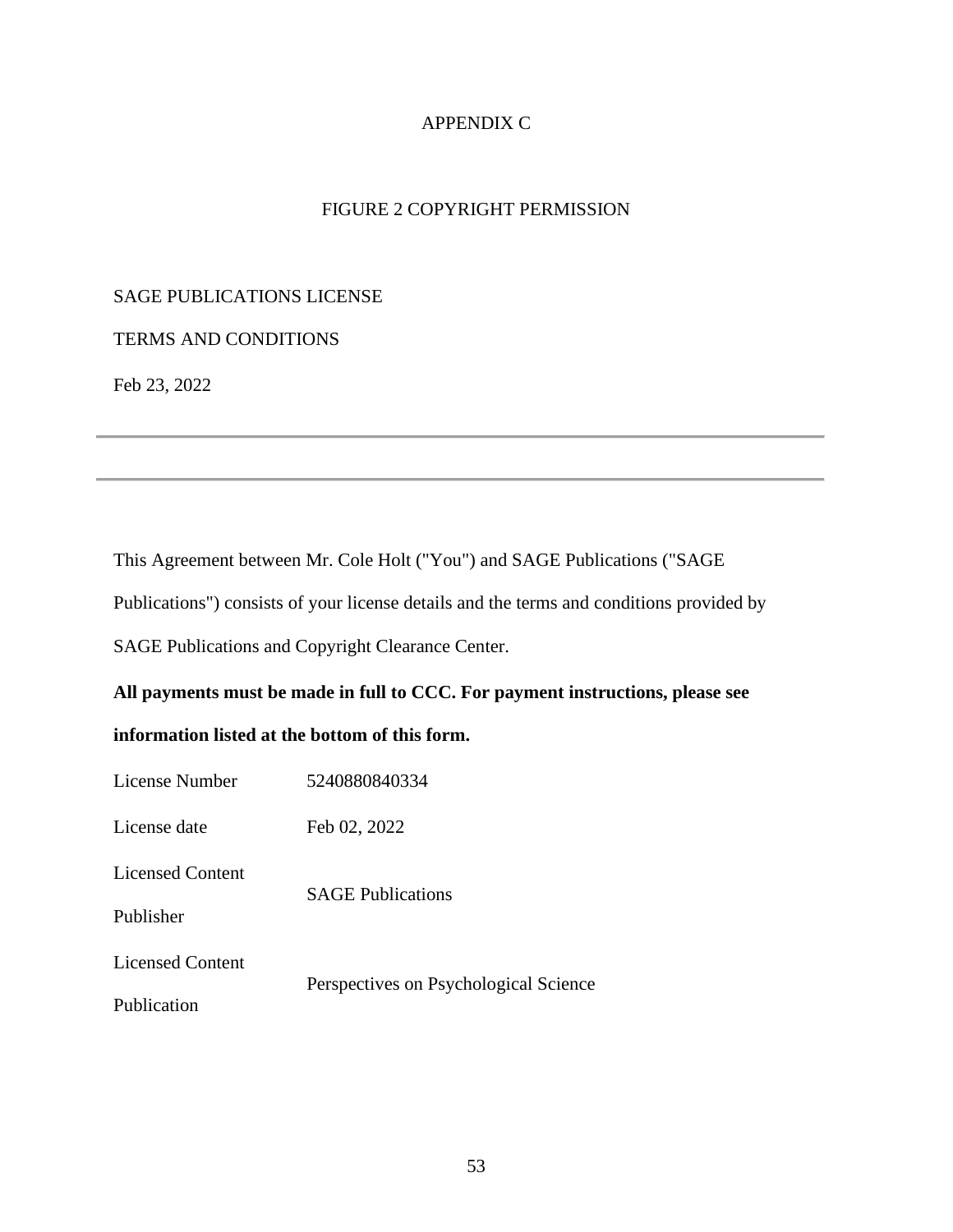# APPENDIX C

## FIGURE 2 COPYRIGHT PERMISSION

SAGE PUBLICATIONS LICENSE

TERMS AND CONDITIONS

Feb 23, 2022

---

---

This Agreement between Mr. Cole Holt ("You") and SAGE Publications ("SAGE Publications") consists of your license details and the terms and conditions provided by SAGE Publications and Copyright Clearance Center.

**All payments must be made in full to CCC. For payment instructions, please see information listed at the bottom of this form.**

| | |
|---|---|
| License Number | 5240880840334 |
| License date | Feb 02, 2022 |
| Licensed Content Publisher | SAGE Publications |
| Licensed Content Publication | Perspectives on Psychological Science |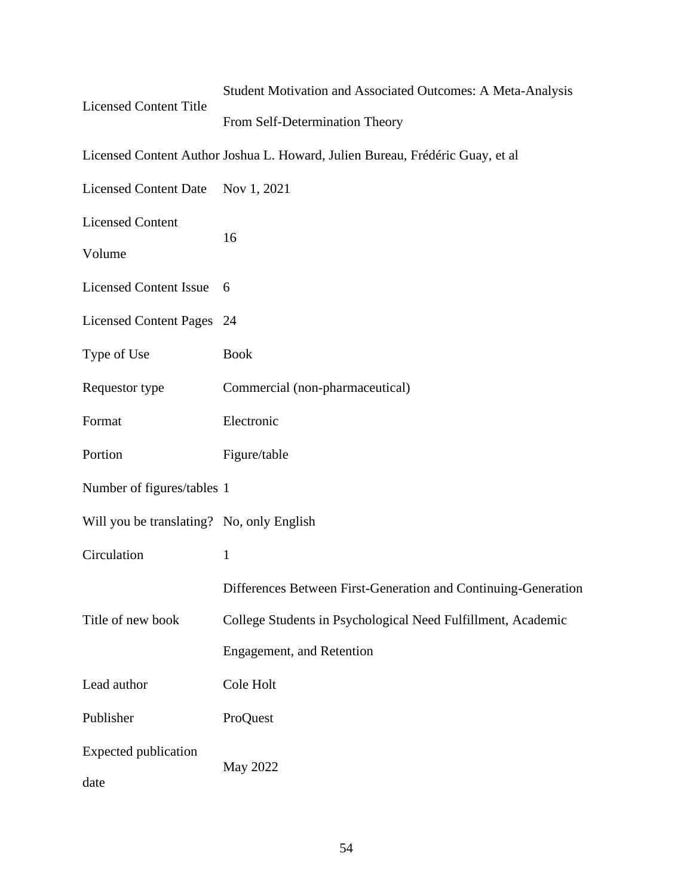| | |
|---|---|
| Licensed Content Title | Student Motivation and Associated Outcomes: A Meta-Analysis From Self-Determination Theory |
| Licensed Content Author | Joshua L. Howard, Julien Bureau, Frédéric Guay, et al |
| Licensed Content Date | Nov 1, 2021 |
| Licensed Content Volume | 16 |
| Licensed Content Issue | 6 |
| Licensed Content Pages | 24 |
| Type of Use | Book |
| Requestor type | Commercial (non-pharmaceutical) |
| Format | Electronic |
| Portion | Figure/table |
| Number of figures/tables | 1 |
| Will you be translating? | No, only English |
| Circulation | 1 |
| Title of new book | Differences Between First-Generation and Continuing-Generation College Students in Psychological Need Fulfillment, Academic Engagement, and Retention |
| Lead author | Cole Holt |
| Publisher | ProQuest |
| Expected publication date | May 2022 |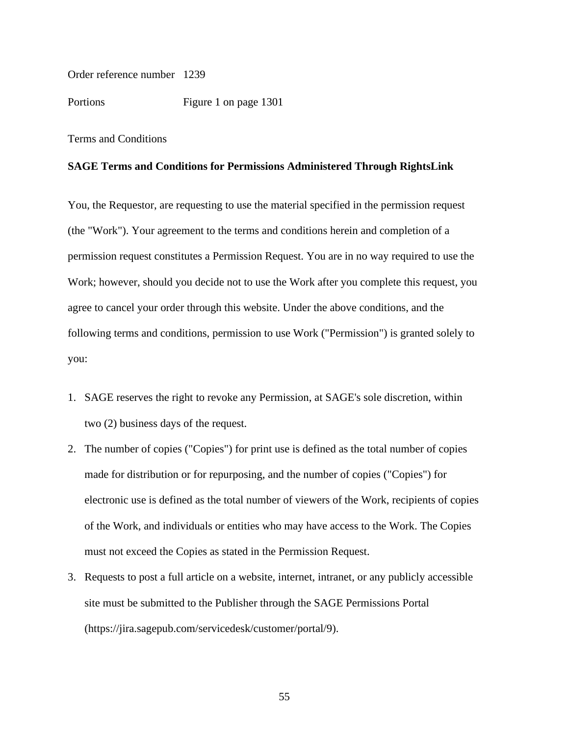| Order reference number | 1239 |
|---|---|
| Portions | Figure 1 on page 1301 |

Terms and Conditions

**SAGE Terms and Conditions for Permissions Administered Through RightsLink**

You, the Requestor, are requesting to use the material specified in the permission request (the "Work"). Your agreement to the terms and conditions herein and completion of a permission request constitutes a Permission Request. You are in no way required to use the Work; however, should you decide not to use the Work after you complete this request, you agree to cancel your order through this website. Under the above conditions, and the following terms and conditions, permission to use Work ("Permission") is granted solely to you:

1. SAGE reserves the right to revoke any Permission, at SAGE's sole discretion, within two (2) business days of the request.
2. The number of copies ("Copies") for print use is defined as the total number of copies made for distribution or for repurposing, and the number of copies ("Copies") for electronic use is defined as the total number of viewers of the Work, recipients of copies of the Work, and individuals or entities who may have access to the Work. The Copies must not exceed the Copies as stated in the Permission Request.
3. Requests to post a full article on a website, internet, intranet, or any publicly accessible site must be submitted to the Publisher through the SAGE Permissions Portal (https://jira.sagepub.com/servicedesk/customer/portal/9).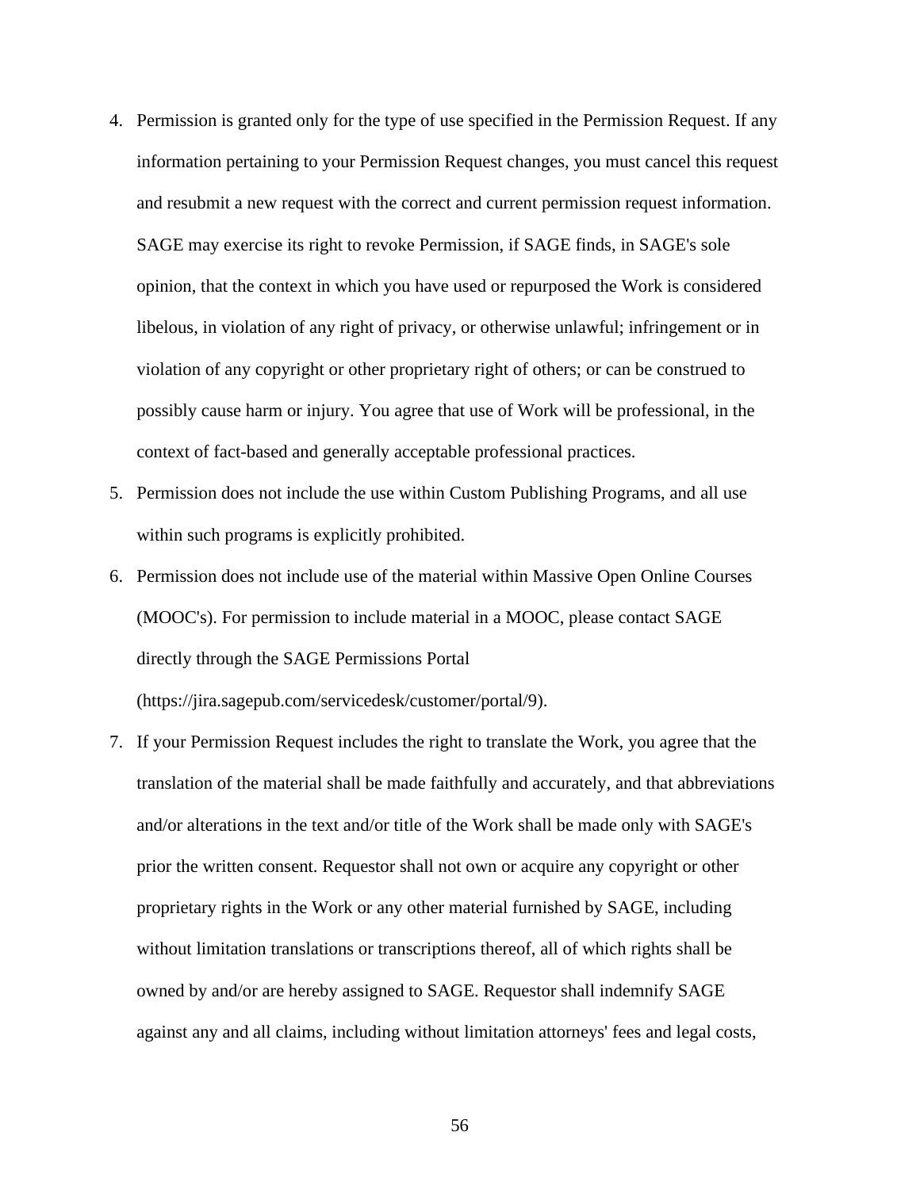4. Permission is granted only for the type of use specified in the Permission Request. If any information pertaining to your Permission Request changes, you must cancel this request and resubmit a new request with the correct and current permission request information. SAGE may exercise its right to revoke Permission, if SAGE finds, in SAGE's sole opinion, that the context in which you have used or repurposed the Work is considered libelous, in violation of any right of privacy, or otherwise unlawful; infringement or in violation of any copyright or other proprietary right of others; or can be construed to possibly cause harm or injury. You agree that use of Work will be professional, in the context of fact-based and generally acceptable professional practices.
5. Permission does not include the use within Custom Publishing Programs, and all use within such programs is explicitly prohibited.
6. Permission does not include use of the material within Massive Open Online Courses (MOOC's). For permission to include material in a MOOC, please contact SAGE directly through the SAGE Permissions Portal (https://jira.sagepub.com/servicedesk/customer/portal/9).
7. If your Permission Request includes the right to translate the Work, you agree that the translation of the material shall be made faithfully and accurately, and that abbreviations and/or alterations in the text and/or title of the Work shall be made only with SAGE's prior the written consent. Requestor shall not own or acquire any copyright or other proprietary rights in the Work or any other material furnished by SAGE, including without limitation translations or transcriptions thereof, all of which rights shall be owned by and/or are hereby assigned to SAGE. Requestor shall indemnify SAGE against any and all claims, including without limitation attorneys' fees and legal costs,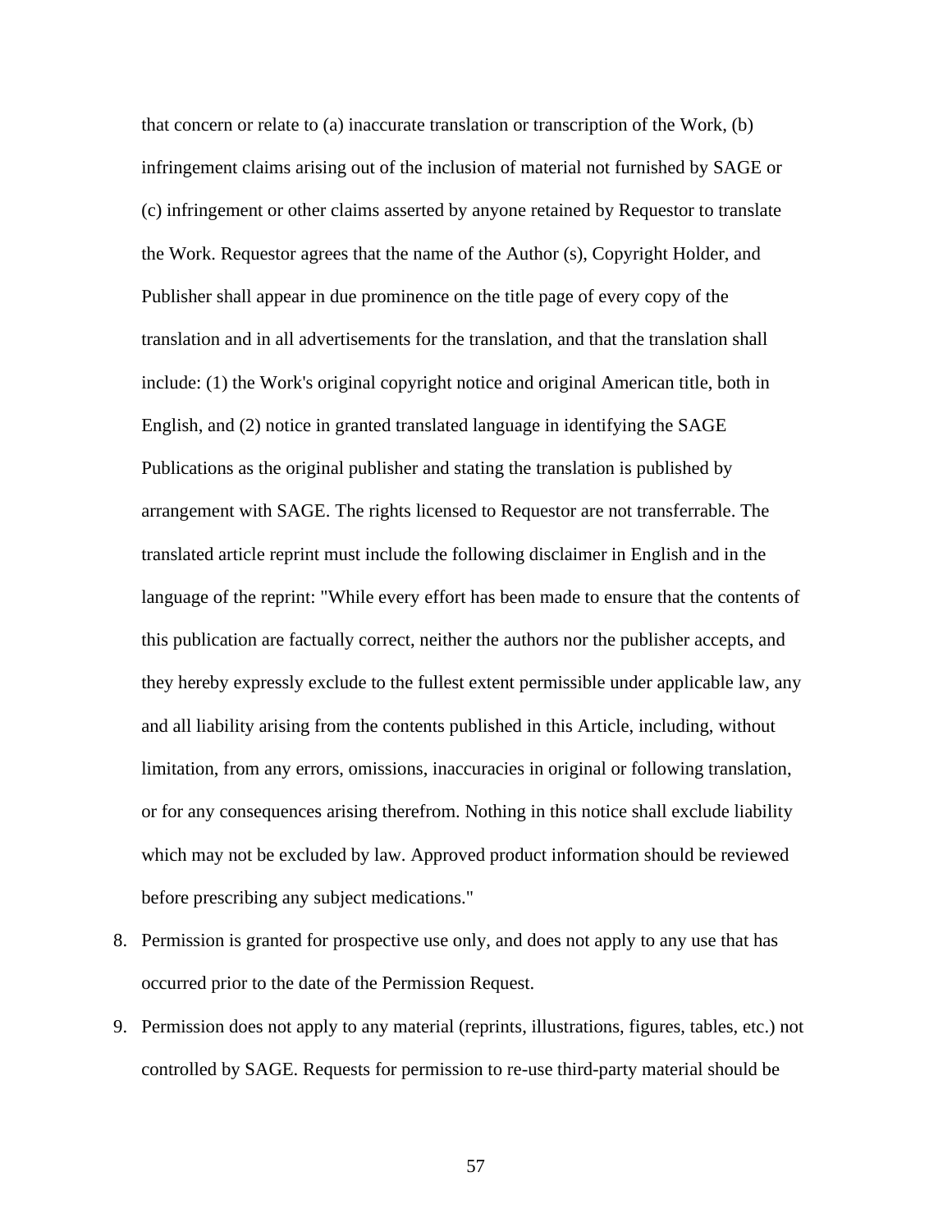that concern or relate to (a) inaccurate translation or transcription of the Work, (b) infringement claims arising out of the inclusion of material not furnished by SAGE or (c) infringement or other claims asserted by anyone retained by Requestor to translate the Work. Requestor agrees that the name of the Author (s), Copyright Holder, and Publisher shall appear in due prominence on the title page of every copy of the translation and in all advertisements for the translation, and that the translation shall include: (1) the Work's original copyright notice and original American title, both in English, and (2) notice in granted translated language in identifying the SAGE Publications as the original publisher and stating the translation is published by arrangement with SAGE. The rights licensed to Requestor are not transferrable. The translated article reprint must include the following disclaimer in English and in the language of the reprint: "While every effort has been made to ensure that the contents of this publication are factually correct, neither the authors nor the publisher accepts, and they hereby expressly exclude to the fullest extent permissible under applicable law, any and all liability arising from the contents published in this Article, including, without limitation, from any errors, omissions, inaccuracies in original or following translation, or for any consequences arising therefrom. Nothing in this notice shall exclude liability which may not be excluded by law. Approved product information should be reviewed before prescribing any subject medications."

8. Permission is granted for prospective use only, and does not apply to any use that has occurred prior to the date of the Permission Request.
9. Permission does not apply to any material (reprints, illustrations, figures, tables, etc.) not controlled by SAGE. Requests for permission to re-use third-party material should be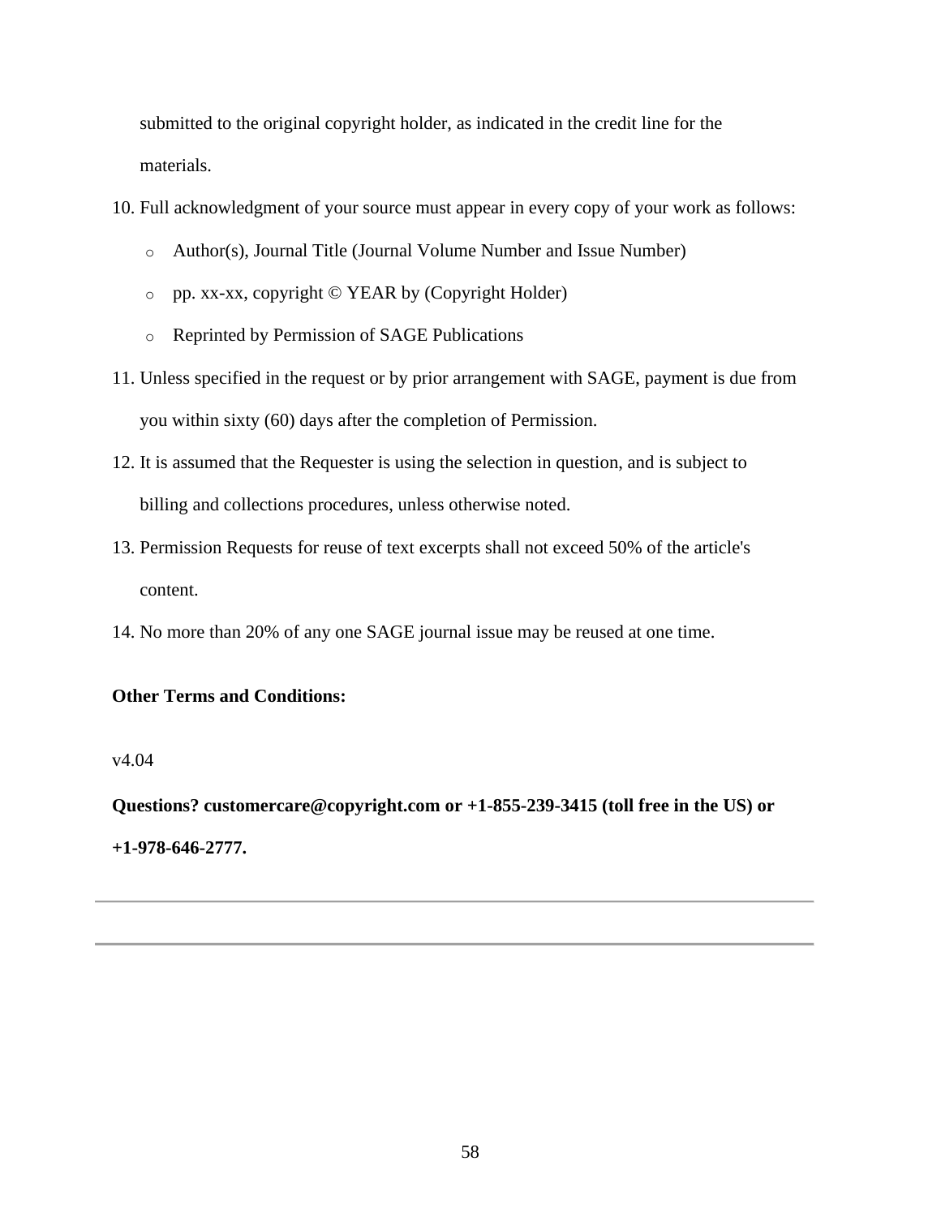submitted to the original copyright holder, as indicated in the credit line for the materials.

10. Full acknowledgment of your source must appear in every copy of your work as follows:
    - Author(s), Journal Title (Journal Volume Number and Issue Number)
    - pp. xx-xx, copyright © YEAR by (Copyright Holder)
    - Reprinted by Permission of SAGE Publications
11. Unless specified in the request or by prior arrangement with SAGE, payment is due from you within sixty (60) days after the completion of Permission.
12. It is assumed that the Requester is using the selection in question, and is subject to billing and collections procedures, unless otherwise noted.
13. Permission Requests for reuse of text excerpts shall not exceed 50% of the article's content.
14. No more than 20% of any one SAGE journal issue may be reused at one time.

**Other Terms and Conditions:**

v4.04

**Questions? customercare@copyright.com or +1-855-239-3415 (toll free in the US) or +1-978-646-2777.**

---

---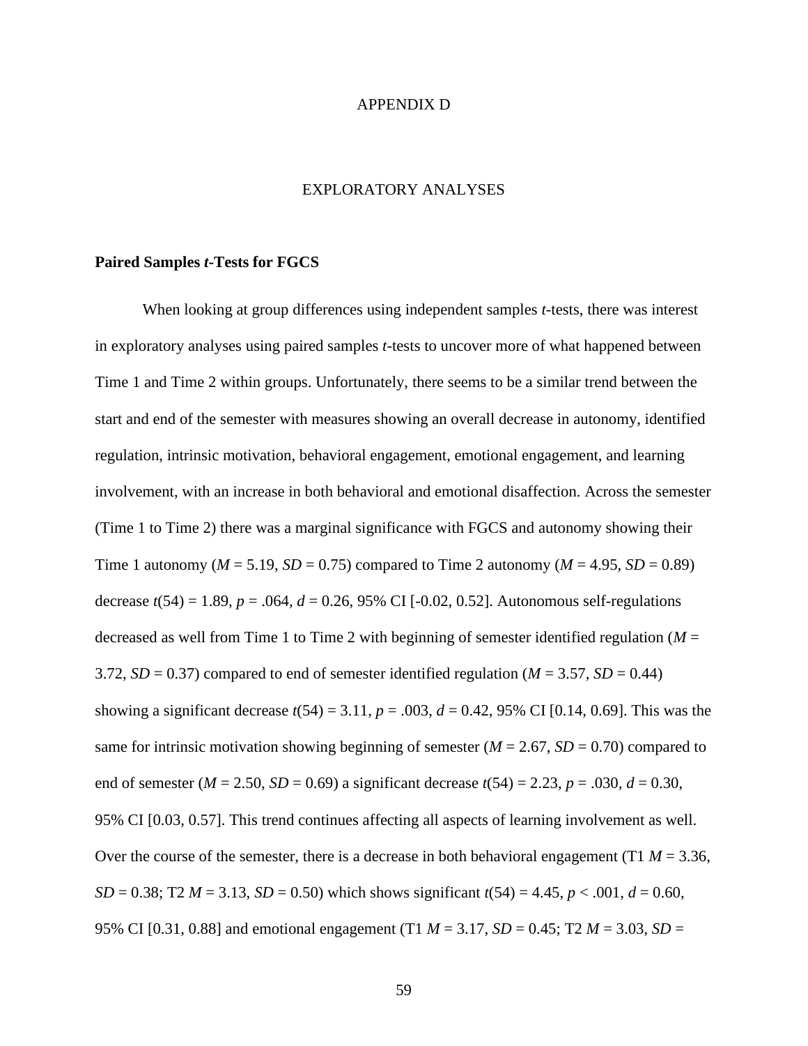# APPENDIX D

## EXPLORATORY ANALYSES

### Paired Samples *t*-Tests for FGCS

When looking at group differences using independent samples *t*-tests, there was interest in exploratory analyses using paired samples *t*-tests to uncover more of what happened between Time 1 and Time 2 within groups. Unfortunately, there seems to be a similar trend between the start and end of the semester with measures showing an overall decrease in autonomy, identified regulation, intrinsic motivation, behavioral engagement, emotional engagement, and learning involvement, with an increase in both behavioral and emotional disaffection. Across the semester (Time 1 to Time 2) there was a marginal significance with FGCS and autonomy showing their Time 1 autonomy ($M$ = 5.19, $SD$ = 0.75) compared to Time 2 autonomy ($M$ = 4.95, $SD$ = 0.89) decrease $t(54) = 1.89$, $p = .064$, $d = 0.26$, 95% CI [-0.02, 0.52]. Autonomous self-regulations decreased as well from Time 1 to Time 2 with beginning of semester identified regulation ($M$ = 3.72, $SD$ = 0.37) compared to end of semester identified regulation ($M$ = 3.57, $SD$ = 0.44) showing a significant decrease $t(54) = 3.11$, $p = .003$, $d = 0.42$, 95% CI [0.14, 0.69]. This was the same for intrinsic motivation showing beginning of semester ($M$ = 2.67, $SD$ = 0.70) compared to end of semester ($M$ = 2.50, $SD$ = 0.69) a significant decrease $t(54) = 2.23$, $p = .030$, $d = 0.30$, 95% CI [0.03, 0.57]. This trend continues affecting all aspects of learning involvement as well. Over the course of the semester, there is a decrease in both behavioral engagement (T1 $M$ = 3.36, $SD$ = 0.38; T2 $M$ = 3.13, $SD$ = 0.50) which shows significant $t(54) = 4.45$, $p < .001$, $d = 0.60$, 95% CI [0.31, 0.88] and emotional engagement (T1 $M$ = 3.17, $SD$ = 0.45; T2 $M$ = 3.03, $SD$ =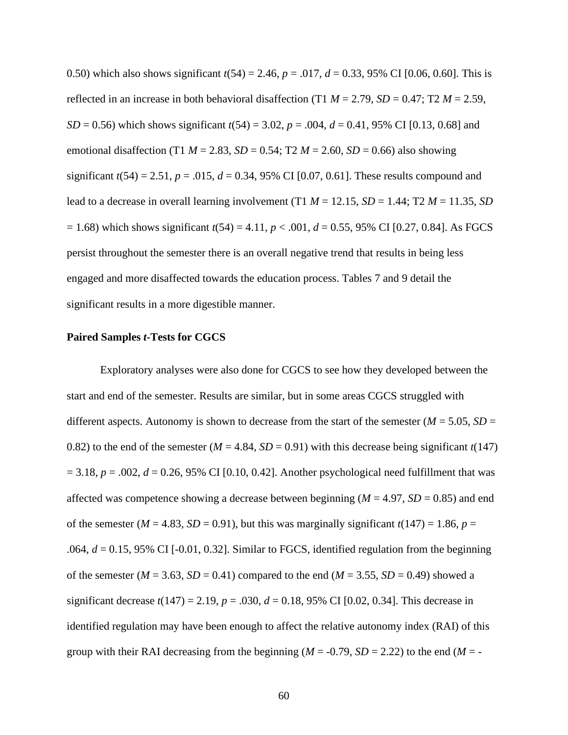0.50) which also shows significant $t(54) = 2.46$, $p = .017$, $d = 0.33$, 95% CI [0.06, 0.60]. This is reflected in an increase in both behavioral disaffection (T1 $M = 2.79$, $SD = 0.47$; T2 $M = 2.59$, $SD = 0.56$) which shows significant $t(54) = 3.02$, $p = .004$, $d = 0.41$, 95% CI [0.13, 0.68] and emotional disaffection (T1 $M = 2.83$, $SD = 0.54$; T2 $M = 2.60$, $SD = 0.66$) also showing significant $t(54) = 2.51$, $p = .015$, $d = 0.34$, 95% CI [0.07, 0.61]. These results compound and lead to a decrease in overall learning involvement (T1 $M = 12.15$, $SD = 1.44$; T2 $M = 11.35$, $SD = 1.68$) which shows significant $t(54) = 4.11$, $p < .001$, $d = 0.55$, 95% CI [0.27, 0.84]. As FGCS persist throughout the semester there is an overall negative trend that results in being less engaged and more disaffected towards the education process. Tables 7 and 9 detail the significant results in a more digestible manner.

**Paired Samples *t*-Tests for CGCS**

Exploratory analyses were also done for CGCS to see how they developed between the start and end of the semester. Results are similar, but in some areas CGCS struggled with different aspects. Autonomy is shown to decrease from the start of the semester ($M = 5.05$, $SD = 0.82$) to the end of the semester ($M = 4.84$, $SD = 0.91$) with this decrease being significant $t(147) = 3.18$, $p = .002$, $d = 0.26$, 95% CI [0.10, 0.42]. Another psychological need fulfillment that was affected was competence showing a decrease between beginning ($M = 4.97$, $SD = 0.85$) and end of the semester ($M = 4.83$, $SD = 0.91$), but this was marginally significant $t(147) = 1.86$, $p = .064$, $d = 0.15$, 95% CI [-0.01, 0.32]. Similar to FGCS, identified regulation from the beginning of the semester ($M = 3.63$, $SD = 0.41$) compared to the end ($M = 3.55$, $SD = 0.49$) showed a significant decrease $t(147) = 2.19$, $p = .030$, $d = 0.18$, 95% CI [0.02, 0.34]. This decrease in identified regulation may have been enough to affect the relative autonomy index (RAI) of this group with their RAI decreasing from the beginning ($M = -0.79$, $SD = 2.22$) to the end ($M = -$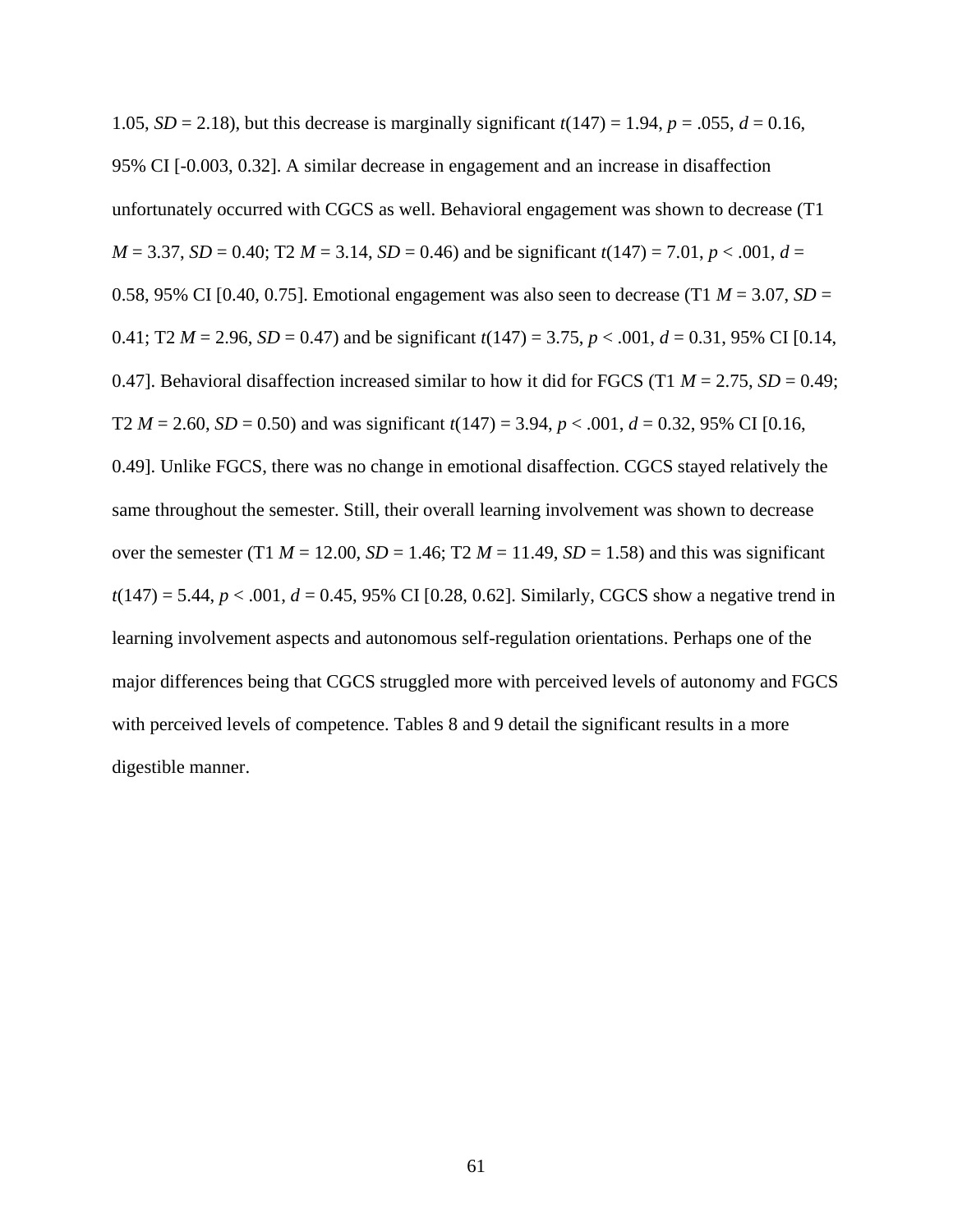1.05, $SD = 2.18$), but this decrease is marginally significant $t(147) = 1.94$, $p = .055$, $d = 0.16$, 95% CI [-0.003, 0.32]. A similar decrease in engagement and an increase in disaffection unfortunately occurred with CGCS as well. Behavioral engagement was shown to decrease (T1 $M = 3.37$, $SD = 0.40$; T2 $M = 3.14$, $SD = 0.46$) and be significant $t(147) = 7.01$, $p < .001$, $d = 0.58$, 95% CI [0.40, 0.75]. Emotional engagement was also seen to decrease (T1 $M = 3.07$, $SD = 0.41$; T2 $M = 2.96$, $SD = 0.47$) and be significant $t(147) = 3.75$, $p < .001$, $d = 0.31$, 95% CI [0.14, 0.47]. Behavioral disaffection increased similar to how it did for FGCS (T1 $M = 2.75$, $SD = 0.49$; T2 $M = 2.60$, $SD = 0.50$) and was significant $t(147) = 3.94$, $p < .001$, $d = 0.32$, 95% CI [0.16, 0.49]. Unlike FGCS, there was no change in emotional disaffection. CGCS stayed relatively the same throughout the semester. Still, their overall learning involvement was shown to decrease over the semester (T1 $M = 12.00$, $SD = 1.46$; T2 $M = 11.49$, $SD = 1.58$) and this was significant $t(147) = 5.44$, $p < .001$, $d = 0.45$, 95% CI [0.28, 0.62]. Similarly, CGCS show a negative trend in learning involvement aspects and autonomous self-regulation orientations. Perhaps one of the major differences being that CGCS struggled more with perceived levels of autonomy and FGCS with perceived levels of competence. Tables 8 and 9 detail the significant results in a more digestible manner.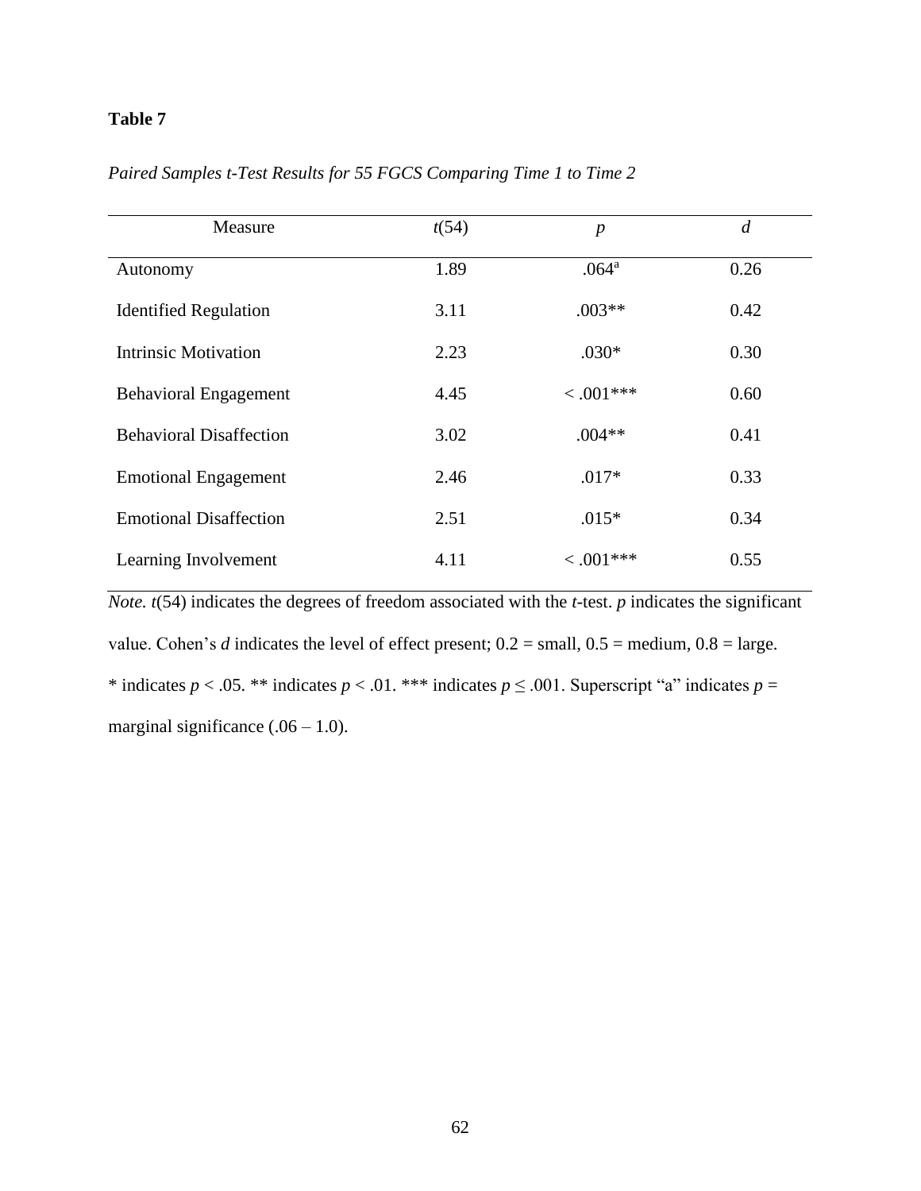**Table 7**

*Paired Samples t-Test Results for 55 FGCS Comparing Time 1 to Time 2*

| Measure | $t(54)$ | $p$ | $d$ |
|---|---|---|---|
| Autonomy | 1.89 | .064[a] | 0.26 |
| Identified Regulation | 3.11 | .003** | 0.42 |
| Intrinsic Motivation | 2.23 | .030* | 0.30 |
| Behavioral Engagement | 4.45 | < .001*** | 0.60 |
| Behavioral Disaffection | 3.02 | .004** | 0.41 |
| Emotional Engagement | 2.46 | .017* | 0.33 |
| Emotional Disaffection | 2.51 | .015* | 0.34 |
| Learning Involvement | 4.11 | < .001*** | 0.55 |

*Note.* $t(54)$ indicates the degrees of freedom associated with the $t$-test. $p$ indicates the significant value. Cohen's $d$ indicates the level of effect present; 0.2 = small, 0.5 = medium, 0.8 = large. * indicates $p < .05$. ** indicates $p < .01$. *** indicates $p \leq .001$. Superscript "a" indicates $p$ = marginal significance (.06 – 1.0).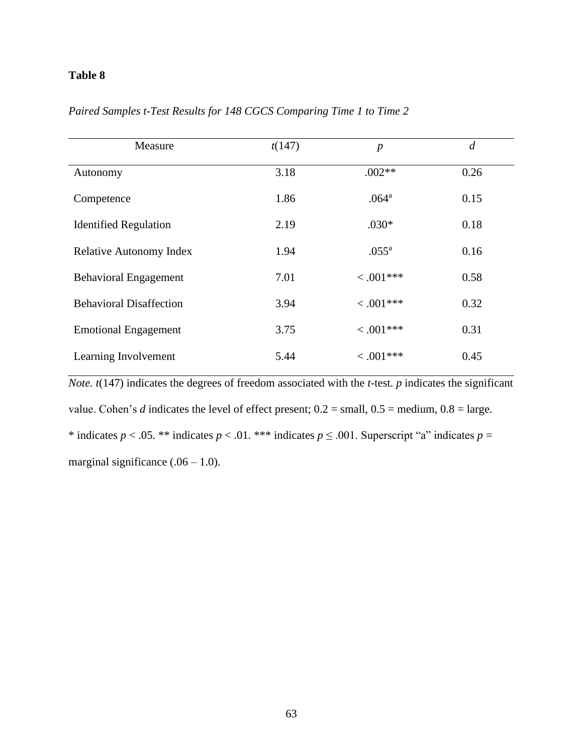**Table 8**

*Paired Samples t-Test Results for 148 CGCS Comparing Time 1 to Time 2*

| Measure | $t(147)$ | $p$ | $d$ |
|---|---|---|---|
| Autonomy | 3.18 | .002** | 0.26 |
| Competence | 1.86 | .064[a] | 0.15 |
| Identified Regulation | 2.19 | .030* | 0.18 |
| Relative Autonomy Index | 1.94 | .055[a] | 0.16 |
| Behavioral Engagement | 7.01 | < .001*** | 0.58 |
| Behavioral Disaffection | 3.94 | < .001*** | 0.32 |
| Emotional Engagement | 3.75 | < .001*** | 0.31 |
| Learning Involvement | 5.44 | < .001*** | 0.45 |

*Note.* $t(147)$ indicates the degrees of freedom associated with the *t*-test. $p$ indicates the significant value. Cohen's $d$ indicates the level of effect present; 0.2 = small, 0.5 = medium, 0.8 = large. * indicates $p < .05$. ** indicates $p < .01$. *** indicates $p \leq .001$. Superscript "a" indicates $p$ = marginal significance (.06 – 1.0).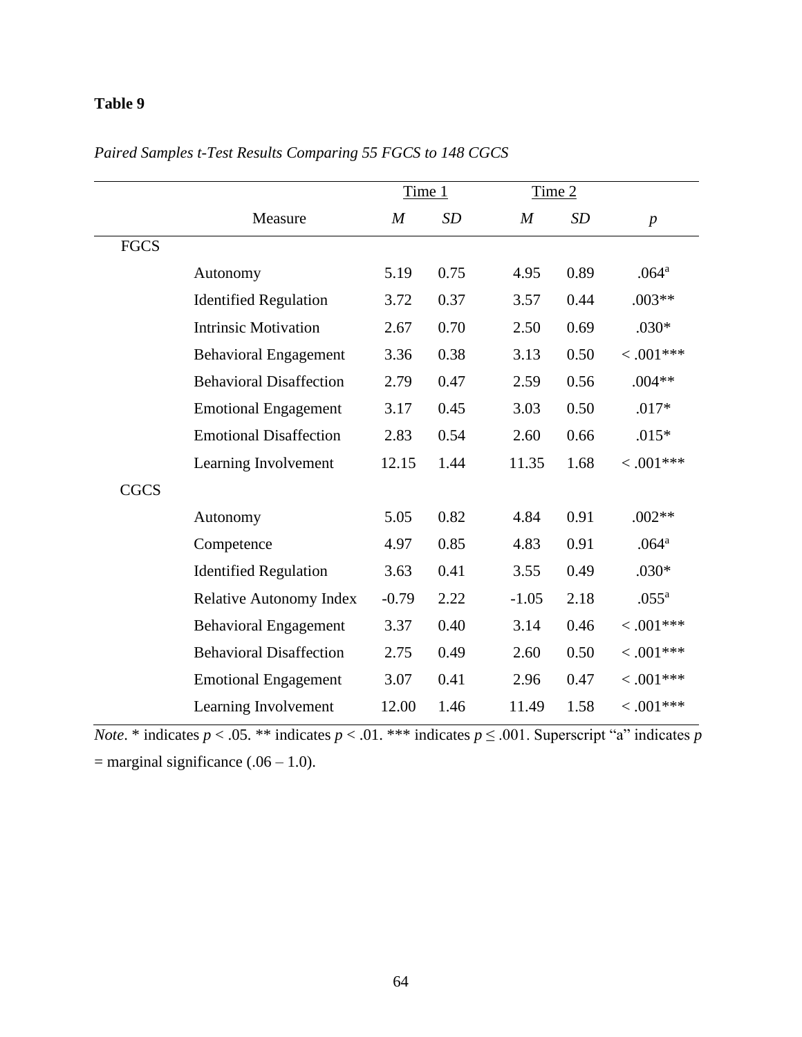**Table 9**

*Paired Samples t-Test Results Comparing 55 FGCS to 148 CGCS*

| | | Time 1 | | Time 2 | | |
|---|---|---|---|---|---|---|
| | Measure | *M* | *SD* | *M* | *SD* | *p* |
| FGCS | | | | | | |
| | Autonomy | 5.19 | 0.75 | 4.95 | 0.89 | .064[a] |
| | Identified Regulation | 3.72 | 0.37 | 3.57 | 0.44 | .003** |
| | Intrinsic Motivation | 2.67 | 0.70 | 2.50 | 0.69 | .030* |
| | Behavioral Engagement | 3.36 | 0.38 | 3.13 | 0.50 | < .001*** |
| | Behavioral Disaffection | 2.79 | 0.47 | 2.59 | 0.56 | .004** |
| | Emotional Engagement | 3.17 | 0.45 | 3.03 | 0.50 | .017* |
| | Emotional Disaffection | 2.83 | 0.54 | 2.60 | 0.66 | .015* |
| | Learning Involvement | 12.15 | 1.44 | 11.35 | 1.68 | < .001*** |
| CGCS | | | | | | |
| | Autonomy | 5.05 | 0.82 | 4.84 | 0.91 | .002** |
| | Competence | 4.97 | 0.85 | 4.83 | 0.91 | .064[a] |
| | Identified Regulation | 3.63 | 0.41 | 3.55 | 0.49 | .030* |
| | Relative Autonomy Index | -0.79 | 2.22 | -1.05 | 2.18 | .055[a] |
| | Behavioral Engagement | 3.37 | 0.40 | 3.14 | 0.46 | < .001*** |
| | Behavioral Disaffection | 2.75 | 0.49 | 2.60 | 0.50 | < .001*** |
| | Emotional Engagement | 3.07 | 0.41 | 2.96 | 0.47 | < .001*** |
| | Learning Involvement | 12.00 | 1.46 | 11.49 | 1.58 | < .001*** |

*Note*. * indicates $p < .05$. ** indicates $p < .01$. *** indicates $p \leq .001$. Superscript "a" indicates $p$ = marginal significance (.06 – 1.0).